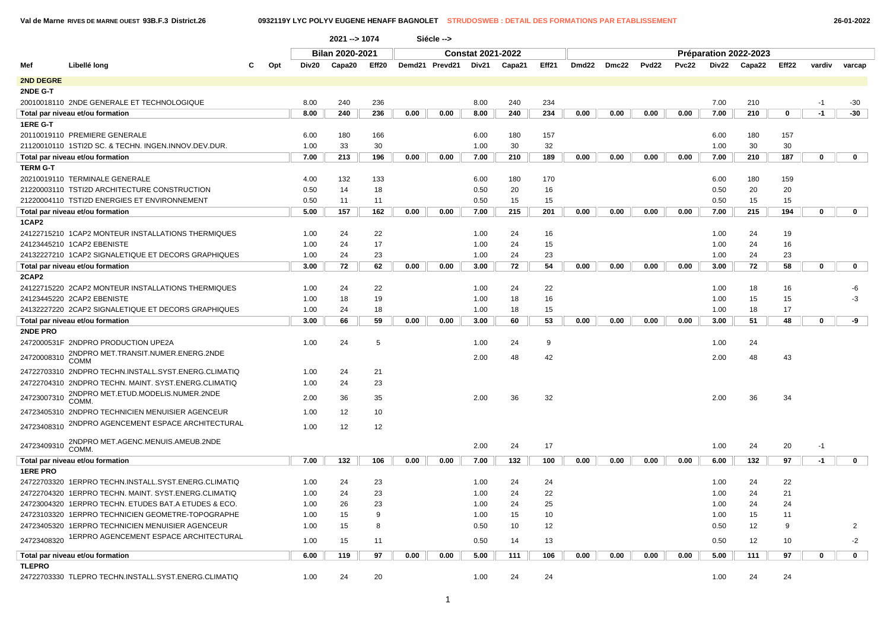2021 --> 1074 Siécle -->

| Mef | Libellé long | C | Opt | Bilan 2020-2021 | | | Constat 2021-2022 | | | | | Préparation 2022-2023 | | | | | | | | |
|---|---|---|---|---|---|---|---|---|---|---|---|---|---|---|---|---|---|---|---|---|
| | | | | Div20 | Capa20 | Eff20 | Demd21 | Prevd21 | Div21 | Capa21 | Eff21 | Dmd22 | Dmc22 | Pvd22 | Pvc22 | Div22 | Capa22 | Eff22 | vardiv | varcap |
| **2ND DEGRE** | | | | | | | | | | | | | | | | | | | | |
| **2NDE G-T** | | | | | | | | | | | | | | | | | | | | |
| 20010018110 | 2NDE GENERALE ET TECHNOLOGIQUE | | | 8.00 | 240 | 236 | | | 8.00 | 240 | 234 | | | | | 7.00 | 210 | | -1 | -30 |
| **Total par niveau et/ou formation** | | | | **8.00** | **240** | **236** | **0.00** | **0.00** | **8.00** | **240** | **234** | **0.00** | **0.00** | **0.00** | **0.00** | **7.00** | **210** | **0** | **-1** | **-30** |
| **1ERE G-T** | | | | | | | | | | | | | | | | | | | | |
| 20110019110 | PREMIERE GENERALE | | | 6.00 | 180 | 166 | | | 6.00 | 180 | 157 | | | | | 6.00 | 180 | 157 | | |
| 21120010110 | 1STI2D SC. & TECHN. INGEN.INNOV.DEV.DUR. | | | 1.00 | 33 | 30 | | | 1.00 | 30 | 32 | | | | | 1.00 | 30 | 30 | | |
| **Total par niveau et/ou formation** | | | | **7.00** | **213** | **196** | **0.00** | **0.00** | **7.00** | **210** | **189** | **0.00** | **0.00** | **0.00** | **0.00** | **7.00** | **210** | **187** | **0** | **0** |
| **TERM G-T** | | | | | | | | | | | | | | | | | | | | |
| 20210019110 | TERMINALE GENERALE | | | 4.00 | 132 | 133 | | | 6.00 | 180 | 170 | | | | | 6.00 | 180 | 159 | | |
| 21220003110 | TSTI2D ARCHITECTURE CONSTRUCTION | | | 0.50 | 14 | 18 | | | 0.50 | 20 | 16 | | | | | 0.50 | 20 | 20 | | |
| 21220004110 | TSTI2D ENERGIES ET ENVIRONNEMENT | | | 0.50 | 11 | 11 | | | 0.50 | 15 | 15 | | | | | 0.50 | 15 | 15 | | |
| **Total par niveau et/ou formation** | | | | **5.00** | **157** | **162** | **0.00** | **0.00** | **7.00** | **215** | **201** | **0.00** | **0.00** | **0.00** | **0.00** | **7.00** | **215** | **194** | **0** | **0** |
| **1CAP2** | | | | | | | | | | | | | | | | | | | | |
| 24122715210 | 1CAP2 MONTEUR INSTALLATIONS THERMIQUES | | | 1.00 | 24 | 22 | | | 1.00 | 24 | 16 | | | | | 1.00 | 24 | 19 | | |
| 24123445210 | 1CAP2 EBENISTE | | | 1.00 | 24 | 17 | | | 1.00 | 24 | 15 | | | | | 1.00 | 24 | 16 | | |
| 24132227210 | 1CAP2 SIGNALETIQUE ET DECORS GRAPHIQUES | | | 1.00 | 24 | 23 | | | 1.00 | 24 | 23 | | | | | 1.00 | 24 | 23 | | |
| **Total par niveau et/ou formation** | | | | **3.00** | **72** | **62** | **0.00** | **0.00** | **3.00** | **72** | **54** | **0.00** | **0.00** | **0.00** | **0.00** | **3.00** | **72** | **58** | **0** | **0** |
| **2CAP2** | | | | | | | | | | | | | | | | | | | | |
| 24122715220 | 2CAP2 MONTEUR INSTALLATIONS THERMIQUES | | | 1.00 | 24 | 22 | | | 1.00 | 24 | 22 | | | | | 1.00 | 18 | 16 | | -6 |
| 24123445220 | 2CAP2 EBENISTE | | | 1.00 | 18 | 19 | | | 1.00 | 18 | 16 | | | | | 1.00 | 15 | 15 | | -3 |
| 24132227220 | 2CAP2 SIGNALETIQUE ET DECORS GRAPHIQUES | | | 1.00 | 24 | 18 | | | 1.00 | 18 | 15 | | | | | 1.00 | 18 | 17 | | |
| **Total par niveau et/ou formation** | | | | **3.00** | **66** | **59** | **0.00** | **0.00** | **3.00** | **60** | **53** | **0.00** | **0.00** | **0.00** | **0.00** | **3.00** | **51** | **48** | **0** | **-9** |
| **2NDE PRO** | | | | | | | | | | | | | | | | | | | | |
| 2472000531F | 2NDPRO PRODUCTION UPE2A | | | 1.00 | 24 | 5 | | | 1.00 | 24 | 9 | | | | | 1.00 | 24 | | | |
| 24720008310 | 2NDPRO MET.TRANSIT.NUMER.ENERG.2NDE COMM | | | | | | | | 2.00 | 48 | 42 | | | | | 2.00 | 48 | 43 | | |
| 24722703310 | 2NDPRO TECHN.INSTALL.SYST.ENERG.CLIMATIQ | | | 1.00 | 24 | 21 | | | | | | | | | | | | | | |
| 24722704310 | 2NDPRO TECHN. MAINT. SYST.ENERG.CLIMATIQ | | | 1.00 | 24 | 23 | | | | | | | | | | | | | | |
| 24723007310 | 2NDPRO MET.ETUD.MODELIS.NUMER.2NDE COMM. | | | 2.00 | 36 | 35 | | | 2.00 | 36 | 32 | | | | | 2.00 | 36 | 34 | | |
| 24723405310 | 2NDPRO TECHNICIEN MENUISIER AGENCEUR | | | 1.00 | 12 | 10 | | | | | | | | | | | | | | |
| 24723408310 | 2NDPRO AGENCEMENT ESPACE ARCHITECTURAL | | | 1.00 | 12 | 12 | | | | | | | | | | | | | | |
| 24723409310 | 2NDPRO MET.AGENC.MENUIS.AMEUB.2NDE COMM. | | | | | | | | 2.00 | 24 | 17 | | | | | 1.00 | 24 | 20 | -1 | |
| **Total par niveau et/ou formation** | | | | **7.00** | **132** | **106** | **0.00** | **0.00** | **7.00** | **132** | **100** | **0.00** | **0.00** | **0.00** | **0.00** | **6.00** | **132** | **97** | **-1** | **0** |
| **1ERE PRO** | | | | | | | | | | | | | | | | | | | | |
| 24722703320 | 1ERPRO TECHN.INSTALL.SYST.ENERG.CLIMATIQ | | | 1.00 | 24 | 23 | | | 1.00 | 24 | 24 | | | | | 1.00 | 24 | 22 | | |
| 24722704320 | 1ERPRO TECHN. MAINT. SYST.ENERG.CLIMATIQ | | | 1.00 | 24 | 23 | | | 1.00 | 24 | 22 | | | | | 1.00 | 24 | 21 | | |
| 24723004320 | 1ERPRO TECHN. ETUDES BAT.A ETUDES & ECO. | | | 1.00 | 26 | 23 | | | 1.00 | 24 | 25 | | | | | 1.00 | 24 | 24 | | |
| 24723103320 | 1ERPRO TECHNICIEN GEOMETRE-TOPOGRAPHE | | | 1.00 | 15 | 9 | | | 1.00 | 15 | 10 | | | | | 1.00 | 15 | 11 | | |
| 24723405320 | 1ERPRO TECHNICIEN MENUISIER AGENCEUR | | | 1.00 | 15 | 8 | | | 0.50 | 10 | 12 | | | | | 0.50 | 12 | 9 | | 2 |
| 24723408320 | 1ERPRO AGENCEMENT ESPACE ARCHITECTURAL | | | 1.00 | 15 | 11 | | | 0.50 | 14 | 13 | | | | | 0.50 | 12 | 10 | | -2 |
| **Total par niveau et/ou formation** | | | | **6.00** | **119** | **97** | **0.00** | **0.00** | **5.00** | **111** | **106** | **0.00** | **0.00** | **0.00** | **0.00** | **5.00** | **111** | **97** | **0** | **0** |
| **TLEPRO** | | | | | | | | | | | | | | | | | | | | |
| 24722703330 | TLEPRO TECHN.INSTALL.SYST.ENERG.CLIMATIQ | | | 1.00 | 24 | 20 | | | 1.00 | 24 | 24 | | | | | 1.00 | 24 | 24 | | |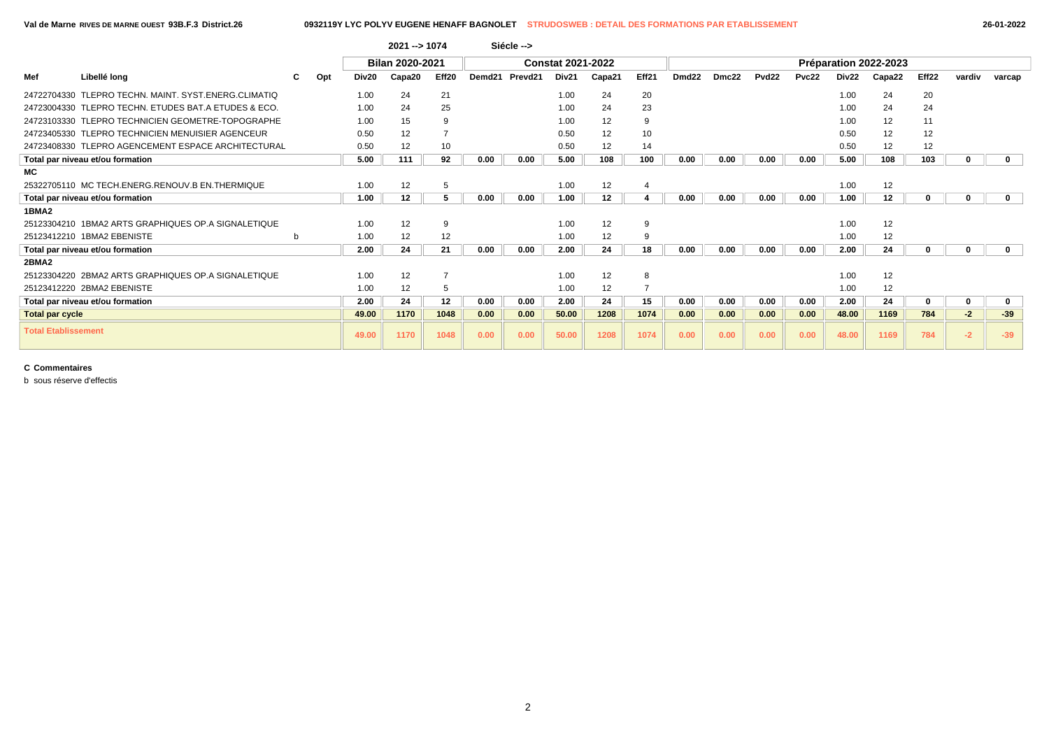Val de Marne RIVES DE MARNE OUEST 93B.F.3 District.26 — 0932119Y LYC POLYV EUGENE HENAFF BAGNOLET — STRUDOSWEB : DETAIL DES FORMATIONS PAR ETABLISSEMENT — 26-01-2022

2021 --> 1074 Siécle -->

| | | | | Bilan 2020-2021 | | | | | Constat 2021-2022 | | | Préparation 2022-2023 | | | | | | | | |
|---|---|---|---|---|---|---|---|---|---|---|---|---|---|---|---|---|---|---|---|---|
| Mef | Libellé long | C | Opt | Div20 | Capa20 | Eff20 | Demd21 | Prevd21 | Div21 | Capa21 | Eff21 | Dmd22 | Dmc22 | Pvd22 | Pvc22 | Div22 | Capa22 | Eff22 | vardiv | varcap |
| 24722704330 | TLEPRO TECHN. MAINT. SYST.ENERG.CLIMATIQ | | | 1.00 | 24 | 21 | | | 1.00 | 24 | 20 | | | | | 1.00 | 24 | 20 | | |
| 24723004330 | TLEPRO TECHN. ETUDES BAT.A ETUDES & ECO. | | | 1.00 | 24 | 25 | | | 1.00 | 24 | 23 | | | | | 1.00 | 24 | 24 | | |
| 24723103330 | TLEPRO TECHNICIEN GEOMETRE-TOPOGRAPHE | | | 1.00 | 15 | 9 | | | 1.00 | 12 | 9 | | | | | 1.00 | 12 | 11 | | |
| 24723405330 | TLEPRO TECHNICIEN MENUISIER AGENCEUR | | | 0.50 | 12 | 7 | | | 0.50 | 12 | 10 | | | | | 0.50 | 12 | 12 | | |
| 24723408330 | TLEPRO AGENCEMENT ESPACE ARCHITECTURAL | | | 0.50 | 12 | 10 | | | 0.50 | 12 | 14 | | | | | 0.50 | 12 | 12 | | |
| Total par niveau et/ou formation | | | | 5.00 | 111 | 92 | 0.00 | 0.00 | 5.00 | 108 | 100 | 0.00 | 0.00 | 0.00 | 0.00 | 5.00 | 108 | 103 | 0 | 0 |
| MC | | | | | | | | | | | | | | | | | | | | |
| 25322705110 | MC TECH.ENERG.RENOUV.B EN.THERMIQUE | | | 1.00 | 12 | 5 | | | 1.00 | 12 | 4 | | | | | 1.00 | 12 | | | |
| Total par niveau et/ou formation | | | | 1.00 | 12 | 5 | 0.00 | 0.00 | 1.00 | 12 | 4 | 0.00 | 0.00 | 0.00 | 0.00 | 1.00 | 12 | 0 | 0 | 0 |
| 1BMA2 | | | | | | | | | | | | | | | | | | | | |
| 25123304210 | 1BMA2 ARTS GRAPHIQUES OP.A SIGNALETIQUE | | | 1.00 | 12 | 9 | | | 1.00 | 12 | 9 | | | | | 1.00 | 12 | | | |
| 25123412210 | 1BMA2 EBENISTE | b | | 1.00 | 12 | 12 | | | 1.00 | 12 | 9 | | | | | 1.00 | 12 | | | |
| Total par niveau et/ou formation | | | | 2.00 | 24 | 21 | 0.00 | 0.00 | 2.00 | 24 | 18 | 0.00 | 0.00 | 0.00 | 0.00 | 2.00 | 24 | 0 | 0 | 0 |
| 2BMA2 | | | | | | | | | | | | | | | | | | | | |
| 25123304220 | 2BMA2 ARTS GRAPHIQUES OP.A SIGNALETIQUE | | | 1.00 | 12 | 7 | | | 1.00 | 12 | 8 | | | | | 1.00 | 12 | | | |
| 25123412220 | 2BMA2 EBENISTE | | | 1.00 | 12 | 5 | | | 1.00 | 12 | 7 | | | | | 1.00 | 12 | | | |
| Total par niveau et/ou formation | | | | 2.00 | 24 | 12 | 0.00 | 0.00 | 2.00 | 24 | 15 | 0.00 | 0.00 | 0.00 | 0.00 | 2.00 | 24 | 0 | 0 | 0 |
| Total par cycle | | | | 49.00 | 1170 | 1048 | 0.00 | 0.00 | 50.00 | 1208 | 1074 | 0.00 | 0.00 | 0.00 | 0.00 | 48.00 | 1169 | 784 | -2 | -39 |
| Total Etablissement | | | | 49.00 | 1170 | 1048 | 0.00 | 0.00 | 50.00 | 1208 | 1074 | 0.00 | 0.00 | 0.00 | 0.00 | 48.00 | 1169 | 784 | -2 | -39 |

**C Commentaires**

b sous réserve d'effectis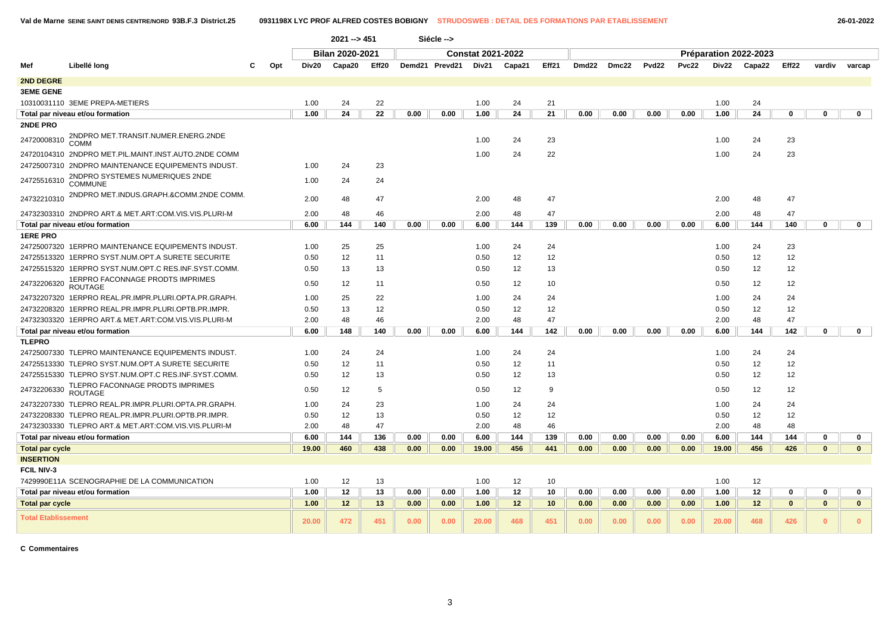Val de Marne SEINE SAINT DENIS CENTRE/NORD 93B.F.3 District.25 — 0931198X LYC PROF ALFRED COSTES BOBIGNY — STRUDOSWEB : DETAIL DES FORMATIONS PAR ETABLISSEMENT — 26-01-2022

2021 --> 451 Siécle -->

| Mef | Libellé long | C | Opt | Bilan 2020-2021 | | | Constat 2021-2022 | | | | | Préparation 2022-2023 | | | | | | | | |
|---|---|---|---|---|---|---|---|---|---|---|---|---|---|---|---|---|---|---|---|---|
| | | | | Div20 | Capa20 | Eff20 | Demd21 | Prevd21 | Div21 | Capa21 | Eff21 | Dmd22 | Dmc22 | Pvd22 | Pvc22 | Div22 | Capa22 | Eff22 | vardiv | varcap |
| **2ND DEGRE** | | | | | | | | | | | | | | | | | | | | |
| **3EME GENE** | | | | | | | | | | | | | | | | | | | | |
| 10310031110 | 3EME PREPA-METIERS | | | 1.00 | 24 | 22 | | | 1.00 | 24 | 21 | | | | | 1.00 | 24 | | | |
| **Total par niveau et/ou formation** | | | | 1.00 | 24 | 22 | 0.00 | 0.00 | 1.00 | 24 | 21 | 0.00 | 0.00 | 0.00 | 0.00 | 1.00 | 24 | 0 | 0 | 0 |
| **2NDE PRO** | | | | | | | | | | | | | | | | | | | | |
| 24720008310 | 2NDPRO MET.TRANSIT.NUMER.ENERG.2NDE COMM | | | | | | | | 1.00 | 24 | 23 | | | | | 1.00 | 24 | 23 | | |
| 24720104310 | 2NDPRO MET.PIL.MAINT.INST.AUTO.2NDE COMM | | | | | | | | 1.00 | 24 | 22 | | | | | 1.00 | 24 | 23 | | |
| 24725007310 | 2NDPRO MAINTENANCE EQUIPEMENTS INDUST. | | | 1.00 | 24 | 23 | | | | | | | | | | | | | | |
| 24725516310 | 2NDPRO SYSTEMES NUMERIQUES 2NDE COMMUNE | | | 1.00 | 24 | 24 | | | | | | | | | | | | | | |
| 24732210310 | 2NDPRO MET.INDUS.GRAPH.&COMM.2NDE COMM. | | | 2.00 | 48 | 47 | | | 2.00 | 48 | 47 | | | | | 2.00 | 48 | 47 | | |
| 24732303310 | 2NDPRO ART.& MET.ART:COM.VIS.VIS.PLURI-M | | | 2.00 | 48 | 46 | | | 2.00 | 48 | 47 | | | | | 2.00 | 48 | 47 | | |
| **Total par niveau et/ou formation** | | | | 6.00 | 144 | 140 | 0.00 | 0.00 | 6.00 | 144 | 139 | 0.00 | 0.00 | 0.00 | 0.00 | 6.00 | 144 | 140 | 0 | 0 |
| **1ERE PRO** | | | | | | | | | | | | | | | | | | | | |
| 24725007320 | 1ERPRO MAINTENANCE EQUIPEMENTS INDUST. | | | 1.00 | 25 | 25 | | | 1.00 | 24 | 24 | | | | | 1.00 | 24 | 23 | | |
| 24725513320 | 1ERPRO SYST.NUM.OPT.A SURETE SECURITE | | | 0.50 | 12 | 11 | | | 0.50 | 12 | 12 | | | | | 0.50 | 12 | 12 | | |
| 24725515320 | 1ERPRO SYST.NUM.OPT.C RES.INF.SYST.COMM. | | | 0.50 | 13 | 13 | | | 0.50 | 12 | 13 | | | | | 0.50 | 12 | 12 | | |
| 24732206320 | 1ERPRO FACONNAGE PRODTS IMPRIMES ROUTAGE | | | 0.50 | 12 | 11 | | | 0.50 | 12 | 10 | | | | | 0.50 | 12 | 12 | | |
| 24732207320 | 1ERPRO REAL.PR.IMPR.PLURI.OPTA.PR.GRAPH. | | | 1.00 | 25 | 22 | | | 1.00 | 24 | 24 | | | | | 1.00 | 24 | 24 | | |
| 24732208320 | 1ERPRO REAL.PR.IMPR.PLURI.OPTB.PR.IMPR. | | | 0.50 | 13 | 12 | | | 0.50 | 12 | 12 | | | | | 0.50 | 12 | 12 | | |
| 24732303320 | 1ERPRO ART.& MET.ART:COM.VIS.VIS.PLURI-M | | | 2.00 | 48 | 46 | | | 2.00 | 48 | 47 | | | | | 2.00 | 48 | 47 | | |
| **Total par niveau et/ou formation** | | | | 6.00 | 148 | 140 | 0.00 | 0.00 | 6.00 | 144 | 142 | 0.00 | 0.00 | 0.00 | 0.00 | 6.00 | 144 | 142 | 0 | 0 |
| **TLEPRO** | | | | | | | | | | | | | | | | | | | | |
| 24725007330 | TLEPRO MAINTENANCE EQUIPEMENTS INDUST. | | | 1.00 | 24 | 24 | | | 1.00 | 24 | 24 | | | | | 1.00 | 24 | 24 | | |
| 24725513330 | TLEPRO SYST.NUM.OPT.A SURETE SECURITE | | | 0.50 | 12 | 11 | | | 0.50 | 12 | 11 | | | | | 0.50 | 12 | 12 | | |
| 24725515330 | TLEPRO SYST.NUM.OPT.C RES.INF.SYST.COMM. | | | 0.50 | 12 | 13 | | | 0.50 | 12 | 13 | | | | | 0.50 | 12 | 12 | | |
| 24732206330 | TLEPRO FACONNAGE PRODTS IMPRIMES ROUTAGE | | | 0.50 | 12 | 5 | | | 0.50 | 12 | 9 | | | | | 0.50 | 12 | 12 | | |
| 24732207330 | TLEPRO REAL.PR.IMPR.PLURI.OPTA.PR.GRAPH. | | | 1.00 | 24 | 23 | | | 1.00 | 24 | 24 | | | | | 1.00 | 24 | 24 | | |
| 24732208330 | TLEPRO REAL.PR.IMPR.PLURI.OPTB.PR.IMPR. | | | 0.50 | 12 | 13 | | | 0.50 | 12 | 12 | | | | | 0.50 | 12 | 12 | | |
| 24732303330 | TLEPRO ART.& MET.ART:COM.VIS.VIS.PLURI-M | | | 2.00 | 48 | 47 | | | 2.00 | 48 | 46 | | | | | 2.00 | 48 | 48 | | |
| **Total par niveau et/ou formation** | | | | 6.00 | 144 | 136 | 0.00 | 0.00 | 6.00 | 144 | 139 | 0.00 | 0.00 | 0.00 | 0.00 | 6.00 | 144 | 144 | 0 | 0 |
| **Total par cycle** | | | | 19.00 | 460 | 438 | 0.00 | 0.00 | 19.00 | 456 | 441 | 0.00 | 0.00 | 0.00 | 0.00 | 19.00 | 456 | 426 | 0 | 0 |
| **INSERTION** | | | | | | | | | | | | | | | | | | | | |
| **FCIL NIV-3** | | | | | | | | | | | | | | | | | | | | |
| 7429990E11A | SCENOGRAPHIE DE LA COMMUNICATION | | | 1.00 | 12 | 13 | | | 1.00 | 12 | 10 | | | | | 1.00 | 12 | | | |
| **Total par niveau et/ou formation** | | | | 1.00 | 12 | 13 | 0.00 | 0.00 | 1.00 | 12 | 10 | 0.00 | 0.00 | 0.00 | 0.00 | 1.00 | 12 | 0 | 0 | 0 |
| **Total par cycle** | | | | 1.00 | 12 | 13 | 0.00 | 0.00 | 1.00 | 12 | 10 | 0.00 | 0.00 | 0.00 | 0.00 | 1.00 | 12 | 0 | 0 | 0 |
| **Total Etablissement** | | | | 20.00 | 472 | 451 | 0.00 | 0.00 | 20.00 | 468 | 451 | 0.00 | 0.00 | 0.00 | 0.00 | 20.00 | 468 | 426 | 0 | 0 |

**C Commentaires**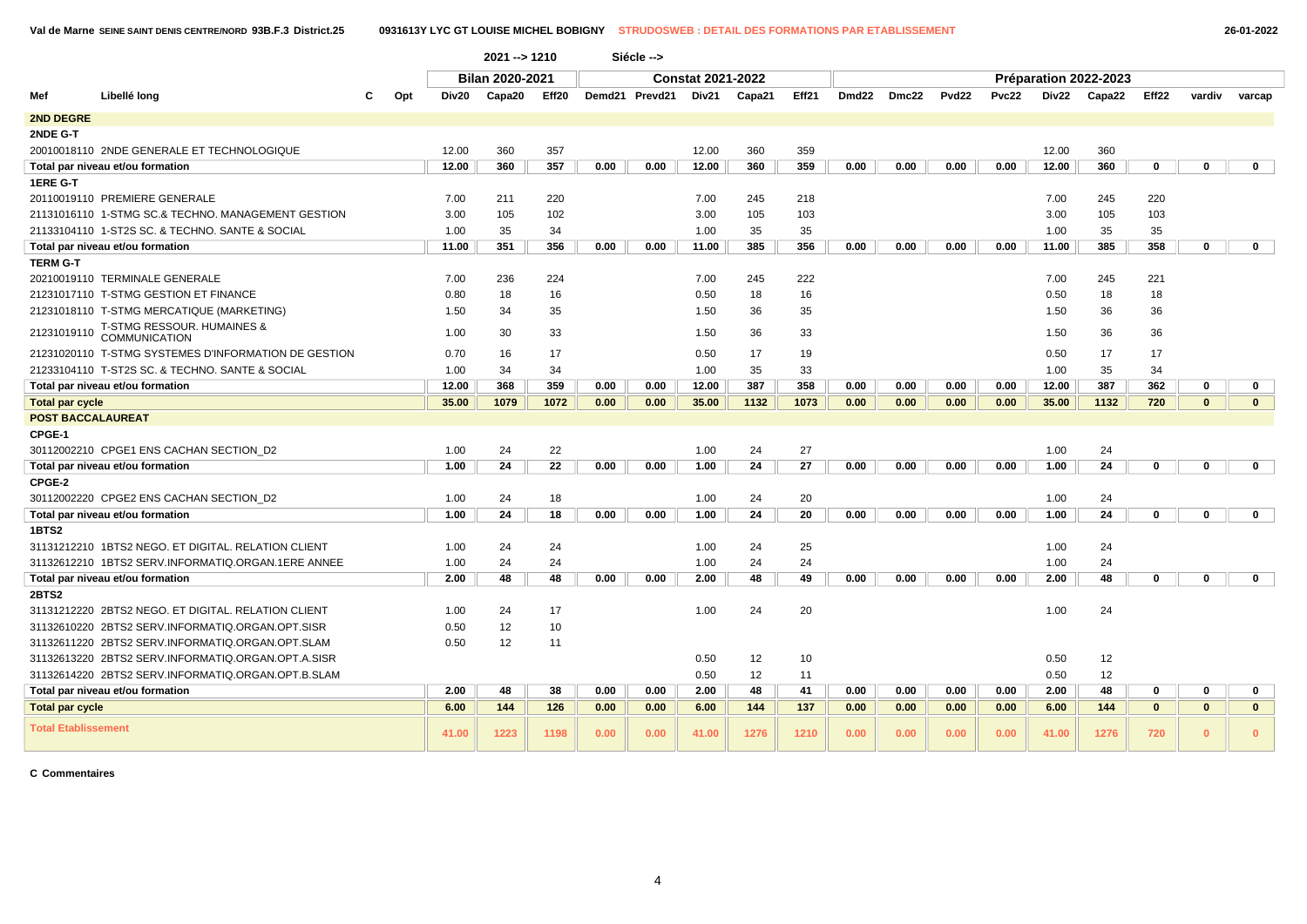Val de Marne SEINE SAINT DENIS CENTRE/NORD 93B.F.3 District.25 — 0931613Y LYC GT LOUISE MICHEL BOBIGNY — STRUDOSWEB : DETAIL DES FORMATIONS PAR ETABLISSEMENT — 26-01-2022

2021 --> 1210 Siécle -->

| Mef | Libellé long | C | Opt | Bilan 2020-2021 | | | Constat 2021-2022 | | | | | Préparation 2022-2023 | | | | | | | | |
|---|---|---|---|---|---|---|---|---|---|---|---|---|---|---|---|---|---|---|---|---|
| | | | | Div20 | Capa20 | Eff20 | Demd21 | Prevd21 | Div21 | Capa21 | Eff21 | Dmd22 | Dmc22 | Pvd22 | Pvc22 | Div22 | Capa22 | Eff22 | vardiv | varcap |
| **2ND DEGRE** | | | | | | | | | | | | | | | | | | | | |
| **2NDE G-T** | | | | | | | | | | | | | | | | | | | | |
| 20010018110 | 2NDE GENERALE ET TECHNOLOGIQUE | | | 12.00 | 360 | 357 | | | 12.00 | 360 | 359 | | | | | 12.00 | 360 | | | |
| **Total par niveau et/ou formation** | | | | 12.00 | 360 | 357 | 0.00 | 0.00 | 12.00 | 360 | 359 | 0.00 | 0.00 | 0.00 | 0.00 | 12.00 | 360 | 0 | 0 | 0 |
| **1ERE G-T** | | | | | | | | | | | | | | | | | | | | |
| 20110019110 | PREMIERE GENERALE | | | 7.00 | 211 | 220 | | | 7.00 | 245 | 218 | | | | | 7.00 | 245 | 220 | | |
| 21131016110 | 1-STMG SC.& TECHNO. MANAGEMENT GESTION | | | 3.00 | 105 | 102 | | | 3.00 | 105 | 103 | | | | | 3.00 | 105 | 103 | | |
| 21133104110 | 1-ST2S SC. & TECHNO. SANTE & SOCIAL | | | 1.00 | 35 | 34 | | | 1.00 | 35 | 35 | | | | | 1.00 | 35 | 35 | | |
| **Total par niveau et/ou formation** | | | | 11.00 | 351 | 356 | 0.00 | 0.00 | 11.00 | 385 | 356 | 0.00 | 0.00 | 0.00 | 0.00 | 11.00 | 385 | 358 | 0 | 0 |
| **TERM G-T** | | | | | | | | | | | | | | | | | | | | |
| 20210019110 | TERMINALE GENERALE | | | 7.00 | 236 | 224 | | | 7.00 | 245 | 222 | | | | | 7.00 | 245 | 221 | | |
| 21231017110 | T-STMG GESTION ET FINANCE | | | 0.80 | 18 | 16 | | | 0.50 | 18 | 16 | | | | | 0.50 | 18 | 18 | | |
| 21231018110 | T-STMG MERCATIQUE (MARKETING) | | | 1.50 | 34 | 35 | | | 1.50 | 36 | 35 | | | | | 1.50 | 36 | 36 | | |
| 21231019110 | T-STMG RESSOUR. HUMAINES & COMMUNICATION | | | 1.00 | 30 | 33 | | | 1.50 | 36 | 33 | | | | | 1.50 | 36 | 36 | | |
| 21231020110 | T-STMG SYSTEMES D'INFORMATION DE GESTION | | | 0.70 | 16 | 17 | | | 0.50 | 17 | 19 | | | | | 0.50 | 17 | 17 | | |
| 21233104110 | T-ST2S SC. & TECHNO. SANTE & SOCIAL | | | 1.00 | 34 | 34 | | | 1.00 | 35 | 33 | | | | | 1.00 | 35 | 34 | | |
| **Total par niveau et/ou formation** | | | | 12.00 | 368 | 359 | 0.00 | 0.00 | 12.00 | 387 | 358 | 0.00 | 0.00 | 0.00 | 0.00 | 12.00 | 387 | 362 | 0 | 0 |
| **Total par cycle** | | | | 35.00 | 1079 | 1072 | 0.00 | 0.00 | 35.00 | 1132 | 1073 | 0.00 | 0.00 | 0.00 | 0.00 | 35.00 | 1132 | 720 | 0 | 0 |
| **POST BACCALAUREAT** | | | | | | | | | | | | | | | | | | | | |
| **CPGE-1** | | | | | | | | | | | | | | | | | | | | |
| 30112002210 | CPGE1 ENS CACHAN SECTION_D2 | | | 1.00 | 24 | 22 | | | 1.00 | 24 | 27 | | | | | 1.00 | 24 | | | |
| **Total par niveau et/ou formation** | | | | 1.00 | 24 | 22 | 0.00 | 0.00 | 1.00 | 24 | 27 | 0.00 | 0.00 | 0.00 | 0.00 | 1.00 | 24 | 0 | 0 | 0 |
| **CPGE-2** | | | | | | | | | | | | | | | | | | | | |
| 30112002220 | CPGE2 ENS CACHAN SECTION_D2 | | | 1.00 | 24 | 18 | | | 1.00 | 24 | 20 | | | | | 1.00 | 24 | | | |
| **Total par niveau et/ou formation** | | | | 1.00 | 24 | 18 | 0.00 | 0.00 | 1.00 | 24 | 20 | 0.00 | 0.00 | 0.00 | 0.00 | 1.00 | 24 | 0 | 0 | 0 |
| **1BTS2** | | | | | | | | | | | | | | | | | | | | |
| 31131212210 | 1BTS2 NEGO. ET DIGITAL. RELATION CLIENT | | | 1.00 | 24 | 24 | | | 1.00 | 24 | 25 | | | | | 1.00 | 24 | | | |
| 31132612210 | 1BTS2 SERV.INFORMATIQ.ORGAN.1ERE ANNEE | | | 1.00 | 24 | 24 | | | 1.00 | 24 | 24 | | | | | 1.00 | 24 | | | |
| **Total par niveau et/ou formation** | | | | 2.00 | 48 | 48 | 0.00 | 0.00 | 2.00 | 48 | 49 | 0.00 | 0.00 | 0.00 | 0.00 | 2.00 | 48 | 0 | 0 | 0 |
| **2BTS2** | | | | | | | | | | | | | | | | | | | | |
| 31131212220 | 2BTS2 NEGO. ET DIGITAL. RELATION CLIENT | | | 1.00 | 24 | 17 | | | 1.00 | 24 | 20 | | | | | 1.00 | 24 | | | |
| 31132610220 | 2BTS2 SERV.INFORMATIQ.ORGAN.OPT.SISR | | | 0.50 | 12 | 10 | | | | | | | | | | | | | | |
| 31132611220 | 2BTS2 SERV.INFORMATIQ.ORGAN.OPT.SLAM | | | 0.50 | 12 | 11 | | | | | | | | | | | | | | |
| 31132613220 | 2BTS2 SERV.INFORMATIQ.ORGAN.OPT.A.SISR | | | | | | | | 0.50 | 12 | 10 | | | | | 0.50 | 12 | | | |
| 31132614220 | 2BTS2 SERV.INFORMATIQ.ORGAN.OPT.B.SLAM | | | | | | | | 0.50 | 12 | 11 | | | | | 0.50 | 12 | | | |
| **Total par niveau et/ou formation** | | | | 2.00 | 48 | 38 | 0.00 | 0.00 | 2.00 | 48 | 41 | 0.00 | 0.00 | 0.00 | 0.00 | 2.00 | 48 | 0 | 0 | 0 |
| **Total par cycle** | | | | 6.00 | 144 | 126 | 0.00 | 0.00 | 6.00 | 144 | 137 | 0.00 | 0.00 | 0.00 | 0.00 | 6.00 | 144 | 0 | 0 | 0 |
| **Total Etablissement** | | | | 41.00 | 1223 | 1198 | 0.00 | 0.00 | 41.00 | 1276 | 1210 | 0.00 | 0.00 | 0.00 | 0.00 | 41.00 | 1276 | 720 | 0 | 0 |

**C Commentaires**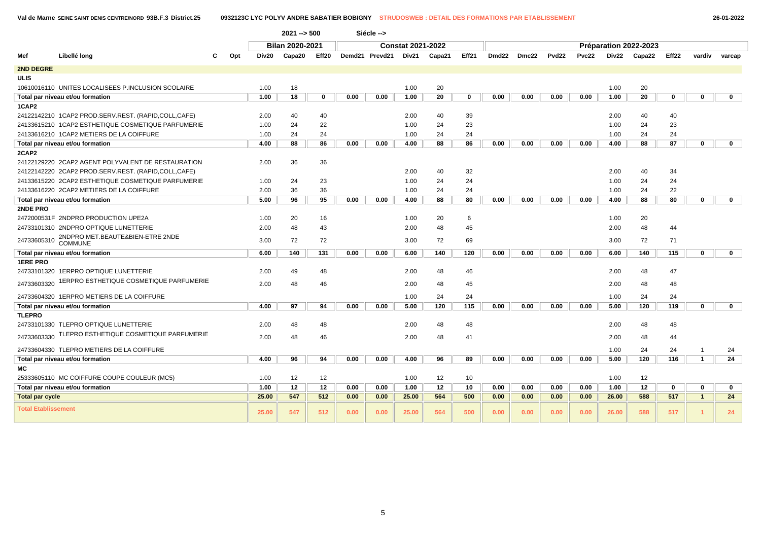Val de Marne SEINE SAINT DENIS CENTRE/NORD 93B.F.3 District.25 — 0932123C LYC POLYV ANDRE SABATIER BOBIGNY — STRUDOSWEB : DETAIL DES FORMATIONS PAR ETABLISSEMENT — 26-01-2022

2021 --> 500 Siécle -->

| Mef | Libellé long | C | Opt | Bilan 2020-2021 | | | Constat 2021-2022 | | | | | Préparation 2022-2023 | | | | | | | | |
|---|---|---|---|---|---|---|---|---|---|---|---|---|---|---|---|---|---|---|---|---|
| | | | | Div20 | Capa20 | Eff20 | Demd21 | Prevd21 | Div21 | Capa21 | Eff21 | Dmd22 | Dmc22 | Pvd22 | Pvc22 | Div22 | Capa22 | Eff22 | vardiv | varcap |
| **2ND DEGRE** | | | | | | | | | | | | | | | | | | | | |
| **ULIS** | | | | | | | | | | | | | | | | | | | | |
| 10610016110 | UNITES LOCALISEES P.INCLUSION SCOLAIRE | | | 1.00 | 18 | | | | 1.00 | 20 | | | | | | 1.00 | 20 | | | |
| **Total par niveau et/ou formation** | | | | **1.00** | **18** | **0** | **0.00** | **0.00** | **1.00** | **20** | **0** | **0.00** | **0.00** | **0.00** | **0.00** | **1.00** | **20** | **0** | **0** | **0** |
| **1CAP2** | | | | | | | | | | | | | | | | | | | | |
| 24122142210 | 1CAP2 PROD.SERV.REST. (RAPID,COLL,CAFE) | | | 2.00 | 40 | 40 | | | 2.00 | 40 | 39 | | | | | 2.00 | 40 | 40 | | |
| 24133615210 | 1CAP2 ESTHETIQUE COSMETIQUE PARFUMERIE | | | 1.00 | 24 | 22 | | | 1.00 | 24 | 23 | | | | | 1.00 | 24 | 23 | | |
| 24133616210 | 1CAP2 METIERS DE LA COIFFURE | | | 1.00 | 24 | 24 | | | 1.00 | 24 | 24 | | | | | 1.00 | 24 | 24 | | |
| **Total par niveau et/ou formation** | | | | **4.00** | **88** | **86** | **0.00** | **0.00** | **4.00** | **88** | **86** | **0.00** | **0.00** | **0.00** | **0.00** | **4.00** | **88** | **87** | **0** | **0** |
| **2CAP2** | | | | | | | | | | | | | | | | | | | | |
| 24122129220 | 2CAP2 AGENT POLYVALENT DE RESTAURATION | | | 2.00 | 36 | 36 | | | | | | | | | | | | | | |
| 24122142220 | 2CAP2 PROD.SERV.REST. (RAPID,COLL,CAFE) | | | | | | | | 2.00 | 40 | 32 | | | | | 2.00 | 40 | 34 | | |
| 24133615220 | 2CAP2 ESTHETIQUE COSMETIQUE PARFUMERIE | | | 1.00 | 24 | 23 | | | 1.00 | 24 | 24 | | | | | 1.00 | 24 | 24 | | |
| 24133616220 | 2CAP2 METIERS DE LA COIFFURE | | | 2.00 | 36 | 36 | | | 1.00 | 24 | 24 | | | | | 1.00 | 24 | 22 | | |
| **Total par niveau et/ou formation** | | | | **5.00** | **96** | **95** | **0.00** | **0.00** | **4.00** | **88** | **80** | **0.00** | **0.00** | **0.00** | **0.00** | **4.00** | **88** | **80** | **0** | **0** |
| **2NDE PRO** | | | | | | | | | | | | | | | | | | | | |
| 2472000531F | 2NDPRO PRODUCTION UPE2A | | | 1.00 | 20 | 16 | | | 1.00 | 20 | 6 | | | | | 1.00 | 20 | | | |
| 24733101310 | 2NDPRO OPTIQUE LUNETTERIE | | | 2.00 | 48 | 43 | | | 2.00 | 48 | 45 | | | | | 2.00 | 48 | 44 | | |
| 24733605310 | 2NDPRO MET.BEAUTE&BIEN-ETRE 2NDE COMMUNE | | | 3.00 | 72 | 72 | | | 3.00 | 72 | 69 | | | | | 3.00 | 72 | 71 | | |
| **Total par niveau et/ou formation** | | | | **6.00** | **140** | **131** | **0.00** | **0.00** | **6.00** | **140** | **120** | **0.00** | **0.00** | **0.00** | **0.00** | **6.00** | **140** | **115** | **0** | **0** |
| **1ERE PRO** | | | | | | | | | | | | | | | | | | | | |
| 24733101320 | 1ERPRO OPTIQUE LUNETTERIE | | | 2.00 | 49 | 48 | | | 2.00 | 48 | 46 | | | | | 2.00 | 48 | 47 | | |
| 24733603320 | 1ERPRO ESTHETIQUE COSMETIQUE PARFUMERIE | | | 2.00 | 48 | 46 | | | 2.00 | 48 | 45 | | | | | 2.00 | 48 | 48 | | |
| 24733604320 | 1ERPRO METIERS DE LA COIFFURE | | | | | | | | 1.00 | 24 | 24 | | | | | 1.00 | 24 | 24 | | |
| **Total par niveau et/ou formation** | | | | **4.00** | **97** | **94** | **0.00** | **0.00** | **5.00** | **120** | **115** | **0.00** | **0.00** | **0.00** | **0.00** | **5.00** | **120** | **119** | **0** | **0** |
| **TLEPRO** | | | | | | | | | | | | | | | | | | | | |
| 24733101330 | TLEPRO OPTIQUE LUNETTERIE | | | 2.00 | 48 | 48 | | | 2.00 | 48 | 48 | | | | | 2.00 | 48 | 48 | | |
| 24733603330 | TLEPRO ESTHETIQUE COSMETIQUE PARFUMERIE | | | 2.00 | 48 | 46 | | | 2.00 | 48 | 41 | | | | | 2.00 | 48 | 44 | | |
| 24733604330 | TLEPRO METIERS DE LA COIFFURE | | | | | | | | | | | | | | | 1.00 | 24 | 24 | 1 | 24 |
| **Total par niveau et/ou formation** | | | | **4.00** | **96** | **94** | **0.00** | **0.00** | **4.00** | **96** | **89** | **0.00** | **0.00** | **0.00** | **0.00** | **5.00** | **120** | **116** | **1** | **24** |
| **MC** | | | | | | | | | | | | | | | | | | | | |
| 25333605110 | MC COIFFURE COUPE COULEUR (MC5) | | | 1.00 | 12 | 12 | | | 1.00 | 12 | 10 | | | | | 1.00 | 12 | | | |
| **Total par niveau et/ou formation** | | | | **1.00** | **12** | **12** | **0.00** | **0.00** | **1.00** | **12** | **10** | **0.00** | **0.00** | **0.00** | **0.00** | **1.00** | **12** | **0** | **0** | **0** |
| **Total par cycle** | | | | **25.00** | **547** | **512** | **0.00** | **0.00** | **25.00** | **564** | **500** | **0.00** | **0.00** | **0.00** | **0.00** | **26.00** | **588** | **517** | **1** | **24** |
| **Total Etablissement** | | | | **25.00** | **547** | **512** | **0.00** | **0.00** | **25.00** | **564** | **500** | **0.00** | **0.00** | **0.00** | **0.00** | **26.00** | **588** | **517** | **1** | **24** |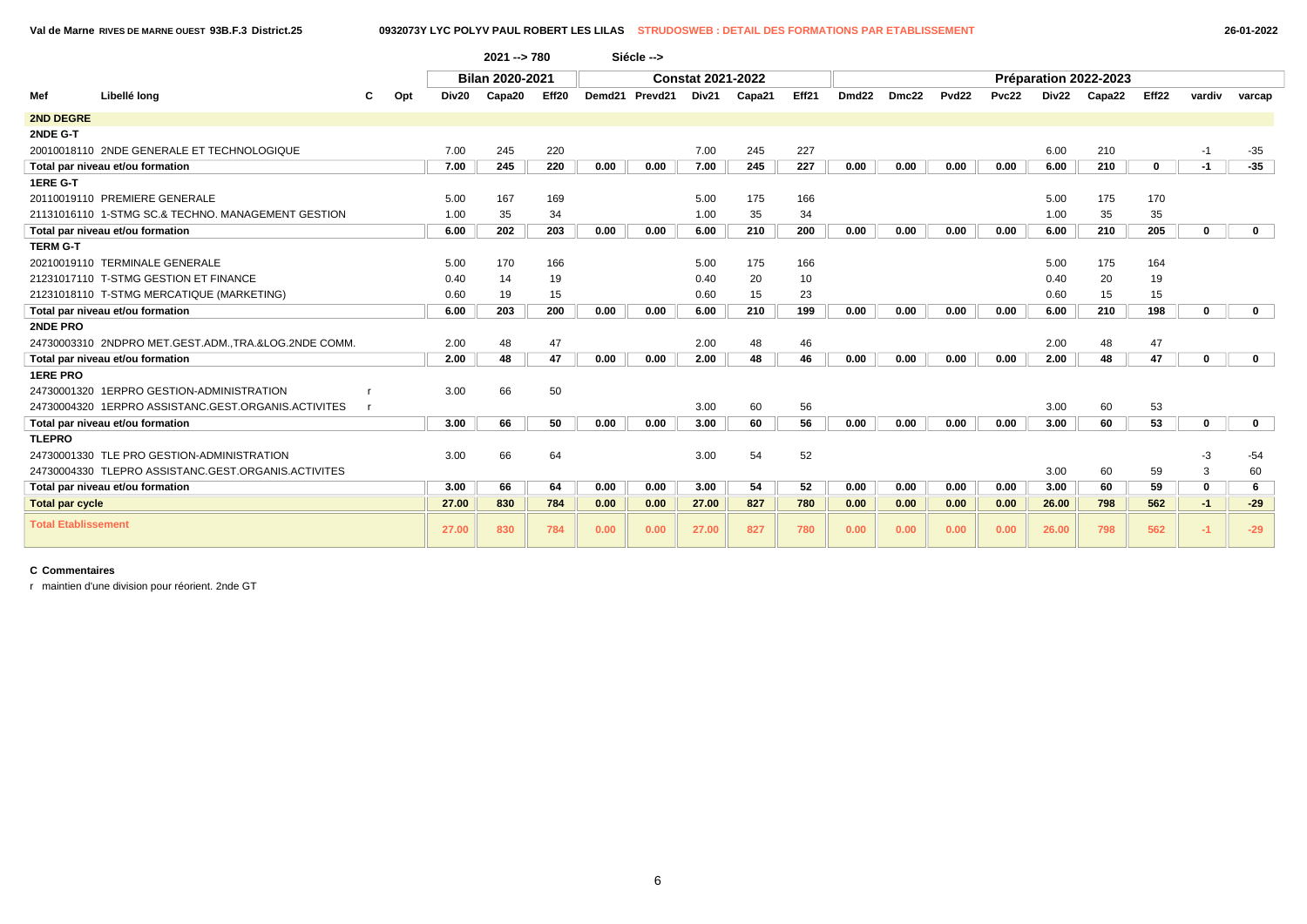**Val de Marne RIVES DE MARNE OUEST 93B.F.3 District.25** **0932073Y LYC POLYV PAUL ROBERT LES LILAS** **STRUDOSWEB : DETAIL DES FORMATIONS PAR ETABLISSEMENT** 26-01-2022

**2021 --> 780** **Siécle -->**

| | | | | Bilan 2020-2021 | | | Constat 2021-2022 | | | | | Préparation 2022-2023 | | | | | | | | |
|---|---|---|---|---|---|---|---|---|---|---|---|---|---|---|---|---|---|---|---|---|
| **Mef** | **Libellé long** | **C** | **Opt** | **Div20** | **Capa20** | **Eff20** | **Demd21** | **Prevd21** | **Div21** | **Capa21** | **Eff21** | **Dmd22** | **Dmc22** | **Pvd22** | **Pvc22** | **Div22** | **Capa22** | **Eff22** | **vardiv** | **varcap** |
| **2ND DEGRE** | | | | | | | | | | | | | | | | | | | | |
| **2NDE G-T** | | | | | | | | | | | | | | | | | | | | |
| 20010018110 | 2NDE GENERALE ET TECHNOLOGIQUE | | | 7.00 | 245 | 220 | | | 7.00 | 245 | 227 | | | | | 6.00 | 210 | | -1 | -35 |
| **Total par niveau et/ou formation** | | | | **7.00** | **245** | **220** | **0.00** | **0.00** | **7.00** | **245** | **227** | **0.00** | **0.00** | **0.00** | **0.00** | **6.00** | **210** | **0** | **-1** | **-35** |
| **1ERE G-T** | | | | | | | | | | | | | | | | | | | | |
| 20110019110 | PREMIERE GENERALE | | | 5.00 | 167 | 169 | | | 5.00 | 175 | 166 | | | | | 5.00 | 175 | 170 | | |
| 21131016110 | 1-STMG SC.& TECHNO. MANAGEMENT GESTION | | | 1.00 | 35 | 34 | | | 1.00 | 35 | 34 | | | | | 1.00 | 35 | 35 | | |
| **Total par niveau et/ou formation** | | | | **6.00** | **202** | **203** | **0.00** | **0.00** | **6.00** | **210** | **200** | **0.00** | **0.00** | **0.00** | **0.00** | **6.00** | **210** | **205** | **0** | **0** |
| **TERM G-T** | | | | | | | | | | | | | | | | | | | | |
| 20210019110 | TERMINALE GENERALE | | | 5.00 | 170 | 166 | | | 5.00 | 175 | 166 | | | | | 5.00 | 175 | 164 | | |
| 21231017110 | T-STMG GESTION ET FINANCE | | | 0.40 | 14 | 19 | | | 0.40 | 20 | 10 | | | | | 0.40 | 20 | 19 | | |
| 21231018110 | T-STMG MERCATIQUE (MARKETING) | | | 0.60 | 19 | 15 | | | 0.60 | 15 | 23 | | | | | 0.60 | 15 | 15 | | |
| **Total par niveau et/ou formation** | | | | **6.00** | **203** | **200** | **0.00** | **0.00** | **6.00** | **210** | **199** | **0.00** | **0.00** | **0.00** | **0.00** | **6.00** | **210** | **198** | **0** | **0** |
| **2NDE PRO** | | | | | | | | | | | | | | | | | | | | |
| 24730003310 | 2NDPRO MET.GEST.ADM.,TRA.&LOG.2NDE COMM. | | | 2.00 | 48 | 47 | | | 2.00 | 48 | 46 | | | | | 2.00 | 48 | 47 | | |
| **Total par niveau et/ou formation** | | | | **2.00** | **48** | **47** | **0.00** | **0.00** | **2.00** | **48** | **46** | **0.00** | **0.00** | **0.00** | **0.00** | **2.00** | **48** | **47** | **0** | **0** |
| **1ERE PRO** | | | | | | | | | | | | | | | | | | | | |
| 24730001320 | 1ERPRO GESTION-ADMINISTRATION | r | | 3.00 | 66 | 50 | | | | | | | | | | | | | | |
| 24730004320 | 1ERPRO ASSISTANC.GEST.ORGANIS.ACTIVITES | r | | | | | | | 3.00 | 60 | 56 | | | | | 3.00 | 60 | 53 | | |
| **Total par niveau et/ou formation** | | | | **3.00** | **66** | **50** | **0.00** | **0.00** | **3.00** | **60** | **56** | **0.00** | **0.00** | **0.00** | **0.00** | **3.00** | **60** | **53** | **0** | **0** |
| **TLEPRO** | | | | | | | | | | | | | | | | | | | | |
| 24730001330 | TLE PRO GESTION-ADMINISTRATION | | | 3.00 | 66 | 64 | | | 3.00 | 54 | 52 | | | | | | | | -3 | -54 |
| 24730004330 | TLEPRO ASSISTANC.GEST.ORGANIS.ACTIVITES | | | | | | | | | | | | | | | 3.00 | 60 | 59 | 3 | 60 |
| **Total par niveau et/ou formation** | | | | **3.00** | **66** | **64** | **0.00** | **0.00** | **3.00** | **54** | **52** | **0.00** | **0.00** | **0.00** | **0.00** | **3.00** | **60** | **59** | **0** | **6** |
| **Total par cycle** | | | | **27.00** | **830** | **784** | **0.00** | **0.00** | **27.00** | **827** | **780** | **0.00** | **0.00** | **0.00** | **0.00** | **26.00** | **798** | **562** | **-1** | **-29** |
| **Total Etablissement** | | | | **27.00** | **830** | **784** | **0.00** | **0.00** | **27.00** | **827** | **780** | **0.00** | **0.00** | **0.00** | **0.00** | **26.00** | **798** | **562** | **-1** | **-29** |

**C Commentaires**

r maintien d'une division pour réorient. 2nde GT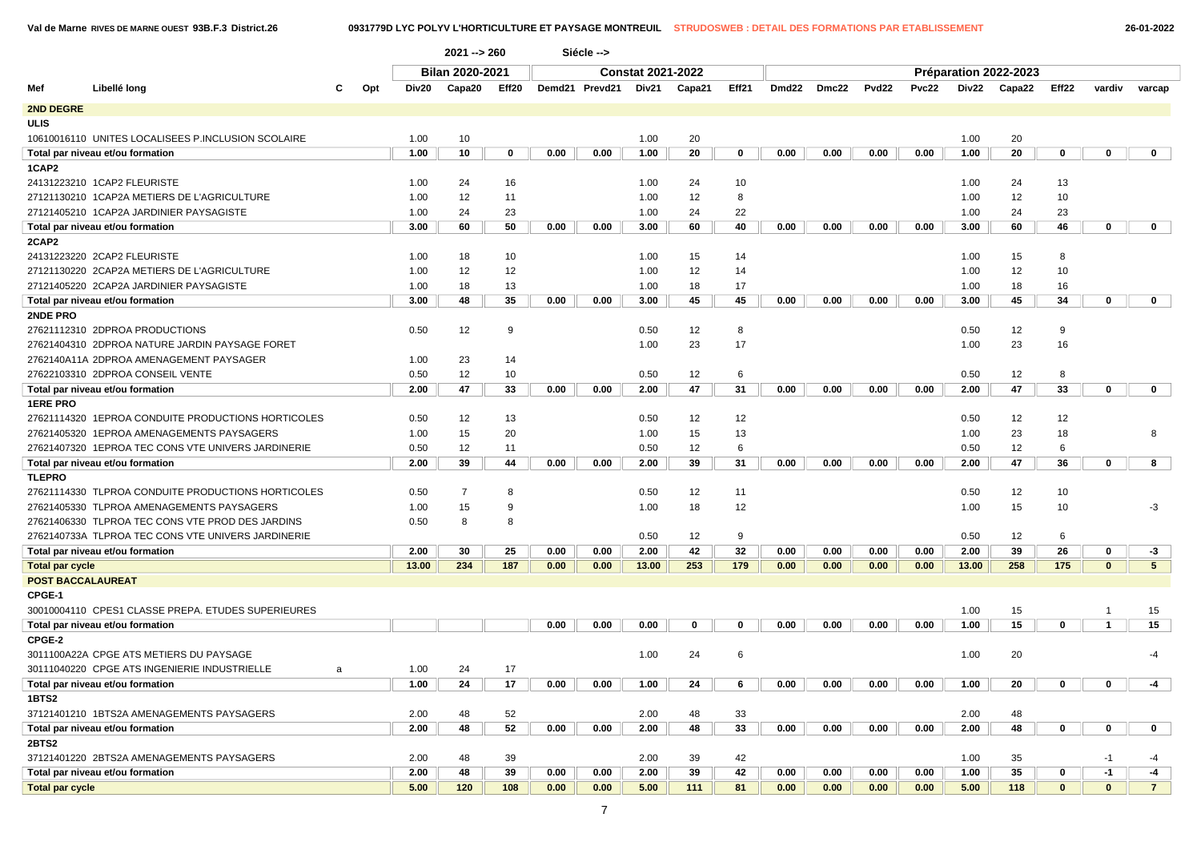Val de Marne RIVES DE MARNE OUEST 93B.F.3 District.26 — 0931779D LYC POLYV L'HORTICULTURE ET PAYSAGE MONTREUIL — STRUDOSWEB : DETAIL DES FORMATIONS PAR ETABLISSEMENT — 26-01-2022

2021 --> 260 Siécle -->

| Mef | Libellé long | C | Opt | Bilan 2020-2021 | | | Constat 2021-2022 | | | | | Préparation 2022-2023 | | | | | | | | | |
|---|---|---|---|---|---|---|---|---|---|---|---|---|---|---|---|---|---|---|---|---|---|
| | | | | Div20 | Capa20 | Eff20 | Demd21 | Prevd21 | Div21 | Capa21 | Eff21 | Dmd22 | Dmc22 | Pvd22 | Pvc22 | Div22 | Capa22 | Eff22 | vardiv | varcap |
| **2ND DEGRE** | | | | | | | | | | | | | | | | | | | | |
| **ULIS** | | | | | | | | | | | | | | | | | | | | |
| 10610016110 | UNITES LOCALISEES P.INCLUSION SCOLAIRE | | | 1.00 | 10 | | | | 1.00 | 20 | | | | | | 1.00 | 20 | | | |
| **Total par niveau et/ou formation** | | | | 1.00 | 10 | 0 | 0.00 | 0.00 | 1.00 | 20 | 0 | 0.00 | 0.00 | 0.00 | 0.00 | 1.00 | 20 | 0 | 0 | 0 |
| **1CAP2** | | | | | | | | | | | | | | | | | | | | |
| 24131223210 | 1CAP2 FLEURISTE | | | 1.00 | 24 | 16 | | | 1.00 | 24 | 10 | | | | | 1.00 | 24 | 13 | | |
| 27121130210 | 1CAP2A METIERS DE L'AGRICULTURE | | | 1.00 | 12 | 11 | | | 1.00 | 12 | 8 | | | | | 1.00 | 12 | 10 | | |
| 27121405210 | 1CAP2A JARDINIER PAYSAGISTE | | | 1.00 | 24 | 23 | | | 1.00 | 24 | 22 | | | | | 1.00 | 24 | 23 | | |
| **Total par niveau et/ou formation** | | | | 3.00 | 60 | 50 | 0.00 | 0.00 | 3.00 | 60 | 40 | 0.00 | 0.00 | 0.00 | 0.00 | 3.00 | 60 | 46 | 0 | 0 |
| **2CAP2** | | | | | | | | | | | | | | | | | | | | |
| 24131223220 | 2CAP2 FLEURISTE | | | 1.00 | 18 | 10 | | | 1.00 | 15 | 14 | | | | | 1.00 | 15 | 8 | | |
| 27121130220 | 2CAP2A METIERS DE L'AGRICULTURE | | | 1.00 | 12 | 12 | | | 1.00 | 12 | 14 | | | | | 1.00 | 12 | 10 | | |
| 27121405220 | 2CAP2A JARDINIER PAYSAGISTE | | | 1.00 | 18 | 13 | | | 1.00 | 18 | 17 | | | | | 1.00 | 18 | 16 | | |
| **Total par niveau et/ou formation** | | | | 3.00 | 48 | 35 | 0.00 | 0.00 | 3.00 | 45 | 45 | 0.00 | 0.00 | 0.00 | 0.00 | 3.00 | 45 | 34 | 0 | 0 |
| **2NDE PRO** | | | | | | | | | | | | | | | | | | | | |
| 27621112310 | 2DPROA PRODUCTIONS | | | 0.50 | 12 | 9 | | | 0.50 | 12 | 8 | | | | | 0.50 | 12 | 9 | | |
| 27621404310 | 2DPROA NATURE JARDIN PAYSAGE FORET | | | | | | | | 1.00 | 23 | 17 | | | | | 1.00 | 23 | 16 | | |
| 2762140A11A | 2DPROA AMENAGEMENT PAYSAGER | | | 1.00 | 23 | 14 | | | | | | | | | | | | | | |
| 27622103310 | 2DPROA CONSEIL VENTE | | | 0.50 | 12 | 10 | | | 0.50 | 12 | 6 | | | | | 0.50 | 12 | 8 | | |
| **Total par niveau et/ou formation** | | | | 2.00 | 47 | 33 | 0.00 | 0.00 | 2.00 | 47 | 31 | 0.00 | 0.00 | 0.00 | 0.00 | 2.00 | 47 | 33 | 0 | 0 |
| **1ERE PRO** | | | | | | | | | | | | | | | | | | | | |
| 27621114320 | 1EPROA CONDUITE PRODUCTIONS HORTICOLES | | | 0.50 | 12 | 13 | | | 0.50 | 12 | 12 | | | | | 0.50 | 12 | 12 | | |
| 27621405320 | 1EPROA AMENAGEMENTS PAYSAGERS | | | 1.00 | 15 | 20 | | | 1.00 | 15 | 13 | | | | | 1.00 | 23 | 18 | | 8 |
| 27621407320 | 1EPROA TEC CONS VTE UNIVERS JARDINERIE | | | 0.50 | 12 | 11 | | | 0.50 | 12 | 6 | | | | | 0.50 | 12 | 6 | | |
| **Total par niveau et/ou formation** | | | | 2.00 | 39 | 44 | 0.00 | 0.00 | 2.00 | 39 | 31 | 0.00 | 0.00 | 0.00 | 0.00 | 2.00 | 47 | 36 | 0 | 8 |
| **TLEPRO** | | | | | | | | | | | | | | | | | | | | |
| 27621114330 | TLPROA CONDUITE PRODUCTIONS HORTICOLES | | | 0.50 | 7 | 8 | | | 0.50 | 12 | 11 | | | | | 0.50 | 12 | 10 | | |
| 27621405330 | TLPROA AMENAGEMENTS PAYSAGERS | | | 1.00 | 15 | 9 | | | 1.00 | 18 | 12 | | | | | 1.00 | 15 | 10 | | -3 |
| 27621406330 | TLPROA TEC CONS VTE PROD DES JARDINS | | | 0.50 | 8 | 8 | | | | | | | | | | | | | | |
| 2762140733A | TLPROA TEC CONS VTE UNIVERS JARDINERIE | | | | | | | | 0.50 | 12 | 9 | | | | | 0.50 | 12 | 6 | | |
| **Total par niveau et/ou formation** | | | | 2.00 | 30 | 25 | 0.00 | 0.00 | 2.00 | 42 | 32 | 0.00 | 0.00 | 0.00 | 0.00 | 2.00 | 39 | 26 | 0 | -3 |
| **Total par cycle** | | | | 13.00 | 234 | 187 | 0.00 | 0.00 | 13.00 | 253 | 179 | 0.00 | 0.00 | 0.00 | 0.00 | 13.00 | 258 | 175 | 0 | 5 |
| **POST BACCALAUREAT** | | | | | | | | | | | | | | | | | | | | |
| **CPGE-1** | | | | | | | | | | | | | | | | | | | | |
| 30010004110 | CPES1 CLASSE PREPA. ETUDES SUPERIEURES | | | | | | | | | | | | | | | 1.00 | 15 | | 1 | 15 |
| **Total par niveau et/ou formation** | | | | | | | 0.00 | 0.00 | 0.00 | 0 | 0 | 0.00 | 0.00 | 0.00 | 0.00 | 1.00 | 15 | 0 | 1 | 15 |
| **CPGE-2** | | | | | | | | | | | | | | | | | | | | |
| 3011100A22A | CPGE ATS METIERS DU PAYSAGE | | | | | | | | 1.00 | 24 | 6 | | | | | 1.00 | 20 | | | -4 |
| 30111040220 | CPGE ATS INGENIERIE INDUSTRIELLE | a | | 1.00 | 24 | 17 | | | | | | | | | | | | | | |
| **Total par niveau et/ou formation** | | | | 1.00 | 24 | 17 | 0.00 | 0.00 | 1.00 | 24 | 6 | 0.00 | 0.00 | 0.00 | 0.00 | 1.00 | 20 | 0 | 0 | -4 |
| **1BTS2** | | | | | | | | | | | | | | | | | | | | |
| 37121401210 | 1BTS2A AMENAGEMENTS PAYSAGERS | | | 2.00 | 48 | 52 | | | 2.00 | 48 | 33 | | | | | 2.00 | 48 | | | |
| **Total par niveau et/ou formation** | | | | 2.00 | 48 | 52 | 0.00 | 0.00 | 2.00 | 48 | 33 | 0.00 | 0.00 | 0.00 | 0.00 | 2.00 | 48 | 0 | 0 | 0 |
| **2BTS2** | | | | | | | | | | | | | | | | | | | | |
| 37121401220 | 2BTS2A AMENAGEMENTS PAYSAGERS | | | 2.00 | 48 | 39 | | | 2.00 | 39 | 42 | | | | | 1.00 | 35 | | -1 | -4 |
| **Total par niveau et/ou formation** | | | | 2.00 | 48 | 39 | 0.00 | 0.00 | 2.00 | 39 | 42 | 0.00 | 0.00 | 0.00 | 0.00 | 1.00 | 35 | 0 | -1 | -4 |
| **Total par cycle** | | | | 5.00 | 120 | 108 | 0.00 | 0.00 | 5.00 | 111 | 81 | 0.00 | 0.00 | 0.00 | 0.00 | 5.00 | 118 | 0 | 0 | 7 |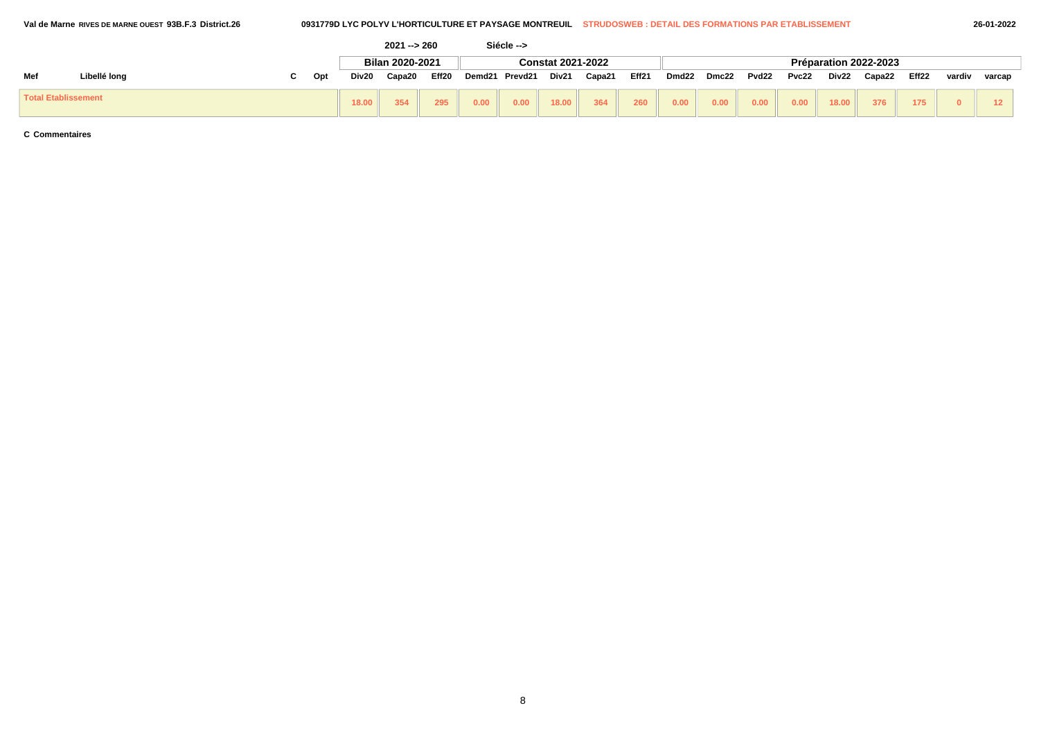Val de Marne RIVES DE MARNE OUEST 93B.F.3 District.26 — 0931779D LYC POLYV L'HORTICULTURE ET PAYSAGE MONTREUIL — STRUDOSWEB : DETAIL DES FORMATIONS PAR ETABLISSEMENT — 26-01-2022

2021 --> 260 Siécle -->

| Mef | Libellé long | C | Opt | Bilan 2020-2021 | | | Constat 2021-2022 | | | | | Préparation 2022-2023 | | | | | | | | |
|---|---|---|---|---|---|---|---|---|---|---|---|---|---|---|---|---|---|---|---|---|
| | | | | Div20 | Capa20 | Eff20 | Demd21 | Prevd21 | Div21 | Capa21 | Eff21 | Dmd22 | Dmc22 | Pvd22 | Pvc22 | Div22 | Capa22 | Eff22 | vardiv | varcap |
| Total Etablissement | | | | 18.00 | 354 | 295 | 0.00 | 0.00 | 18.00 | 364 | 260 | 0.00 | 0.00 | 0.00 | 0.00 | 18.00 | 376 | 175 | 0 | 12 |

C Commentaires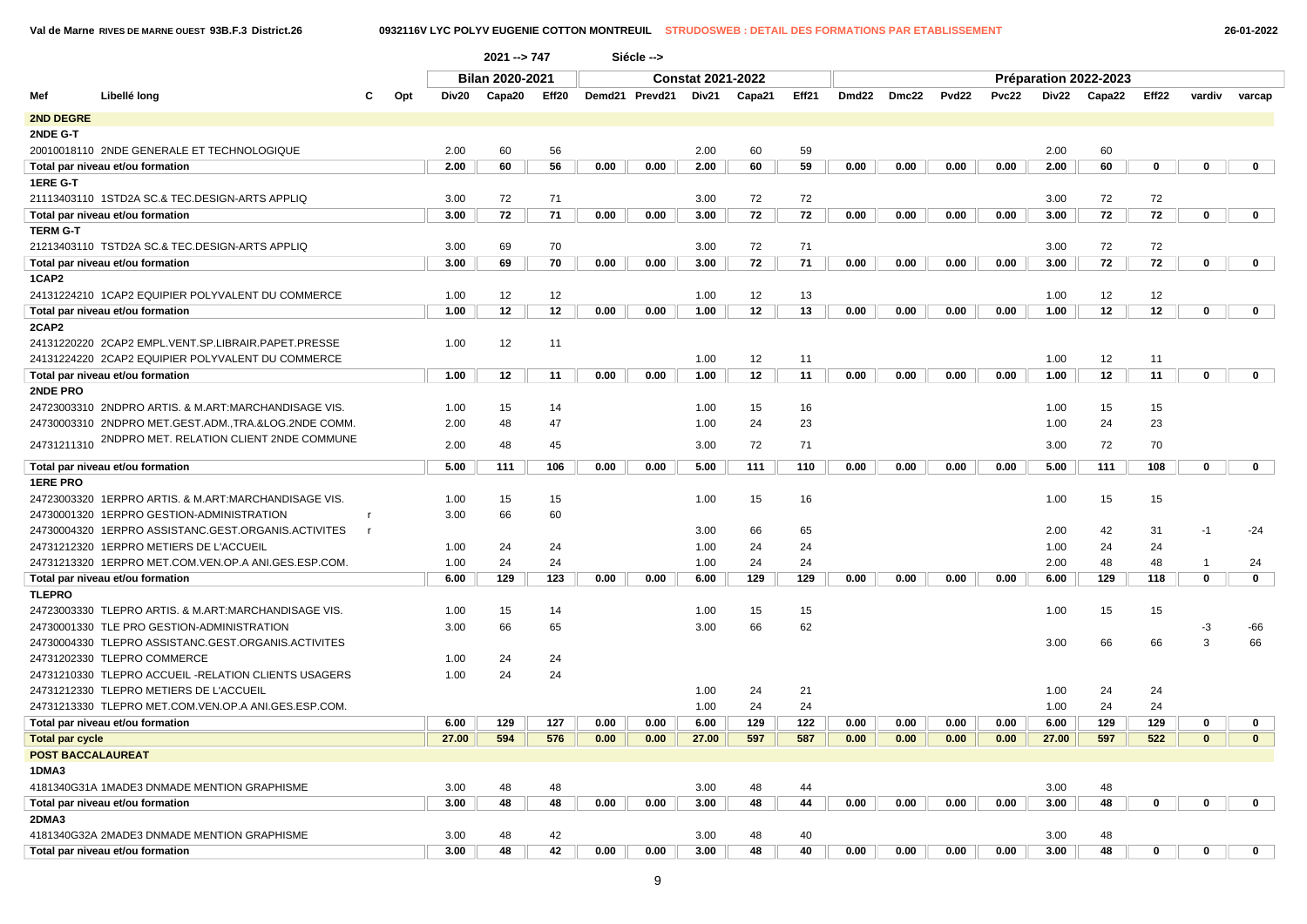Val de Marne RIVES DE MARNE OUEST 93B.F.3 District.26 — 0932116V LYC POLYV EUGENIE COTTON MONTREUIL — STRUDOSWEB : DETAIL DES FORMATIONS PAR ETABLISSEMENT — 26-01-2022

2021 --> 747 Siécle -->

| Mef | Libellé long | C | Opt | Bilan 2020-2021 | | | Constat 2021-2022 | | | | | Préparation 2022-2023 | | | | | | | | |
|---|---|---|---|---|---|---|---|---|---|---|---|---|---|---|---|---|---|---|---|---|
| | | | | Div20 | Capa20 | Eff20 | Demd21 | Prevd21 | Div21 | Capa21 | Eff21 | Dmd22 | Dmc22 | Pvd22 | Pvc22 | Div22 | Capa22 | Eff22 | vardiv | varcap |
| **2ND DEGRE** | | | | | | | | | | | | | | | | | | | | |
| **2NDE G-T** | | | | | | | | | | | | | | | | | | | | |
| 20010018110 | 2NDE GENERALE ET TECHNOLOGIQUE | | | 2.00 | 60 | 56 | | | 2.00 | 60 | 59 | | | | | 2.00 | 60 | | | |
| **Total par niveau et/ou formation** | | | | 2.00 | 60 | 56 | 0.00 | 0.00 | 2.00 | 60 | 59 | 0.00 | 0.00 | 0.00 | 0.00 | 2.00 | 60 | 0 | 0 | 0 |
| **1ERE G-T** | | | | | | | | | | | | | | | | | | | | |
| 21113403110 | 1STD2A SC.& TEC.DESIGN-ARTS APPLIQ | | | 3.00 | 72 | 71 | | | 3.00 | 72 | 72 | | | | | 3.00 | 72 | 72 | | |
| **Total par niveau et/ou formation** | | | | 3.00 | 72 | 71 | 0.00 | 0.00 | 3.00 | 72 | 72 | 0.00 | 0.00 | 0.00 | 0.00 | 3.00 | 72 | 72 | 0 | 0 |
| **TERM G-T** | | | | | | | | | | | | | | | | | | | | |
| 21213403110 | TSTD2A SC.& TEC.DESIGN-ARTS APPLIQ | | | 3.00 | 69 | 70 | | | 3.00 | 72 | 71 | | | | | 3.00 | 72 | 72 | | |
| **Total par niveau et/ou formation** | | | | 3.00 | 69 | 70 | 0.00 | 0.00 | 3.00 | 72 | 71 | 0.00 | 0.00 | 0.00 | 0.00 | 3.00 | 72 | 72 | 0 | 0 |
| **1CAP2** | | | | | | | | | | | | | | | | | | | | |
| 24131224210 | 1CAP2 EQUIPIER POLYVALENT DU COMMERCE | | | 1.00 | 12 | 12 | | | 1.00 | 12 | 13 | | | | | 1.00 | 12 | 12 | | |
| **Total par niveau et/ou formation** | | | | 1.00 | 12 | 12 | 0.00 | 0.00 | 1.00 | 12 | 13 | 0.00 | 0.00 | 0.00 | 0.00 | 1.00 | 12 | 12 | 0 | 0 |
| **2CAP2** | | | | | | | | | | | | | | | | | | | | |
| 24131220220 | 2CAP2 EMPL.VENT.SP.LIBRAIR.PAPET.PRESSE | | | 1.00 | 12 | 11 | | | | | | | | | | | | | | |
| 24131224220 | 2CAP2 EQUIPIER POLYVALENT DU COMMERCE | | | | | | | | 1.00 | 12 | 11 | | | | | 1.00 | 12 | 11 | | |
| **Total par niveau et/ou formation** | | | | 1.00 | 12 | 11 | 0.00 | 0.00 | 1.00 | 12 | 11 | 0.00 | 0.00 | 0.00 | 0.00 | 1.00 | 12 | 11 | 0 | 0 |
| **2NDE PRO** | | | | | | | | | | | | | | | | | | | | |
| 24723003310 | 2NDPRO ARTIS. & M.ART:MARCHANDISAGE VIS. | | | 1.00 | 15 | 14 | | | 1.00 | 15 | 16 | | | | | 1.00 | 15 | 15 | | |
| 24730003310 | 2NDPRO MET.GEST.ADM.,TRA.&LOG.2NDE COMM. | | | 2.00 | 48 | 47 | | | 1.00 | 24 | 23 | | | | | 1.00 | 24 | 23 | | |
| 24731211310 | 2NDPRO MET. RELATION CLIENT 2NDE COMMUNE | | | 2.00 | 48 | 45 | | | 3.00 | 72 | 71 | | | | | 3.00 | 72 | 70 | | |
| **Total par niveau et/ou formation** | | | | 5.00 | 111 | 106 | 0.00 | 0.00 | 5.00 | 111 | 110 | 0.00 | 0.00 | 0.00 | 0.00 | 5.00 | 111 | 108 | 0 | 0 |
| **1ERE PRO** | | | | | | | | | | | | | | | | | | | | |
| 24723003320 | 1ERPRO ARTIS. & M.ART:MARCHANDISAGE VIS. | | | 1.00 | 15 | 15 | | | 1.00 | 15 | 16 | | | | | 1.00 | 15 | 15 | | |
| 24730001320 | 1ERPRO GESTION-ADMINISTRATION | r | | 3.00 | 66 | 60 | | | | | | | | | | | | | | |
| 24730004320 | 1ERPRO ASSISTANC.GEST.ORGANIS.ACTIVITES | r | | | | | | | 3.00 | 66 | 65 | | | | | 2.00 | 42 | 31 | -1 | -24 |
| 24731212320 | 1ERPRO METIERS DE L'ACCUEIL | | | 1.00 | 24 | 24 | | | 1.00 | 24 | 24 | | | | | 1.00 | 24 | 24 | | |
| 24731213320 | 1ERPRO MET.COM.VEN.OP.A ANI.GES.ESP.COM. | | | 1.00 | 24 | 24 | | | 1.00 | 24 | 24 | | | | | 2.00 | 48 | 48 | 1 | 24 |
| **Total par niveau et/ou formation** | | | | 6.00 | 129 | 123 | 0.00 | 0.00 | 6.00 | 129 | 129 | 0.00 | 0.00 | 0.00 | 0.00 | 6.00 | 129 | 118 | 0 | 0 |
| **TLEPRO** | | | | | | | | | | | | | | | | | | | | |
| 24723003330 | TLEPRO ARTIS. & M.ART:MARCHANDISAGE VIS. | | | 1.00 | 15 | 14 | | | 1.00 | 15 | 15 | | | | | 1.00 | 15 | 15 | | |
| 24730001330 | TLE PRO GESTION-ADMINISTRATION | | | 3.00 | 66 | 65 | | | 3.00 | 66 | 62 | | | | | | | | -3 | -66 |
| 24730004330 | TLEPRO ASSISTANC.GEST.ORGANIS.ACTIVITES | | | | | | | | | | | | | | | 3.00 | 66 | 66 | 3 | 66 |
| 24731202330 | TLEPRO COMMERCE | | | 1.00 | 24 | 24 | | | | | | | | | | | | | | |
| 24731210330 | TLEPRO ACCUEIL -RELATION CLIENTS USAGERS | | | 1.00 | 24 | 24 | | | | | | | | | | | | | | |
| 24731212330 | TLEPRO METIERS DE L'ACCUEIL | | | | | | | | 1.00 | 24 | 21 | | | | | 1.00 | 24 | 24 | | |
| 24731213330 | TLEPRO MET.COM.VEN.OP.A ANI.GES.ESP.COM. | | | | | | | | 1.00 | 24 | 24 | | | | | 1.00 | 24 | 24 | | |
| **Total par niveau et/ou formation** | | | | 6.00 | 129 | 127 | 0.00 | 0.00 | 6.00 | 129 | 122 | 0.00 | 0.00 | 0.00 | 0.00 | 6.00 | 129 | 129 | 0 | 0 |
| **Total par cycle** | | | | 27.00 | 594 | 576 | 0.00 | 0.00 | 27.00 | 597 | 587 | 0.00 | 0.00 | 0.00 | 0.00 | 27.00 | 597 | 522 | 0 | 0 |
| **POST BACCALAUREAT** | | | | | | | | | | | | | | | | | | | | |
| **1DMA3** | | | | | | | | | | | | | | | | | | | | |
| 4181340G31A | 1MADE3 DNMADE MENTION GRAPHISME | | | 3.00 | 48 | 48 | | | 3.00 | 48 | 44 | | | | | 3.00 | 48 | | | |
| **Total par niveau et/ou formation** | | | | 3.00 | 48 | 48 | 0.00 | 0.00 | 3.00 | 48 | 44 | 0.00 | 0.00 | 0.00 | 0.00 | 3.00 | 48 | 0 | 0 | 0 |
| **2DMA3** | | | | | | | | | | | | | | | | | | | | |
| 4181340G32A | 2MADE3 DNMADE MENTION GRAPHISME | | | 3.00 | 48 | 42 | | | 3.00 | 48 | 40 | | | | | 3.00 | 48 | | | |
| **Total par niveau et/ou formation** | | | | 3.00 | 48 | 42 | 0.00 | 0.00 | 3.00 | 48 | 40 | 0.00 | 0.00 | 0.00 | 0.00 | 3.00 | 48 | 0 | 0 | 0 |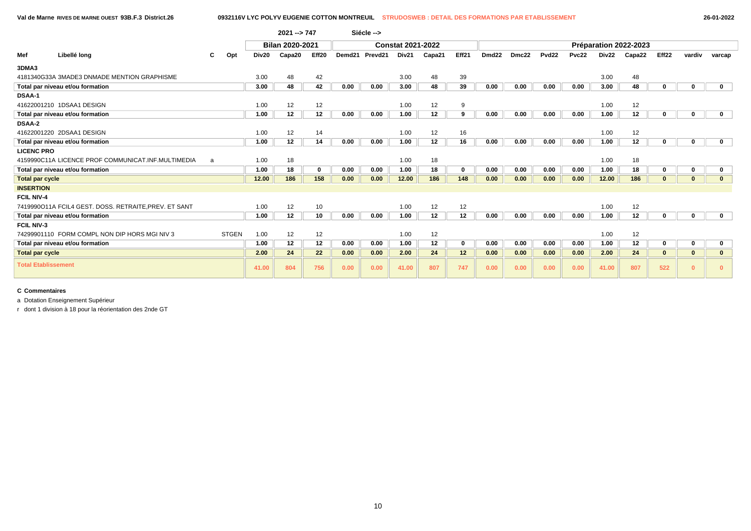Val de Marne RIVES DE MARNE OUEST 93B.F.3 District.26 — 0932116V LYC POLYV EUGENIE COTTON MONTREUIL — STRUDOSWEB : DETAIL DES FORMATIONS PAR ETABLISSEMENT — 26-01-2022

2021 --> 747 Siécle -->

| Mef | Libellé long | C | Opt | Bilan 2020-2021 | | | Constat 2021-2022 | | | | | Préparation 2022-2023 | | | | | | | | |
|---|---|---|---|---|---|---|---|---|---|---|---|---|---|---|---|---|---|---|---|---|
| | | | | Div20 | Capa20 | Eff20 | Demd21 | Prevd21 | Div21 | Capa21 | Eff21 | Dmd22 | Dmc22 | Pvd22 | Pvc22 | Div22 | Capa22 | Eff22 | vardiv | varcap |
| **3DMA3** | | | | | | | | | | | | | | | | | | | | |
| 4181340G33A | 3MADE3 DNMADE MENTION GRAPHISME | | | 3.00 | 48 | 42 | | | 3.00 | 48 | 39 | | | | | 3.00 | 48 | | | |
| **Total par niveau et/ou formation** | | | | **3.00** | **48** | **42** | **0.00** | **0.00** | **3.00** | **48** | **39** | **0.00** | **0.00** | **0.00** | **0.00** | **3.00** | **48** | **0** | **0** | **0** |
| **DSAA-1** | | | | | | | | | | | | | | | | | | | | |
| 41622001210 | 1DSAA1 DESIGN | | | 1.00 | 12 | 12 | | | 1.00 | 12 | 9 | | | | | 1.00 | 12 | | | |
| **Total par niveau et/ou formation** | | | | **1.00** | **12** | **12** | **0.00** | **0.00** | **1.00** | **12** | **9** | **0.00** | **0.00** | **0.00** | **0.00** | **1.00** | **12** | **0** | **0** | **0** |
| **DSAA-2** | | | | | | | | | | | | | | | | | | | | |
| 41622001220 | 2DSAA1 DESIGN | | | 1.00 | 12 | 14 | | | 1.00 | 12 | 16 | | | | | 1.00 | 12 | | | |
| **Total par niveau et/ou formation** | | | | **1.00** | **12** | **14** | **0.00** | **0.00** | **1.00** | **12** | **16** | **0.00** | **0.00** | **0.00** | **0.00** | **1.00** | **12** | **0** | **0** | **0** |
| **LICENC PRO** | | | | | | | | | | | | | | | | | | | | |
| 4159990C11A | LICENCE PROF COMMUNICAT.INF.MULTIMEDIA | a | | 1.00 | 18 | | | | 1.00 | 18 | | | | | | 1.00 | 18 | | | |
| **Total par niveau et/ou formation** | | | | **1.00** | **18** | **0** | **0.00** | **0.00** | **1.00** | **18** | **0** | **0.00** | **0.00** | **0.00** | **0.00** | **1.00** | **18** | **0** | **0** | **0** |
| **Total par cycle** | | | | **12.00** | **186** | **158** | **0.00** | **0.00** | **12.00** | **186** | **148** | **0.00** | **0.00** | **0.00** | **0.00** | **12.00** | **186** | **0** | **0** | **0** |
| **INSERTION** | | | | | | | | | | | | | | | | | | | | |
| **FCIL NIV-4** | | | | | | | | | | | | | | | | | | | | |
| 7419990O11A | FCIL4 GEST. DOSS. RETRAITE,PREV. ET SANT | | | 1.00 | 12 | 10 | | | 1.00 | 12 | 12 | | | | | 1.00 | 12 | | | |
| **Total par niveau et/ou formation** | | | | **1.00** | **12** | **10** | **0.00** | **0.00** | **1.00** | **12** | **12** | **0.00** | **0.00** | **0.00** | **0.00** | **1.00** | **12** | **0** | **0** | **0** |
| **FCIL NIV-3** | | | | | | | | | | | | | | | | | | | | |
| 74299901110 | FORM COMPL NON DIP HORS MGI NIV 3 | | STGEN | 1.00 | 12 | 12 | | | 1.00 | 12 | | | | | | 1.00 | 12 | | | |
| **Total par niveau et/ou formation** | | | | **1.00** | **12** | **12** | **0.00** | **0.00** | **1.00** | **12** | **0** | **0.00** | **0.00** | **0.00** | **0.00** | **1.00** | **12** | **0** | **0** | **0** |
| **Total par cycle** | | | | **2.00** | **24** | **22** | **0.00** | **0.00** | **2.00** | **24** | **12** | **0.00** | **0.00** | **0.00** | **0.00** | **2.00** | **24** | **0** | **0** | **0** |
| **Total Etablissement** | | | | **41.00** | **804** | **756** | **0.00** | **0.00** | **41.00** | **807** | **747** | **0.00** | **0.00** | **0.00** | **0.00** | **41.00** | **807** | **522** | **0** | **0** |

**C Commentaires**

a Dotation Enseignement Supérieur

r dont 1 division à 18 pour la réorientation des 2nde GT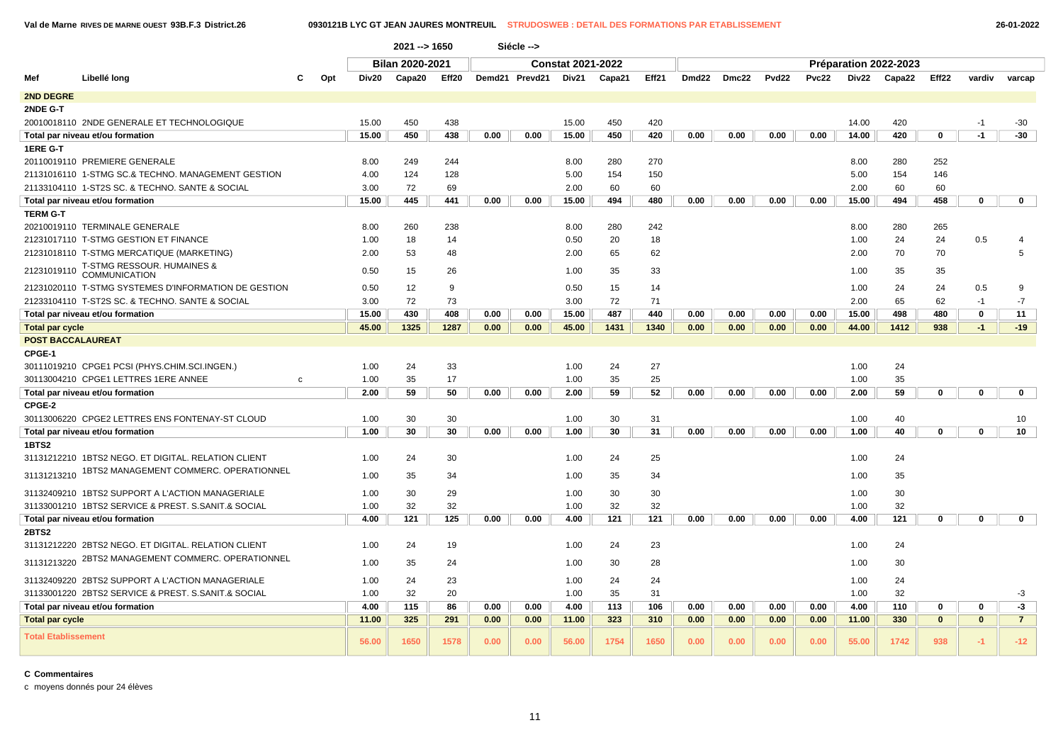Val de Marne RIVES DE MARNE OUEST 93B.F.3 District.26 — 0930121B LYC GT JEAN JAURES MONTREUIL — STRUDOSWEB : DETAIL DES FORMATIONS PAR ETABLISSEMENT — 26-01-2022

2021 --> 1650 Siécle -->

| Mef | Libellé long | C | Opt | Bilan 2020-2021 | | | Constat 2021-2022 | | | | | Préparation 2022-2023 | | | | | | | | |
|---|---|---|---|---|---|---|---|---|---|---|---|---|---|---|---|---|---|---|---|---|
| | | | | Div20 | Capa20 | Eff20 | Demd21 | Prevd21 | Div21 | Capa21 | Eff21 | Dmd22 | Dmc22 | Pvd22 | Pvc22 | Div22 | Capa22 | Eff22 | vardiv | varcap |
| **2ND DEGRE** | | | | | | | | | | | | | | | | | | | | |
| **2NDE G-T** | | | | | | | | | | | | | | | | | | | | |
| 20010018110 | 2NDE GENERALE ET TECHNOLOGIQUE | | | 15.00 | 450 | 438 | | | 15.00 | 450 | 420 | | | | | 14.00 | 420 | | -1 | -30 |
| **Total par niveau et/ou formation** | | | | **15.00** | **450** | **438** | **0.00** | **0.00** | **15.00** | **450** | **420** | **0.00** | **0.00** | **0.00** | **0.00** | **14.00** | **420** | **0** | **-1** | **-30** |
| **1ERE G-T** | | | | | | | | | | | | | | | | | | | | |
| 20110019110 | PREMIERE GENERALE | | | 8.00 | 249 | 244 | | | 8.00 | 280 | 270 | | | | | 8.00 | 280 | 252 | | |
| 21131016110 | 1-STMG SC.& TECHNO. MANAGEMENT GESTION | | | 4.00 | 124 | 128 | | | 5.00 | 154 | 150 | | | | | 5.00 | 154 | 146 | | |
| 21133104110 | 1-ST2S SC. & TECHNO. SANTE & SOCIAL | | | 3.00 | 72 | 69 | | | 2.00 | 60 | 60 | | | | | 2.00 | 60 | 60 | | |
| **Total par niveau et/ou formation** | | | | **15.00** | **445** | **441** | **0.00** | **0.00** | **15.00** | **494** | **480** | **0.00** | **0.00** | **0.00** | **0.00** | **15.00** | **494** | **458** | **0** | **0** |
| **TERM G-T** | | | | | | | | | | | | | | | | | | | | |
| 20210019110 | TERMINALE GENERALE | | | 8.00 | 260 | 238 | | | 8.00 | 280 | 242 | | | | | 8.00 | 280 | 265 | | |
| 21231017110 | T-STMG GESTION ET FINANCE | | | 1.00 | 18 | 14 | | | 0.50 | 20 | 18 | | | | | 1.00 | 24 | 24 | 0.5 | 4 |
| 21231018110 | T-STMG MERCATIQUE (MARKETING) | | | 2.00 | 53 | 48 | | | 2.00 | 65 | 62 | | | | | 2.00 | 70 | 70 | | 5 |
| 21231019110 | T-STMG RESSOUR. HUMAINES & COMMUNICATION | | | 0.50 | 15 | 26 | | | 1.00 | 35 | 33 | | | | | 1.00 | 35 | 35 | | |
| 21231020110 | T-STMG SYSTEMES D'INFORMATION DE GESTION | | | 0.50 | 12 | 9 | | | 0.50 | 15 | 14 | | | | | 1.00 | 24 | 24 | 0.5 | 9 |
| 21233104110 | T-ST2S SC. & TECHNO. SANTE & SOCIAL | | | 3.00 | 72 | 73 | | | 3.00 | 72 | 71 | | | | | 2.00 | 65 | 62 | -1 | -7 |
| **Total par niveau et/ou formation** | | | | **15.00** | **430** | **408** | **0.00** | **0.00** | **15.00** | **487** | **440** | **0.00** | **0.00** | **0.00** | **0.00** | **15.00** | **498** | **480** | **0** | **11** |
| **Total par cycle** | | | | **45.00** | **1325** | **1287** | **0.00** | **0.00** | **45.00** | **1431** | **1340** | **0.00** | **0.00** | **0.00** | **0.00** | **44.00** | **1412** | **938** | **-1** | **-19** |
| **POST BACCALAUREAT** | | | | | | | | | | | | | | | | | | | | |
| **CPGE-1** | | | | | | | | | | | | | | | | | | | | |
| 30111019210 | CPGE1 PCSI (PHYS.CHIM.SCI.INGEN.) | | | 1.00 | 24 | 33 | | | 1.00 | 24 | 27 | | | | | 1.00 | 24 | | | |
| 30113004210 | CPGE1 LETTRES 1ERE ANNEE | c | | 1.00 | 35 | 17 | | | 1.00 | 35 | 25 | | | | | 1.00 | 35 | | | |
| **Total par niveau et/ou formation** | | | | **2.00** | **59** | **50** | **0.00** | **0.00** | **2.00** | **59** | **52** | **0.00** | **0.00** | **0.00** | **0.00** | **2.00** | **59** | **0** | **0** | **0** |
| **CPGE-2** | | | | | | | | | | | | | | | | | | | | |
| 30113006220 | CPGE2 LETTRES ENS FONTENAY-ST CLOUD | | | 1.00 | 30 | 30 | | | 1.00 | 30 | 31 | | | | | 1.00 | 40 | | | 10 |
| **Total par niveau et/ou formation** | | | | **1.00** | **30** | **30** | **0.00** | **0.00** | **1.00** | **30** | **31** | **0.00** | **0.00** | **0.00** | **0.00** | **1.00** | **40** | **0** | **0** | **10** |
| **1BTS2** | | | | | | | | | | | | | | | | | | | | |
| 31131212210 | 1BTS2 NEGO. ET DIGITAL. RELATION CLIENT | | | 1.00 | 24 | 30 | | | 1.00 | 24 | 25 | | | | | 1.00 | 24 | | | |
| 31131213210 | 1BTS2 MANAGEMENT COMMERC. OPERATIONNEL | | | 1.00 | 35 | 34 | | | 1.00 | 35 | 34 | | | | | 1.00 | 35 | | | |
| 31132409210 | 1BTS2 SUPPORT A L'ACTION MANAGERIALE | | | 1.00 | 30 | 29 | | | 1.00 | 30 | 30 | | | | | 1.00 | 30 | | | |
| 31133001210 | 1BTS2 SERVICE & PREST. S.SANIT.& SOCIAL | | | 1.00 | 32 | 32 | | | 1.00 | 32 | 32 | | | | | 1.00 | 32 | | | |
| **Total par niveau et/ou formation** | | | | **4.00** | **121** | **125** | **0.00** | **0.00** | **4.00** | **121** | **121** | **0.00** | **0.00** | **0.00** | **0.00** | **4.00** | **121** | **0** | **0** | **0** |
| **2BTS2** | | | | | | | | | | | | | | | | | | | | |
| 31131212220 | 2BTS2 NEGO. ET DIGITAL. RELATION CLIENT | | | 1.00 | 24 | 19 | | | 1.00 | 24 | 23 | | | | | 1.00 | 24 | | | |
| 31131213220 | 2BTS2 MANAGEMENT COMMERC. OPERATIONNEL | | | 1.00 | 35 | 24 | | | 1.00 | 30 | 28 | | | | | 1.00 | 30 | | | |
| 31132409220 | 2BTS2 SUPPORT A L'ACTION MANAGERIALE | | | 1.00 | 24 | 23 | | | 1.00 | 24 | 24 | | | | | 1.00 | 24 | | | |
| 31133001220 | 2BTS2 SERVICE & PREST. S.SANIT.& SOCIAL | | | 1.00 | 32 | 20 | | | 1.00 | 35 | 31 | | | | | 1.00 | 32 | | | -3 |
| **Total par niveau et/ou formation** | | | | **4.00** | **115** | **86** | **0.00** | **0.00** | **4.00** | **113** | **106** | **0.00** | **0.00** | **0.00** | **0.00** | **4.00** | **110** | **0** | **0** | **-3** |
| **Total par cycle** | | | | **11.00** | **325** | **291** | **0.00** | **0.00** | **11.00** | **323** | **310** | **0.00** | **0.00** | **0.00** | **0.00** | **11.00** | **330** | **0** | **0** | **7** |
| **Total Etablissement** | | | | **56.00** | **1650** | **1578** | **0.00** | **0.00** | **56.00** | **1754** | **1650** | **0.00** | **0.00** | **0.00** | **0.00** | **55.00** | **1742** | **938** | **-1** | **-12** |

**C Commentaires**

c moyens donnés pour 24 élèves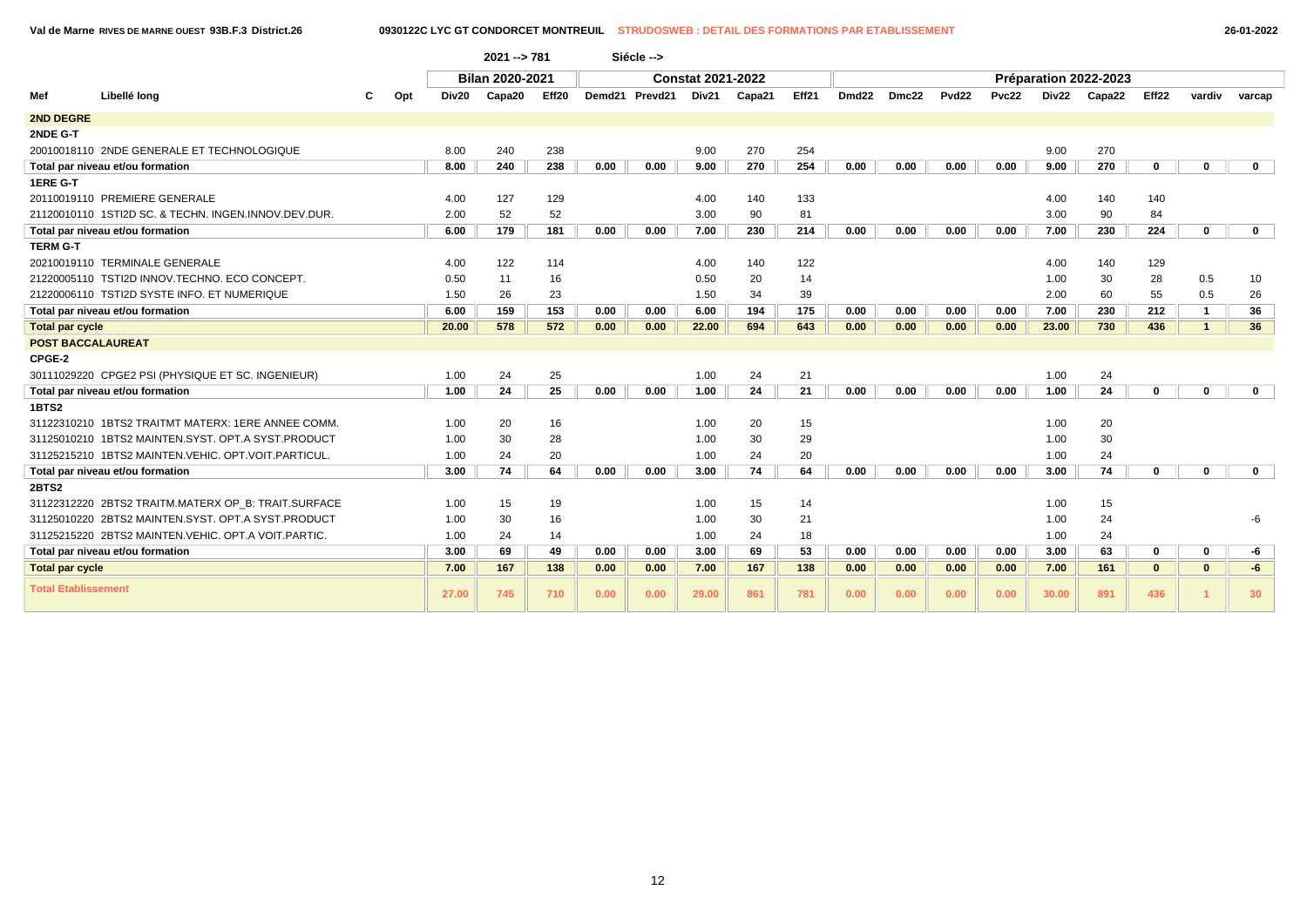Val de Marne RIVES DE MARNE OUEST 93B.F.3 District.26 — 0930122C LYC GT CONDORCET MONTREUIL — STRUDOSWEB : DETAIL DES FORMATIONS PAR ETABLISSEMENT — 26-01-2022

2021 --> 781 Siécle -->

| Mef | Libellé long | C | Opt | Bilan 2020-2021 | | | Constat 2021-2022 | | | | | Préparation 2022-2023 | | | | | | | | |
|---|---|---|---|---|---|---|---|---|---|---|---|---|---|---|---|---|---|---|---|---|
| | | | | Div20 | Capa20 | Eff20 | Demd21 | Prevd21 | Div21 | Capa21 | Eff21 | Dmd22 | Dmc22 | Pvd22 | Pvc22 | Div22 | Capa22 | Eff22 | vardiv | varcap |
| **2ND DEGRE** | | | | | | | | | | | | | | | | | | | | |
| **2NDE G-T** | | | | | | | | | | | | | | | | | | | | |
| 20010018110 | 2NDE GENERALE ET TECHNOLOGIQUE | | | 8.00 | 240 | 238 | | | 9.00 | 270 | 254 | | | | | 9.00 | 270 | | | |
| **Total par niveau et/ou formation** | | | | **8.00** | **240** | **238** | **0.00** | **0.00** | **9.00** | **270** | **254** | **0.00** | **0.00** | **0.00** | **0.00** | **9.00** | **270** | **0** | **0** | **0** |
| **1ERE G-T** | | | | | | | | | | | | | | | | | | | | |
| 20110019110 | PREMIERE GENERALE | | | 4.00 | 127 | 129 | | | 4.00 | 140 | 133 | | | | | 4.00 | 140 | 140 | | |
| 21120010110 | 1STI2D SC. & TECHN. INGEN.INNOV.DEV.DUR. | | | 2.00 | 52 | 52 | | | 3.00 | 90 | 81 | | | | | 3.00 | 90 | 84 | | |
| **Total par niveau et/ou formation** | | | | **6.00** | **179** | **181** | **0.00** | **0.00** | **7.00** | **230** | **214** | **0.00** | **0.00** | **0.00** | **0.00** | **7.00** | **230** | **224** | **0** | **0** |
| **TERM G-T** | | | | | | | | | | | | | | | | | | | | |
| 20210019110 | TERMINALE GENERALE | | | 4.00 | 122 | 114 | | | 4.00 | 140 | 122 | | | | | 4.00 | 140 | 129 | | |
| 21220005110 | TSTI2D INNOV.TECHNO. ECO CONCEPT. | | | 0.50 | 11 | 16 | | | 0.50 | 20 | 14 | | | | | 1.00 | 30 | 28 | 0.5 | 10 |
| 21220006110 | TSTI2D SYSTE INFO. ET NUMERIQUE | | | 1.50 | 26 | 23 | | | 1.50 | 34 | 39 | | | | | 2.00 | 60 | 55 | 0.5 | 26 |
| **Total par niveau et/ou formation** | | | | **6.00** | **159** | **153** | **0.00** | **0.00** | **6.00** | **194** | **175** | **0.00** | **0.00** | **0.00** | **0.00** | **7.00** | **230** | **212** | **1** | **36** |
| **Total par cycle** | | | | **20.00** | **578** | **572** | **0.00** | **0.00** | **22.00** | **694** | **643** | **0.00** | **0.00** | **0.00** | **0.00** | **23.00** | **730** | **436** | **1** | **36** |
| **POST BACCALAUREAT** | | | | | | | | | | | | | | | | | | | | |
| **CPGE-2** | | | | | | | | | | | | | | | | | | | | |
| 30111029220 | CPGE2 PSI (PHYSIQUE ET SC. INGENIEUR) | | | 1.00 | 24 | 25 | | | 1.00 | 24 | 21 | | | | | 1.00 | 24 | | | |
| **Total par niveau et/ou formation** | | | | **1.00** | **24** | **25** | **0.00** | **0.00** | **1.00** | **24** | **21** | **0.00** | **0.00** | **0.00** | **0.00** | **1.00** | **24** | **0** | **0** | **0** |
| **1BTS2** | | | | | | | | | | | | | | | | | | | | |
| 31122310210 | 1BTS2 TRAITMT MATERX: 1ERE ANNEE COMM. | | | 1.00 | 20 | 16 | | | 1.00 | 20 | 15 | | | | | 1.00 | 20 | | | |
| 31125010210 | 1BTS2 MAINTEN.SYST. OPT.A SYST.PRODUCT | | | 1.00 | 30 | 28 | | | 1.00 | 30 | 29 | | | | | 1.00 | 30 | | | |
| 31125215210 | 1BTS2 MAINTEN.VEHIC. OPT.VOIT.PARTICUL. | | | 1.00 | 24 | 20 | | | 1.00 | 24 | 20 | | | | | 1.00 | 24 | | | |
| **Total par niveau et/ou formation** | | | | **3.00** | **74** | **64** | **0.00** | **0.00** | **3.00** | **74** | **64** | **0.00** | **0.00** | **0.00** | **0.00** | **3.00** | **74** | **0** | **0** | **0** |
| **2BTS2** | | | | | | | | | | | | | | | | | | | | |
| 31122312220 | 2BTS2 TRAITM.MATERX OP_B: TRAIT.SURFACE | | | 1.00 | 15 | 19 | | | 1.00 | 15 | 14 | | | | | 1.00 | 15 | | | |
| 31125010220 | 2BTS2 MAINTEN.SYST. OPT.A SYST.PRODUCT | | | 1.00 | 30 | 16 | | | 1.00 | 30 | 21 | | | | | 1.00 | 24 | | | -6 |
| 31125215220 | 2BTS2 MAINTEN.VEHIC. OPT.A VOIT.PARTIC. | | | 1.00 | 24 | 14 | | | 1.00 | 24 | 18 | | | | | 1.00 | 24 | | | |
| **Total par niveau et/ou formation** | | | | **3.00** | **69** | **49** | **0.00** | **0.00** | **3.00** | **69** | **53** | **0.00** | **0.00** | **0.00** | **0.00** | **3.00** | **63** | **0** | **0** | **-6** |
| **Total par cycle** | | | | **7.00** | **167** | **138** | **0.00** | **0.00** | **7.00** | **167** | **138** | **0.00** | **0.00** | **0.00** | **0.00** | **7.00** | **161** | **0** | **0** | **-6** |
| **Total Etablissement** | | | | **27.00** | **745** | **710** | **0.00** | **0.00** | **29.00** | **861** | **781** | **0.00** | **0.00** | **0.00** | **0.00** | **30.00** | **891** | **436** | **1** | **30** |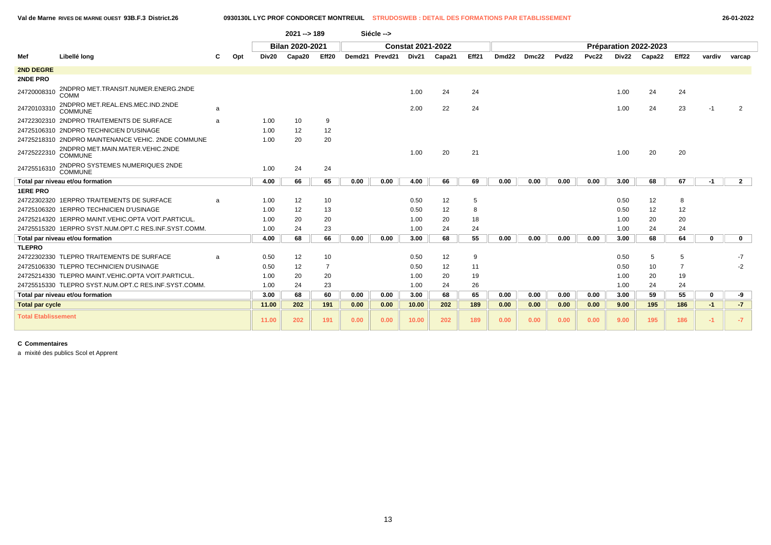Val de Marne RIVES DE MARNE OUEST 93B.F.3 District.26 — 0930130L LYC PROF CONDORCET MONTREUIL — STRUDOSWEB : DETAIL DES FORMATIONS PAR ETABLISSEMENT — 26-01-2022

2021 --> 189 Siécle -->

| | | | | Bilan 2020-2021 | | | Constat 2021-2022 | | | | | Préparation 2022-2023 | | | | | | | | |
|---|---|---|---|---|---|---|---|---|---|---|---|---|---|---|---|---|---|---|---|---|
| Mef | Libellé long | C | Opt | Div20 | Capa20 | Eff20 | Demd21 | Prevd21 | Div21 | Capa21 | Eff21 | Dmd22 | Dmc22 | Pvd22 | Pvc22 | Div22 | Capa22 | Eff22 | vardiv | varcap |
| **2ND DEGRE** | | | | | | | | | | | | | | | | | | | | |
| **2NDE PRO** | | | | | | | | | | | | | | | | | | | | |
| 24720008310 | 2NDPRO MET.TRANSIT.NUMER.ENERG.2NDE COMM | | | | | | | | 1.00 | 24 | 24 | | | | | 1.00 | 24 | 24 | | |
| 24720103310 | 2NDPRO MET.REAL.ENS.MEC.IND.2NDE COMMUNE | a | | | | | | | 2.00 | 22 | 24 | | | | | 1.00 | 24 | 23 | -1 | 2 |
| 24722302310 | 2NDPRO TRAITEMENTS DE SURFACE | a | | 1.00 | 10 | 9 | | | | | | | | | | | | | | |
| 24725106310 | 2NDPRO TECHNICIEN D'USINAGE | | | 1.00 | 12 | 12 | | | | | | | | | | | | | | |
| 24725218310 | 2NDPRO MAINTENANCE VEHIC. 2NDE COMMUNE | | | 1.00 | 20 | 20 | | | | | | | | | | | | | | |
| 24725222310 | 2NDPRO MET.MAIN.MATER.VEHIC.2NDE COMMUNE | | | | | | | | 1.00 | 20 | 21 | | | | | 1.00 | 20 | 20 | | |
| 24725516310 | 2NDPRO SYSTEMES NUMERIQUES 2NDE COMMUNE | | | 1.00 | 24 | 24 | | | | | | | | | | | | | | |
| **Total par niveau et/ou formation** | | | | **4.00** | **66** | **65** | **0.00** | **0.00** | **4.00** | **66** | **69** | **0.00** | **0.00** | **0.00** | **0.00** | **3.00** | **68** | **67** | **-1** | **2** |
| **1ERE PRO** | | | | | | | | | | | | | | | | | | | | |
| 24722302320 | 1ERPRO TRAITEMENTS DE SURFACE | a | | 1.00 | 12 | 10 | | | 0.50 | 12 | 5 | | | | | 0.50 | 12 | 8 | | |
| 24725106320 | 1ERPRO TECHNICIEN D'USINAGE | | | 1.00 | 12 | 13 | | | 0.50 | 12 | 8 | | | | | 0.50 | 12 | 12 | | |
| 24725214320 | 1ERPRO MAINT.VEHIC.OPTA VOIT.PARTICUL. | | | 1.00 | 20 | 20 | | | 1.00 | 20 | 18 | | | | | 1.00 | 20 | 20 | | |
| 24725515320 | 1ERPRO SYST.NUM.OPT.C RES.INF.SYST.COMM. | | | 1.00 | 24 | 23 | | | 1.00 | 24 | 24 | | | | | 1.00 | 24 | 24 | | |
| **Total par niveau et/ou formation** | | | | **4.00** | **68** | **66** | **0.00** | **0.00** | **3.00** | **68** | **55** | **0.00** | **0.00** | **0.00** | **0.00** | **3.00** | **68** | **64** | **0** | **0** |
| **TLEPRO** | | | | | | | | | | | | | | | | | | | | |
| 24722302330 | TLEPRO TRAITEMENTS DE SURFACE | a | | 0.50 | 12 | 10 | | | 0.50 | 12 | 9 | | | | | 0.50 | 5 | 5 | | -7 |
| 24725106330 | TLEPRO TECHNICIEN D'USINAGE | | | 0.50 | 12 | 7 | | | 0.50 | 12 | 11 | | | | | 0.50 | 10 | 7 | | -2 |
| 24725214330 | TLEPRO MAINT.VEHIC.OPTA VOIT.PARTICUL. | | | 1.00 | 20 | 20 | | | 1.00 | 20 | 19 | | | | | 1.00 | 20 | 19 | | |
| 24725515330 | TLEPRO SYST.NUM.OPT.C RES.INF.SYST.COMM. | | | 1.00 | 24 | 23 | | | 1.00 | 24 | 26 | | | | | 1.00 | 24 | 24 | | |
| **Total par niveau et/ou formation** | | | | **3.00** | **68** | **60** | **0.00** | **0.00** | **3.00** | **68** | **65** | **0.00** | **0.00** | **0.00** | **0.00** | **3.00** | **59** | **55** | **0** | **-9** |
| **Total par cycle** | | | | **11.00** | **202** | **191** | **0.00** | **0.00** | **10.00** | **202** | **189** | **0.00** | **0.00** | **0.00** | **0.00** | **9.00** | **195** | **186** | **-1** | **-7** |
| **Total Etablissement** | | | | **11.00** | **202** | **191** | **0.00** | **0.00** | **10.00** | **202** | **189** | **0.00** | **0.00** | **0.00** | **0.00** | **9.00** | **195** | **186** | **-1** | **-7** |

**C Commentaires**

a mixité des publics Scol et Apprent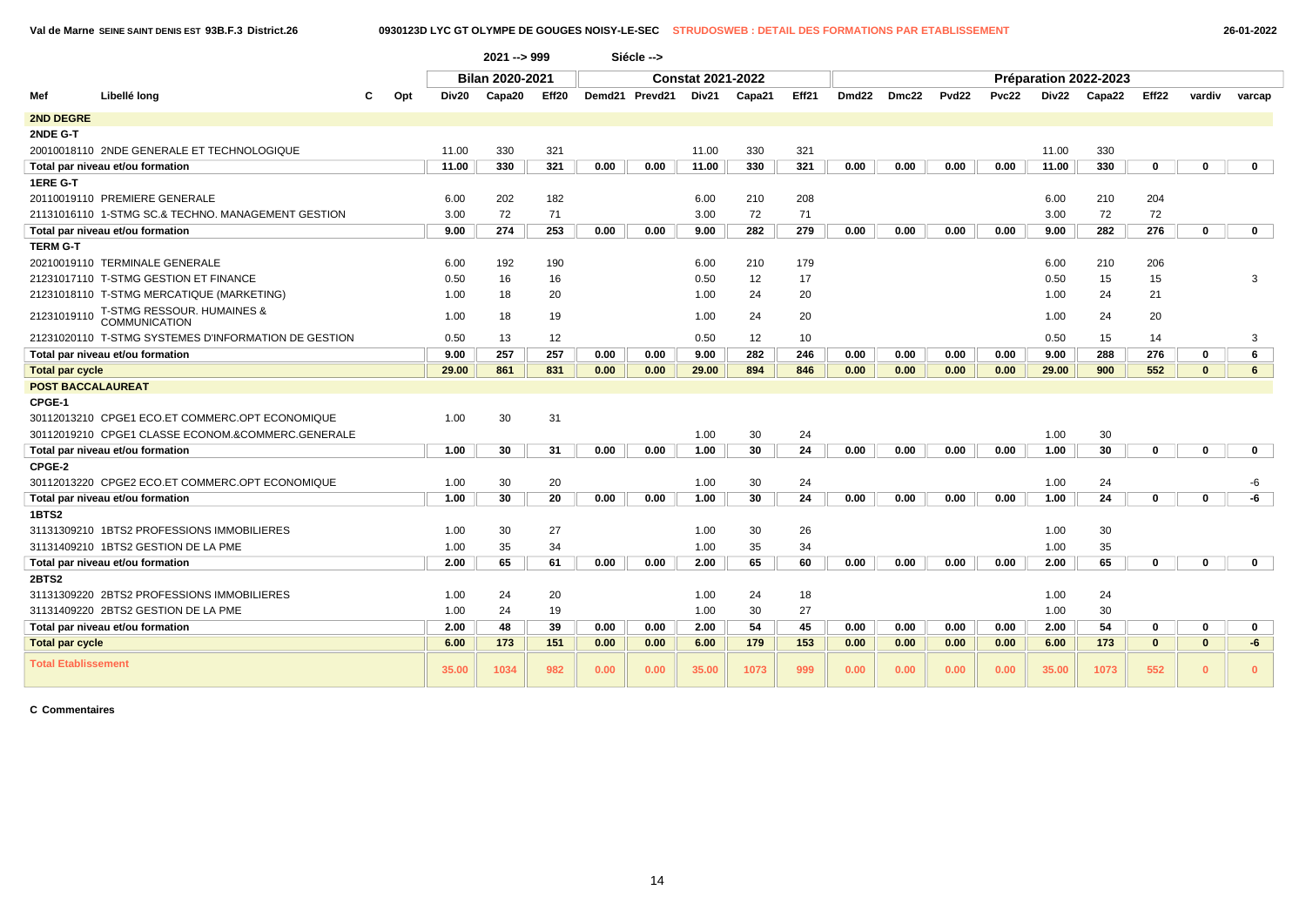Val de Marne SEINE SAINT DENIS EST 93B.F.3 District.26 — 0930123D LYC GT OLYMPE DE GOUGES NOISY-LE-SEC — STRUDOSWEB : DETAIL DES FORMATIONS PAR ETABLISSEMENT — 26-01-2022

2021 --> 999 — Siécle -->

| | | | | Bilan 2020-2021 | | | Constat 2021-2022 | | | | | Préparation 2022-2023 | | | | | | | | |
|---|---|---|---|---|---|---|---|---|---|---|---|---|---|---|---|---|---|---|---|---|
| Mef | Libellé long | C | Opt | Div20 | Capa20 | Eff20 | Demd21 | Prevd21 | Div21 | Capa21 | Eff21 | Dmd22 | Dmc22 | Pvd22 | Pvc22 | Div22 | Capa22 | Eff22 | vardiv | varcap |
| **2ND DEGRE** | | | | | | | | | | | | | | | | | | | | |
| **2NDE G-T** | | | | | | | | | | | | | | | | | | | | |
| 20010018110 | 2NDE GENERALE ET TECHNOLOGIQUE | | | 11.00 | 330 | 321 | | | 11.00 | 330 | 321 | | | | | 11.00 | 330 | | | |
| **Total par niveau et/ou formation** | | | | **11.00** | **330** | **321** | **0.00** | **0.00** | **11.00** | **330** | **321** | **0.00** | **0.00** | **0.00** | **0.00** | **11.00** | **330** | **0** | **0** | **0** |
| **1ERE G-T** | | | | | | | | | | | | | | | | | | | | |
| 20110019110 | PREMIERE GENERALE | | | 6.00 | 202 | 182 | | | 6.00 | 210 | 208 | | | | | 6.00 | 210 | 204 | | |
| 21131016110 | 1-STMG SC.& TECHNO. MANAGEMENT GESTION | | | 3.00 | 72 | 71 | | | 3.00 | 72 | 71 | | | | | 3.00 | 72 | 72 | | |
| **Total par niveau et/ou formation** | | | | **9.00** | **274** | **253** | **0.00** | **0.00** | **9.00** | **282** | **279** | **0.00** | **0.00** | **0.00** | **0.00** | **9.00** | **282** | **276** | **0** | **0** |
| **TERM G-T** | | | | | | | | | | | | | | | | | | | | |
| 20210019110 | TERMINALE GENERALE | | | 6.00 | 192 | 190 | | | 6.00 | 210 | 179 | | | | | 6.00 | 210 | 206 | | |
| 21231017110 | T-STMG GESTION ET FINANCE | | | 0.50 | 16 | 16 | | | 0.50 | 12 | 17 | | | | | 0.50 | 15 | 15 | | 3 |
| 21231018110 | T-STMG MERCATIQUE (MARKETING) | | | 1.00 | 18 | 20 | | | 1.00 | 24 | 20 | | | | | 1.00 | 24 | 21 | | |
| 21231019110 | T-STMG RESSOUR. HUMAINES & COMMUNICATION | | | 1.00 | 18 | 19 | | | 1.00 | 24 | 20 | | | | | 1.00 | 24 | 20 | | |
| 21231020110 | T-STMG SYSTEMES D'INFORMATION DE GESTION | | | 0.50 | 13 | 12 | | | 0.50 | 12 | 10 | | | | | 0.50 | 15 | 14 | | 3 |
| **Total par niveau et/ou formation** | | | | **9.00** | **257** | **257** | **0.00** | **0.00** | **9.00** | **282** | **246** | **0.00** | **0.00** | **0.00** | **0.00** | **9.00** | **288** | **276** | **0** | **6** |
| **Total par cycle** | | | | **29.00** | **861** | **831** | **0.00** | **0.00** | **29.00** | **894** | **846** | **0.00** | **0.00** | **0.00** | **0.00** | **29.00** | **900** | **552** | **0** | **6** |
| **POST BACCALAUREAT** | | | | | | | | | | | | | | | | | | | | |
| **CPGE-1** | | | | | | | | | | | | | | | | | | | | |
| 30112013210 | CPGE1 ECO.ET COMMERC.OPT ECONOMIQUE | | | 1.00 | 30 | 31 | | | | | | | | | | | | | | |
| 30112019210 | CPGE1 CLASSE ECONOM.&COMMERC.GENERALE | | | | | | | | 1.00 | 30 | 24 | | | | | 1.00 | 30 | | | |
| **Total par niveau et/ou formation** | | | | **1.00** | **30** | **31** | **0.00** | **0.00** | **1.00** | **30** | **24** | **0.00** | **0.00** | **0.00** | **0.00** | **1.00** | **30** | **0** | **0** | **0** |
| **CPGE-2** | | | | | | | | | | | | | | | | | | | | |
| 30112013220 | CPGE2 ECO.ET COMMERC.OPT ECONOMIQUE | | | 1.00 | 30 | 20 | | | 1.00 | 30 | 24 | | | | | 1.00 | 24 | | | -6 |
| **Total par niveau et/ou formation** | | | | **1.00** | **30** | **20** | **0.00** | **0.00** | **1.00** | **30** | **24** | **0.00** | **0.00** | **0.00** | **0.00** | **1.00** | **24** | **0** | **0** | **-6** |
| **1BTS2** | | | | | | | | | | | | | | | | | | | | |
| 31131309210 | 1BTS2 PROFESSIONS IMMOBILIERES | | | 1.00 | 30 | 27 | | | 1.00 | 30 | 26 | | | | | 1.00 | 30 | | | |
| 31131409210 | 1BTS2 GESTION DE LA PME | | | 1.00 | 35 | 34 | | | 1.00 | 35 | 34 | | | | | 1.00 | 35 | | | |
| **Total par niveau et/ou formation** | | | | **2.00** | **65** | **61** | **0.00** | **0.00** | **2.00** | **65** | **60** | **0.00** | **0.00** | **0.00** | **0.00** | **2.00** | **65** | **0** | **0** | **0** |
| **2BTS2** | | | | | | | | | | | | | | | | | | | | |
| 31131309220 | 2BTS2 PROFESSIONS IMMOBILIERES | | | 1.00 | 24 | 20 | | | 1.00 | 24 | 18 | | | | | 1.00 | 24 | | | |
| 31131409220 | 2BTS2 GESTION DE LA PME | | | 1.00 | 24 | 19 | | | 1.00 | 30 | 27 | | | | | 1.00 | 30 | | | |
| **Total par niveau et/ou formation** | | | | **2.00** | **48** | **39** | **0.00** | **0.00** | **2.00** | **54** | **45** | **0.00** | **0.00** | **0.00** | **0.00** | **2.00** | **54** | **0** | **0** | **0** |
| **Total par cycle** | | | | **6.00** | **173** | **151** | **0.00** | **0.00** | **6.00** | **179** | **153** | **0.00** | **0.00** | **0.00** | **0.00** | **6.00** | **173** | **0** | **0** | **-6** |
| **Total Etablissement** | | | | **35.00** | **1034** | **982** | **0.00** | **0.00** | **35.00** | **1073** | **999** | **0.00** | **0.00** | **0.00** | **0.00** | **35.00** | **1073** | **552** | **0** | **0** |

**C Commentaires**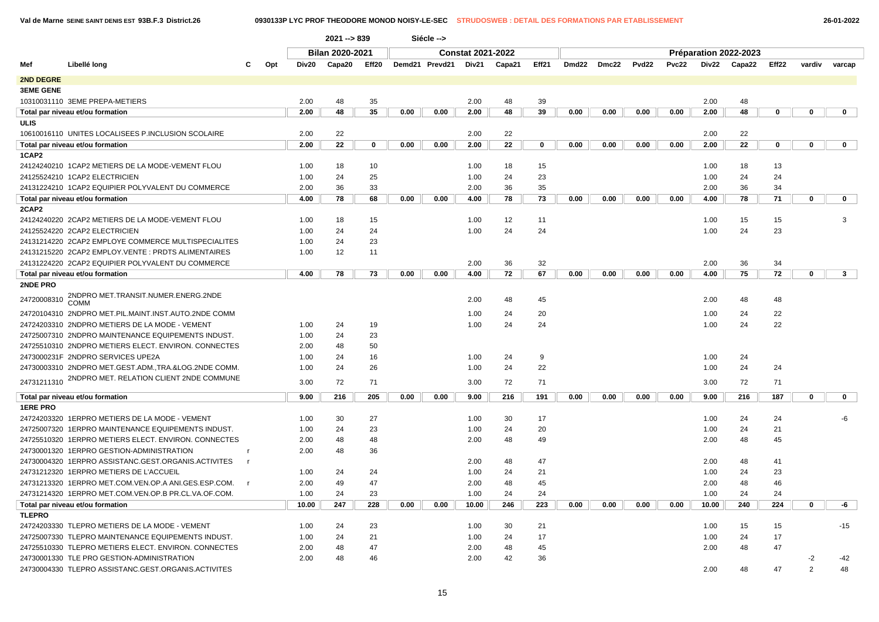Val de Marne SEINE SAINT DENIS EST 93B.F.3 District.26 — 0930133P LYC PROF THEODORE MONOD NOISY-LE-SEC — STRUDOSWEB : DETAIL DES FORMATIONS PAR ETABLISSEMENT — 26-01-2022

| | | | | 2021 --> 839 | | | Siécle --> | | | | | | | | | | | | | |
|---|---|---|---|---|---|---|---|---|---|---|---|---|---|---|---|---|---|---|---|---|
| | | | | Bilan 2020-2021 | | | Constat 2021-2022 | | | | | Préparation 2022-2023 | | | | | | | | |
| Mef | Libellé long | C | Opt | Div20 | Capa20 | Eff20 | Demd21 | Prevd21 | Div21 | Capa21 | Eff21 | Dmd22 | Dmc22 | Pvd22 | Pvc22 | Div22 | Capa22 | Eff22 | vardiv | varcap |
| **2ND DEGRE** | | | | | | | | | | | | | | | | | | | | |
| **3EME GENE** | | | | | | | | | | | | | | | | | | | | |
| 10310031110 | 3EME PREPA-METIERS | | | 2.00 | 48 | 35 | | | 2.00 | 48 | 39 | | | | | 2.00 | 48 | | | |
| Total par niveau et/ou formation | | | | 2.00 | 48 | 35 | 0.00 | 0.00 | 2.00 | 48 | 39 | 0.00 | 0.00 | 0.00 | 0.00 | 2.00 | 48 | 0 | 0 | 0 |
| **ULIS** | | | | | | | | | | | | | | | | | | | | |
| 10610016110 | UNITES LOCALISEES P.INCLUSION SCOLAIRE | | | 2.00 | 22 | | | | 2.00 | 22 | | | | | | 2.00 | 22 | | | |
| Total par niveau et/ou formation | | | | 2.00 | 22 | 0 | 0.00 | 0.00 | 2.00 | 22 | 0 | 0.00 | 0.00 | 0.00 | 0.00 | 2.00 | 22 | 0 | 0 | 0 |
| **1CAP2** | | | | | | | | | | | | | | | | | | | | |
| 24124240210 | 1CAP2 METIERS DE LA MODE-VEMENT FLOU | | | 1.00 | 18 | 10 | | | 1.00 | 18 | 15 | | | | | 1.00 | 18 | 13 | | |
| 24125524210 | 1CAP2 ELECTRICIEN | | | 1.00 | 24 | 25 | | | 1.00 | 24 | 23 | | | | | 1.00 | 24 | 24 | | |
| 24131224210 | 1CAP2 EQUIPIER POLYVALENT DU COMMERCE | | | 2.00 | 36 | 33 | | | 2.00 | 36 | 35 | | | | | 2.00 | 36 | 34 | | |
| Total par niveau et/ou formation | | | | 4.00 | 78 | 68 | 0.00 | 0.00 | 4.00 | 78 | 73 | 0.00 | 0.00 | 0.00 | 0.00 | 4.00 | 78 | 71 | 0 | 0 |
| **2CAP2** | | | | | | | | | | | | | | | | | | | | |
| 24124240220 | 2CAP2 METIERS DE LA MODE-VEMENT FLOU | | | 1.00 | 18 | 15 | | | 1.00 | 12 | 11 | | | | | 1.00 | 15 | 15 | | 3 |
| 24125524220 | 2CAP2 ELECTRICIEN | | | 1.00 | 24 | 24 | | | 1.00 | 24 | 24 | | | | | 1.00 | 24 | 23 | | |
| 24131214220 | 2CAP2 EMPLOYE COMMERCE MULTISPECIALITES | | | 1.00 | 24 | 23 | | | | | | | | | | | | | | |
| 24131215220 | 2CAP2 EMPLOY.VENTE : PRDTS ALIMENTAIRES | | | 1.00 | 12 | 11 | | | | | | | | | | | | | | |
| 24131224220 | 2CAP2 EQUIPIER POLYVALENT DU COMMERCE | | | | | | | | 2.00 | 36 | 32 | | | | | 2.00 | 36 | 34 | | |
| Total par niveau et/ou formation | | | | 4.00 | 78 | 73 | 0.00 | 0.00 | 4.00 | 72 | 67 | 0.00 | 0.00 | 0.00 | 0.00 | 4.00 | 75 | 72 | 0 | 3 |
| **2NDE PRO** | | | | | | | | | | | | | | | | | | | | |
| 24720008310 | 2NDPRO MET.TRANSIT.NUMER.ENERG.2NDE COMM | | | | | | | | 2.00 | 48 | 45 | | | | | 2.00 | 48 | 48 | | |
| 24720104310 | 2NDPRO MET.PIL.MAINT.INST.AUTO.2NDE COMM | | | | | | | | 1.00 | 24 | 20 | | | | | 1.00 | 24 | 22 | | |
| 24724203310 | 2NDPRO METIERS DE LA MODE - VEMENT | | | 1.00 | 24 | 19 | | | 1.00 | 24 | 24 | | | | | 1.00 | 24 | 22 | | |
| 24725007310 | 2NDPRO MAINTENANCE EQUIPEMENTS INDUST. | | | 1.00 | 24 | 23 | | | | | | | | | | | | | | |
| 24725510310 | 2NDPRO METIERS ELECT. ENVIRON. CONNECTES | | | 2.00 | 48 | 50 | | | | | | | | | | | | | | |
| 2473000231F | 2NDPRO SERVICES UPE2A | | | 1.00 | 24 | 16 | | | 1.00 | 24 | 9 | | | | | 1.00 | 24 | | | |
| 24730003310 | 2NDPRO MET.GEST.ADM.,TRA.&LOG.2NDE COMM. | | | 1.00 | 24 | 26 | | | 1.00 | 24 | 22 | | | | | 1.00 | 24 | 24 | | |
| 24731211310 | 2NDPRO MET. RELATION CLIENT 2NDE COMMUNE | | | 3.00 | 72 | 71 | | | 3.00 | 72 | 71 | | | | | 3.00 | 72 | 71 | | |
| Total par niveau et/ou formation | | | | 9.00 | 216 | 205 | 0.00 | 0.00 | 9.00 | 216 | 191 | 0.00 | 0.00 | 0.00 | 0.00 | 9.00 | 216 | 187 | 0 | 0 |
| **1ERE PRO** | | | | | | | | | | | | | | | | | | | | |
| 24724203320 | 1ERPRO METIERS DE LA MODE - VEMENT | | | 1.00 | 30 | 27 | | | 1.00 | 30 | 17 | | | | | 1.00 | 24 | 24 | | -6 |
| 24725007320 | 1ERPRO MAINTENANCE EQUIPEMENTS INDUST. | | | 1.00 | 24 | 23 | | | 1.00 | 24 | 20 | | | | | 1.00 | 24 | 21 | | |
| 24725510320 | 1ERPRO METIERS ELECT. ENVIRON. CONNECTES | | | 2.00 | 48 | 48 | | | 2.00 | 48 | 49 | | | | | 2.00 | 48 | 45 | | |
| 24730001320 | 1ERPRO GESTION-ADMINISTRATION | r | | 2.00 | 48 | 36 | | | | | | | | | | | | | | |
| 24730004320 | 1ERPRO ASSISTANC.GEST.ORGANIS.ACTIVITES | r | | | | | | | 2.00 | 48 | 47 | | | | | 2.00 | 48 | 41 | | |
| 24731212320 | 1ERPRO METIERS DE L'ACCUEIL | | | 1.00 | 24 | 24 | | | 1.00 | 24 | 21 | | | | | 1.00 | 24 | 23 | | |
| 24731213320 | 1ERPRO MET.COM.VEN.OP.A ANI.GES.ESP.COM. | r | | 2.00 | 49 | 47 | | | 2.00 | 48 | 45 | | | | | 2.00 | 48 | 46 | | |
| 24731214320 | 1ERPRO MET.COM.VEN.OP.B PR.CL.VA.OF.COM. | | | 1.00 | 24 | 23 | | | 1.00 | 24 | 24 | | | | | 1.00 | 24 | 24 | | |
| Total par niveau et/ou formation | | | | 10.00 | 247 | 228 | 0.00 | 0.00 | 10.00 | 246 | 223 | 0.00 | 0.00 | 0.00 | 0.00 | 10.00 | 240 | 224 | 0 | -6 |
| **TLEPRO** | | | | | | | | | | | | | | | | | | | | |
| 24724203330 | TLEPRO METIERS DE LA MODE - VEMENT | | | 1.00 | 24 | 23 | | | 1.00 | 30 | 21 | | | | | 1.00 | 15 | 15 | | -15 |
| 24725007330 | TLEPRO MAINTENANCE EQUIPEMENTS INDUST. | | | 1.00 | 24 | 21 | | | 1.00 | 24 | 17 | | | | | 1.00 | 24 | 17 | | |
| 24725510330 | TLEPRO METIERS ELECT. ENVIRON. CONNECTES | | | 2.00 | 48 | 47 | | | 2.00 | 48 | 45 | | | | | 2.00 | 48 | 47 | | |
| 24730001330 | TLE PRO GESTION-ADMINISTRATION | | | 2.00 | 48 | 46 | | | 2.00 | 42 | 36 | | | | | | | | -2 | -42 |
| 24730004330 | TLEPRO ASSISTANC.GEST.ORGANIS.ACTIVITES | | | | | | | | | | | | | | | 2.00 | 48 | 47 | 2 | 48 |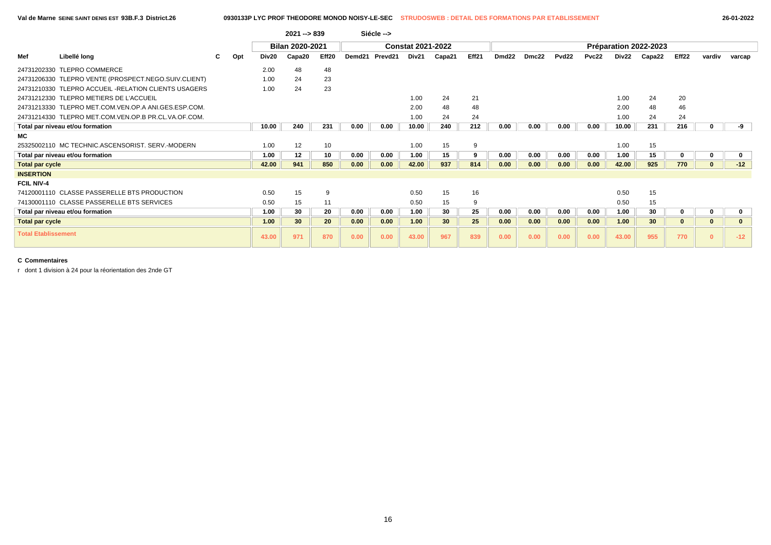Val de Marne SEINE SAINT DENIS EST 93B.F.3 District.26 — 0930133P LYC PROF THEODORE MONOD NOISY-LE-SEC — STRUDOSWEB : DETAIL DES FORMATIONS PAR ETABLISSEMENT — 26-01-2022

2021 --> 839 Siécle -->

| Mef | Libellé long | C | Opt | Bilan 2020-2021 | | | Constat 2021-2022 | | | | | Préparation 2022-2023 | | | | | | | | |
|---|---|---|---|---|---|---|---|---|---|---|---|---|---|---|---|---|---|---|---|---|
| | | | | Div20 | Capa20 | Eff20 | Demd21 | Prevd21 | Div21 | Capa21 | Eff21 | Dmd22 | Dmc22 | Pvd22 | Pvc22 | Div22 | Capa22 | Eff22 | vardiv | varcap |
| 24731202330 | TLEPRO COMMERCE | | | 2.00 | 48 | 48 | | | | | | | | | | | | | | |
| 24731206330 | TLEPRO VENTE (PROSPECT.NEGO.SUIV.CLIENT) | | | 1.00 | 24 | 23 | | | | | | | | | | | | | | |
| 24731210330 | TLEPRO ACCUEIL -RELATION CLIENTS USAGERS | | | 1.00 | 24 | 23 | | | | | | | | | | | | | | |
| 24731212330 | TLEPRO METIERS DE L'ACCUEIL | | | | | | | | 1.00 | 24 | 21 | | | | | 1.00 | 24 | 20 | | |
| 24731213330 | TLEPRO MET.COM.VEN.OP.A ANI.GES.ESP.COM. | | | | | | | | 2.00 | 48 | 48 | | | | | 2.00 | 48 | 46 | | |
| 24731214330 | TLEPRO MET.COM.VEN.OP.B PR.CL.VA.OF.COM. | | | | | | | | 1.00 | 24 | 24 | | | | | 1.00 | 24 | 24 | | |
| **Total par niveau et/ou formation** | | | | **10.00** | **240** | **231** | **0.00** | **0.00** | **10.00** | **240** | **212** | **0.00** | **0.00** | **0.00** | **0.00** | **10.00** | **231** | **216** | **0** | **-9** |
| **MC** | | | | | | | | | | | | | | | | | | | | |
| 25325002110 | MC TECHNIC.ASCENSORIST. SERV.-MODERN | | | 1.00 | 12 | 10 | | | 1.00 | 15 | 9 | | | | | 1.00 | 15 | | | |
| **Total par niveau et/ou formation** | | | | **1.00** | **12** | **10** | **0.00** | **0.00** | **1.00** | **15** | **9** | **0.00** | **0.00** | **0.00** | **0.00** | **1.00** | **15** | **0** | **0** | **0** |
| **Total par cycle** | | | | **42.00** | **941** | **850** | **0.00** | **0.00** | **42.00** | **937** | **814** | **0.00** | **0.00** | **0.00** | **0.00** | **42.00** | **925** | **770** | **0** | **-12** |
| **INSERTION** | | | | | | | | | | | | | | | | | | | | |
| **FCIL NIV-4** | | | | | | | | | | | | | | | | | | | | |
| 74120001110 | CLASSE PASSERELLE BTS PRODUCTION | | | 0.50 | 15 | 9 | | | 0.50 | 15 | 16 | | | | | 0.50 | 15 | | | |
| 74130001110 | CLASSE PASSERELLE BTS SERVICES | | | 0.50 | 15 | 11 | | | 0.50 | 15 | 9 | | | | | 0.50 | 15 | | | |
| **Total par niveau et/ou formation** | | | | **1.00** | **30** | **20** | **0.00** | **0.00** | **1.00** | **30** | **25** | **0.00** | **0.00** | **0.00** | **0.00** | **1.00** | **30** | **0** | **0** | **0** |
| **Total par cycle** | | | | **1.00** | **30** | **20** | **0.00** | **0.00** | **1.00** | **30** | **25** | **0.00** | **0.00** | **0.00** | **0.00** | **1.00** | **30** | **0** | **0** | **0** |
| **Total Etablissement** | | | | **43.00** | **971** | **870** | **0.00** | **0.00** | **43.00** | **967** | **839** | **0.00** | **0.00** | **0.00** | **0.00** | **43.00** | **955** | **770** | **0** | **-12** |

**C Commentaires**

r dont 1 division à 24 pour la réorientation des 2nde GT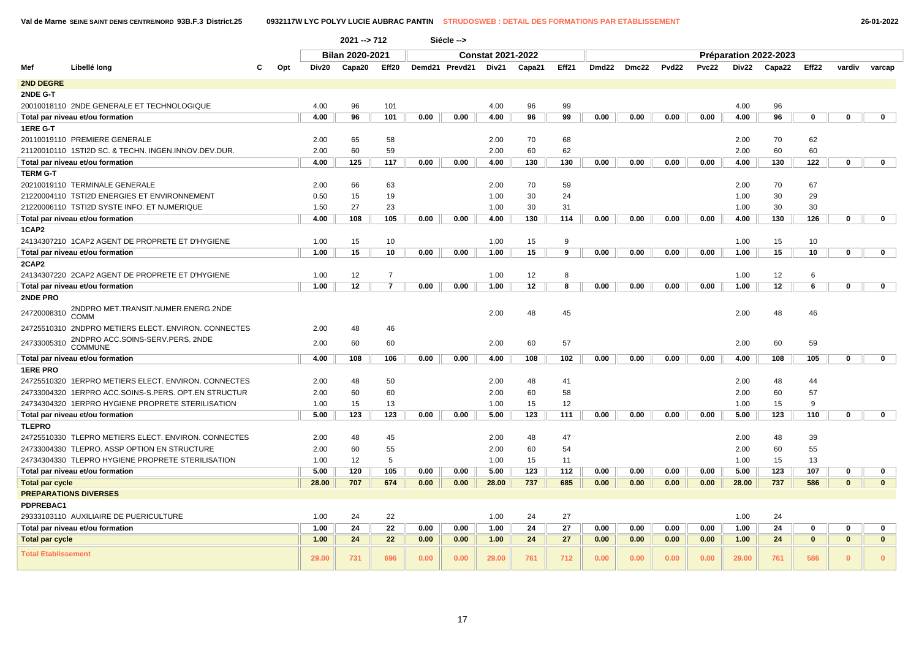Val de Marne SEINE SAINT DENIS CENTRE/NORD 93B.F.3 District.25 — 0932117W LYC POLYV LUCIE AUBRAC PANTIN — STRUDOSWEB : DETAIL DES FORMATIONS PAR ETABLISSEMENT — 26-01-2022

2021 --> 712 Siécle -->

| Mef | Libellé long | C | Opt | Bilan 2020-2021 | | | Constat 2021-2022 | | | | | Préparation 2022-2023 | | | | | | | | |
|---|---|---|---|---|---|---|---|---|---|---|---|---|---|---|---|---|---|---|---|---|
| | | | | Div20 | Capa20 | Eff20 | Demd21 | Prevd21 | Div21 | Capa21 | Eff21 | Dmd22 | Dmc22 | Pvd22 | Pvc22 | Div22 | Capa22 | Eff22 | vardiv | varcap |
| **2ND DEGRE** | | | | | | | | | | | | | | | | | | | | |
| **2NDE G-T** | | | | | | | | | | | | | | | | | | | | |
| 20010018110 | 2NDE GENERALE ET TECHNOLOGIQUE | | | 4.00 | 96 | 101 | | | 4.00 | 96 | 99 | | | | | 4.00 | 96 | | | |
| Total par niveau et/ou formation | | | | 4.00 | 96 | 101 | 0.00 | 0.00 | 4.00 | 96 | 99 | 0.00 | 0.00 | 0.00 | 0.00 | 4.00 | 96 | 0 | 0 | 0 |
| **1ERE G-T** | | | | | | | | | | | | | | | | | | | | |
| 20110019110 | PREMIERE GENERALE | | | 2.00 | 65 | 58 | | | 2.00 | 70 | 68 | | | | | 2.00 | 70 | 62 | | |
| 21120010110 | 1STI2D SC. & TECHN. INGEN.INNOV.DEV.DUR. | | | 2.00 | 60 | 59 | | | 2.00 | 60 | 62 | | | | | 2.00 | 60 | 60 | | |
| Total par niveau et/ou formation | | | | 4.00 | 125 | 117 | 0.00 | 0.00 | 4.00 | 130 | 130 | 0.00 | 0.00 | 0.00 | 0.00 | 4.00 | 130 | 122 | 0 | 0 |
| **TERM G-T** | | | | | | | | | | | | | | | | | | | | |
| 20210019110 | TERMINALE GENERALE | | | 2.00 | 66 | 63 | | | 2.00 | 70 | 59 | | | | | 2.00 | 70 | 67 | | |
| 21220004110 | TSTI2D ENERGIES ET ENVIRONNEMENT | | | 0.50 | 15 | 19 | | | 1.00 | 30 | 24 | | | | | 1.00 | 30 | 29 | | |
| 21220006110 | TSTI2D SYSTE INFO. ET NUMERIQUE | | | 1.50 | 27 | 23 | | | 1.00 | 30 | 31 | | | | | 1.00 | 30 | 30 | | |
| Total par niveau et/ou formation | | | | 4.00 | 108 | 105 | 0.00 | 0.00 | 4.00 | 130 | 114 | 0.00 | 0.00 | 0.00 | 0.00 | 4.00 | 130 | 126 | 0 | 0 |
| **1CAP2** | | | | | | | | | | | | | | | | | | | | |
| 24134307210 | 1CAP2 AGENT DE PROPRETE ET D'HYGIENE | | | 1.00 | 15 | 10 | | | 1.00 | 15 | 9 | | | | | 1.00 | 15 | 10 | | |
| Total par niveau et/ou formation | | | | 1.00 | 15 | 10 | 0.00 | 0.00 | 1.00 | 15 | 9 | 0.00 | 0.00 | 0.00 | 0.00 | 1.00 | 15 | 10 | 0 | 0 |
| **2CAP2** | | | | | | | | | | | | | | | | | | | | |
| 24134307220 | 2CAP2 AGENT DE PROPRETE ET D'HYGIENE | | | 1.00 | 12 | 7 | | | 1.00 | 12 | 8 | | | | | 1.00 | 12 | 6 | | |
| Total par niveau et/ou formation | | | | 1.00 | 12 | 7 | 0.00 | 0.00 | 1.00 | 12 | 8 | 0.00 | 0.00 | 0.00 | 0.00 | 1.00 | 12 | 6 | 0 | 0 |
| **2NDE PRO** | | | | | | | | | | | | | | | | | | | | |
| 24720008310 | 2NDPRO MET.TRANSIT.NUMER.ENERG.2NDE COMM | | | | | | | | 2.00 | 48 | 45 | | | | | 2.00 | 48 | 46 | | |
| 24725510310 | 2NDPRO METIERS ELECT. ENVIRON. CONNECTES | | | 2.00 | 48 | 46 | | | | | | | | | | | | | | |
| 24733005310 | 2NDPRO ACC.SOINS-SERV.PERS. 2NDE COMMUNE | | | 2.00 | 60 | 60 | | | 2.00 | 60 | 57 | | | | | 2.00 | 60 | 59 | | |
| Total par niveau et/ou formation | | | | 4.00 | 108 | 106 | 0.00 | 0.00 | 4.00 | 108 | 102 | 0.00 | 0.00 | 0.00 | 0.00 | 4.00 | 108 | 105 | 0 | 0 |
| **1ERE PRO** | | | | | | | | | | | | | | | | | | | | |
| 24725510320 | 1ERPRO METIERS ELECT. ENVIRON. CONNECTES | | | 2.00 | 48 | 50 | | | 2.00 | 48 | 41 | | | | | 2.00 | 48 | 44 | | |
| 24733004320 | 1ERPRO ACC.SOINS-S.PERS. OPT.EN STRUCTUR | | | 2.00 | 60 | 60 | | | 2.00 | 60 | 58 | | | | | 2.00 | 60 | 57 | | |
| 24734304320 | 1ERPRO HYGIENE PROPRETE STERILISATION | | | 1.00 | 15 | 13 | | | 1.00 | 15 | 12 | | | | | 1.00 | 15 | 9 | | |
| Total par niveau et/ou formation | | | | 5.00 | 123 | 123 | 0.00 | 0.00 | 5.00 | 123 | 111 | 0.00 | 0.00 | 0.00 | 0.00 | 5.00 | 123 | 110 | 0 | 0 |
| **TLEPRO** | | | | | | | | | | | | | | | | | | | | |
| 24725510330 | TLEPRO METIERS ELECT. ENVIRON. CONNECTES | | | 2.00 | 48 | 45 | | | 2.00 | 48 | 47 | | | | | 2.00 | 48 | 39 | | |
| 24733004330 | TLEPRO. ASSP OPTION EN STRUCTURE | | | 2.00 | 60 | 55 | | | 2.00 | 60 | 54 | | | | | 2.00 | 60 | 55 | | |
| 24734304330 | TLEPRO HYGIENE PROPRETE STERILISATION | | | 1.00 | 12 | 5 | | | 1.00 | 15 | 11 | | | | | 1.00 | 15 | 13 | | |
| Total par niveau et/ou formation | | | | 5.00 | 120 | 105 | 0.00 | 0.00 | 5.00 | 123 | 112 | 0.00 | 0.00 | 0.00 | 0.00 | 5.00 | 123 | 107 | 0 | 0 |
| **Total par cycle** | | | | 28.00 | 707 | 674 | 0.00 | 0.00 | 28.00 | 737 | 685 | 0.00 | 0.00 | 0.00 | 0.00 | 28.00 | 737 | 586 | 0 | 0 |
| **PREPARATIONS DIVERSES** | | | | | | | | | | | | | | | | | | | | |
| **PDPREBAC1** | | | | | | | | | | | | | | | | | | | | |
| 29333103110 | AUXILIAIRE DE PUERICULTURE | | | 1.00 | 24 | 22 | | | 1.00 | 24 | 27 | | | | | 1.00 | 24 | | | |
| Total par niveau et/ou formation | | | | 1.00 | 24 | 22 | 0.00 | 0.00 | 1.00 | 24 | 27 | 0.00 | 0.00 | 0.00 | 0.00 | 1.00 | 24 | 0 | 0 | 0 |
| **Total par cycle** | | | | 1.00 | 24 | 22 | 0.00 | 0.00 | 1.00 | 24 | 27 | 0.00 | 0.00 | 0.00 | 0.00 | 1.00 | 24 | 0 | 0 | 0 |
| **Total Etablissement** | | | | 29.00 | 731 | 696 | 0.00 | 0.00 | 29.00 | 761 | 712 | 0.00 | 0.00 | 0.00 | 0.00 | 29.00 | 761 | 586 | 0 | 0 |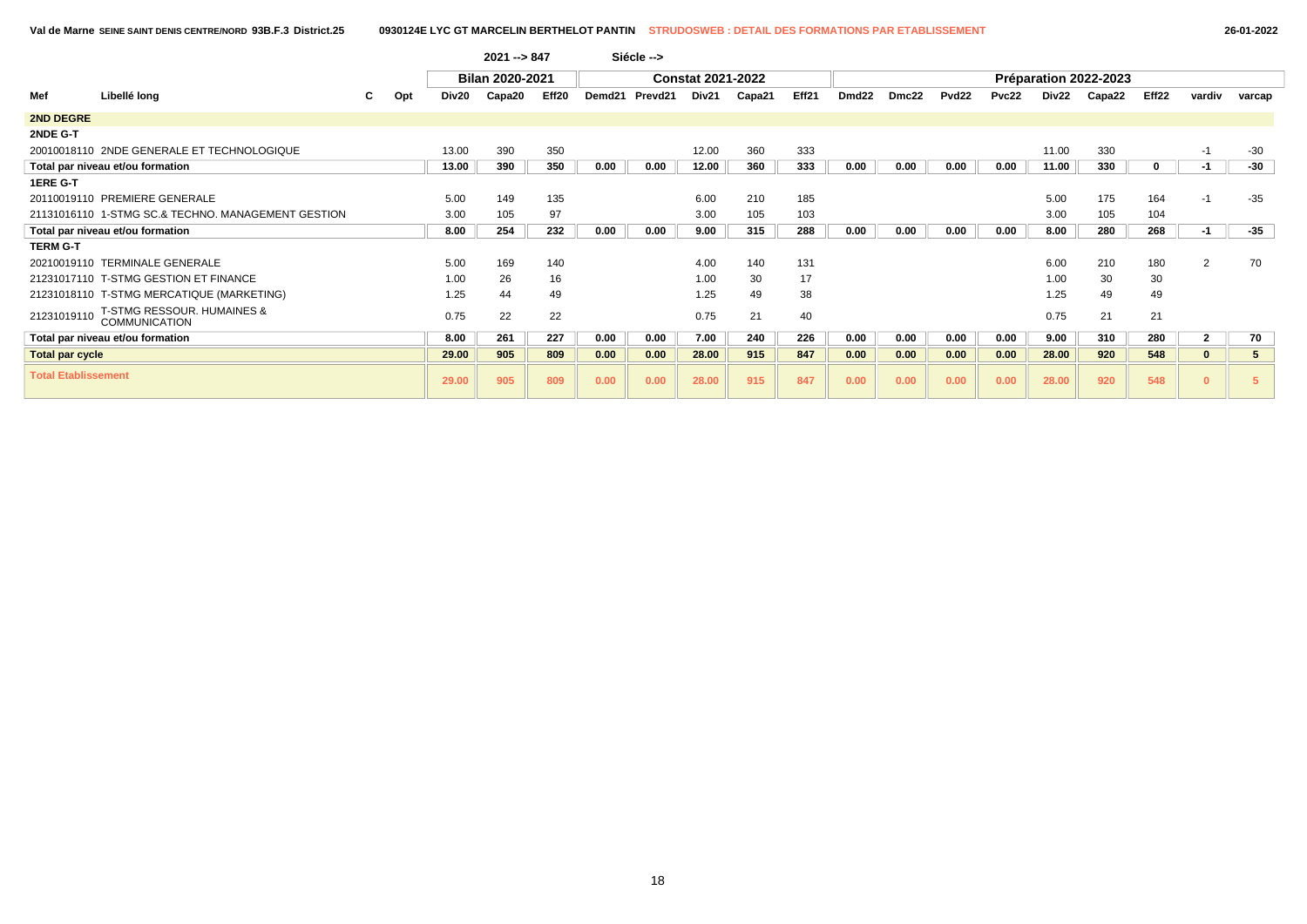Val de Marne SEINE SAINT DENIS CENTRE/NORD 93B.F.3 District.25 0930124E LYC GT MARCELIN BERTHELOT PANTIN STRUDOSWEB : DETAIL DES FORMATIONS PAR ETABLISSEMENT 26-01-2022

| | | | | 2021 --> 847 | | | Siécle --> | | | | | | | | | | | | | |
|---|---|---|---|---|---|---|---|---|---|---|---|---|---|---|---|---|---|---|---|---|
| | | | | Bilan 2020-2021 | | | Constat 2021-2022 | | | | | Préparation 2022-2023 | | | | | | | | |
| Mef | Libellé long | C | Opt | Div20 | Capa20 | Eff20 | Demd21 | Prevd21 | Div21 | Capa21 | Eff21 | Dmd22 | Dmc22 | Pvd22 | Pvc22 | Div22 | Capa22 | Eff22 | vardiv | varcap |
| **2ND DEGRE** | | | | | | | | | | | | | | | | | | | | |
| **2NDE G-T** | | | | | | | | | | | | | | | | | | | | |
| 20010018110 | 2NDE GENERALE ET TECHNOLOGIQUE | | | 13.00 | 390 | 350 | | | 12.00 | 360 | 333 | | | | | 11.00 | 330 | | -1 | -30 |
| **Total par niveau et/ou formation** | | | | **13.00** | **390** | **350** | **0.00** | **0.00** | **12.00** | **360** | **333** | **0.00** | **0.00** | **0.00** | **0.00** | **11.00** | **330** | **0** | **-1** | **-30** |
| **1ERE G-T** | | | | | | | | | | | | | | | | | | | | |
| 20110019110 | PREMIERE GENERALE | | | 5.00 | 149 | 135 | | | 6.00 | 210 | 185 | | | | | 5.00 | 175 | 164 | -1 | -35 |
| 21131016110 | 1-STMG SC.& TECHNO. MANAGEMENT GESTION | | | 3.00 | 105 | 97 | | | 3.00 | 105 | 103 | | | | | 3.00 | 105 | 104 | | |
| **Total par niveau et/ou formation** | | | | **8.00** | **254** | **232** | **0.00** | **0.00** | **9.00** | **315** | **288** | **0.00** | **0.00** | **0.00** | **0.00** | **8.00** | **280** | **268** | **-1** | **-35** |
| **TERM G-T** | | | | | | | | | | | | | | | | | | | | |
| 20210019110 | TERMINALE GENERALE | | | 5.00 | 169 | 140 | | | 4.00 | 140 | 131 | | | | | 6.00 | 210 | 180 | 2 | 70 |
| 21231017110 | T-STMG GESTION ET FINANCE | | | 1.00 | 26 | 16 | | | 1.00 | 30 | 17 | | | | | 1.00 | 30 | 30 | | |
| 21231018110 | T-STMG MERCATIQUE (MARKETING) | | | 1.25 | 44 | 49 | | | 1.25 | 49 | 38 | | | | | 1.25 | 49 | 49 | | |
| 21231019110 | T-STMG RESSOUR. HUMAINES & COMMUNICATION | | | 0.75 | 22 | 22 | | | 0.75 | 21 | 40 | | | | | 0.75 | 21 | 21 | | |
| **Total par niveau et/ou formation** | | | | **8.00** | **261** | **227** | **0.00** | **0.00** | **7.00** | **240** | **226** | **0.00** | **0.00** | **0.00** | **0.00** | **9.00** | **310** | **280** | **2** | **70** |
| **Total par cycle** | | | | **29.00** | **905** | **809** | **0.00** | **0.00** | **28.00** | **915** | **847** | **0.00** | **0.00** | **0.00** | **0.00** | **28.00** | **920** | **548** | **0** | **5** |
| **Total Etablissement** | | | | **29.00** | **905** | **809** | **0.00** | **0.00** | **28.00** | **915** | **847** | **0.00** | **0.00** | **0.00** | **0.00** | **28.00** | **920** | **548** | **0** | **5** |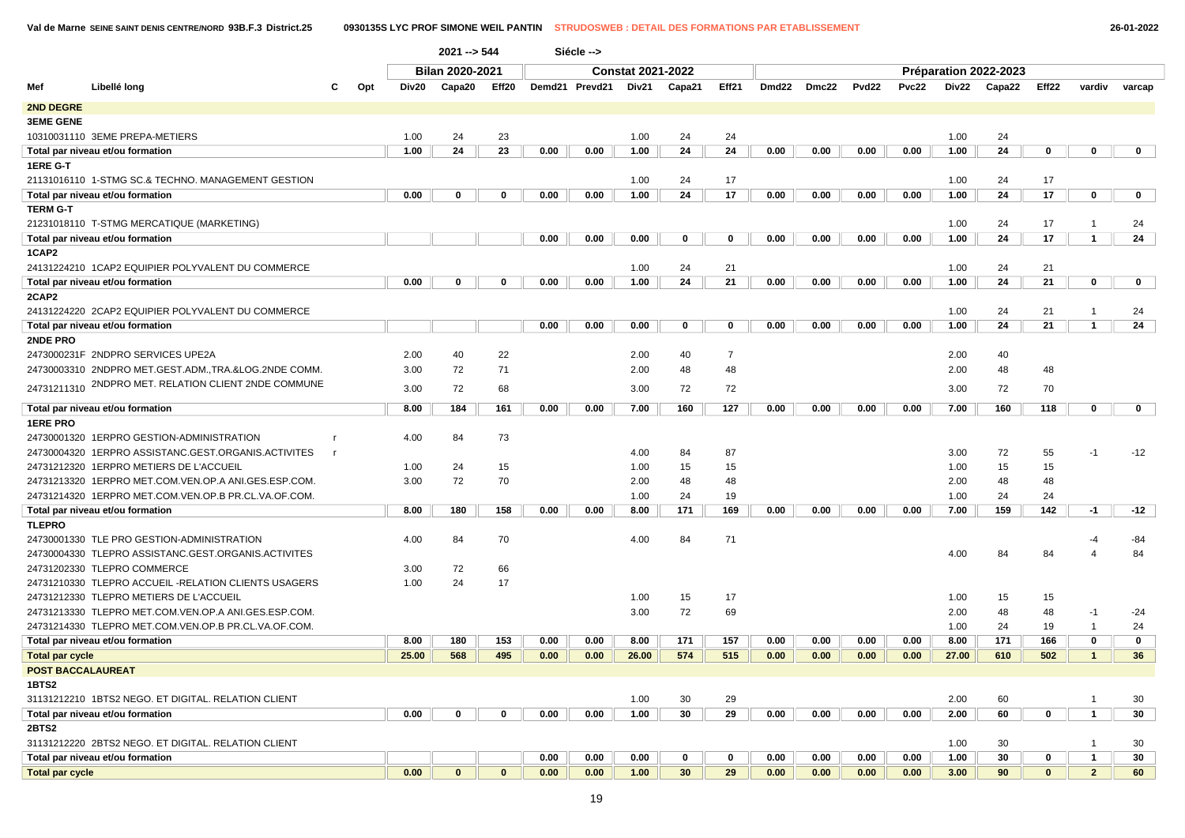Val de Marne SEINE SAINT DENIS CENTRE/NORD 93B.F.3 District.25 0930135S LYC PROF SIMONE WEIL PANTIN STRUDOSWEB : DETAIL DES FORMATIONS PAR ETABLISSEMENT 26-01-2022

2021 --> 544 Siécle -->

| Mef | Libellé long | C | Opt | Bilan 2020-2021 Div20 | Capa20 | Eff20 | Constat 2021-2022 Demd21 | Prevd21 | Div21 | Capa21 | Eff21 | Préparation 2022-2023 Dmd22 | Dmc22 | Pvd22 | Pvc22 | Div22 | Capa22 | Eff22 | vardiv | varcap |
|---|---|---|---|---|---|---|---|---|---|---|---|---|---|---|---|---|---|---|---|---|
| **2ND DEGRE** | | | | | | | | | | | | | | | | | | | | |
| **3EME GENE** | | | | | | | | | | | | | | | | | | | | |
| 10310031110 | 3EME PREPA-METIERS | | | 1.00 | 24 | 23 | | | 1.00 | 24 | 24 | | | | | 1.00 | 24 | | | |
| Total par niveau et/ou formation | | | | 1.00 | 24 | 23 | 0.00 | 0.00 | 1.00 | 24 | 24 | 0.00 | 0.00 | 0.00 | 0.00 | 1.00 | 24 | 0 | 0 | 0 |
| **1ERE G-T** | | | | | | | | | | | | | | | | | | | | |
| 21131016110 | 1-STMG SC.& TECHNO. MANAGEMENT GESTION | | | | | | | | 1.00 | 24 | 17 | | | | | 1.00 | 24 | 17 | | |
| Total par niveau et/ou formation | | | | 0.00 | 0 | 0 | 0.00 | 0.00 | 1.00 | 24 | 17 | 0.00 | 0.00 | 0.00 | 0.00 | 1.00 | 24 | 17 | 0 | 0 |
| **TERM G-T** | | | | | | | | | | | | | | | | | | | | |
| 21231018110 | T-STMG MERCATIQUE (MARKETING) | | | | | | | | | | | | | | | 1.00 | 24 | 17 | 1 | 24 |
| Total par niveau et/ou formation | | | | | | | 0.00 | 0.00 | 0.00 | 0 | 0 | 0.00 | 0.00 | 0.00 | 0.00 | 1.00 | 24 | 17 | 1 | 24 |
| **1CAP2** | | | | | | | | | | | | | | | | | | | | |
| 24131224210 | 1CAP2 EQUIPIER POLYVALENT DU COMMERCE | | | | | | | | 1.00 | 24 | 21 | | | | | 1.00 | 24 | 21 | | |
| Total par niveau et/ou formation | | | | 0.00 | 0 | 0 | 0.00 | 0.00 | 1.00 | 24 | 21 | 0.00 | 0.00 | 0.00 | 0.00 | 1.00 | 24 | 21 | 0 | 0 |
| **2CAP2** | | | | | | | | | | | | | | | | | | | | |
| 24131224220 | 2CAP2 EQUIPIER POLYVALENT DU COMMERCE | | | | | | | | | | | | | | | 1.00 | 24 | 21 | 1 | 24 |
| Total par niveau et/ou formation | | | | | | | 0.00 | 0.00 | 0.00 | 0 | 0 | 0.00 | 0.00 | 0.00 | 0.00 | 1.00 | 24 | 21 | 1 | 24 |
| **2NDE PRO** | | | | | | | | | | | | | | | | | | | | |
| 2473000231F | 2NDPRO SERVICES UPE2A | | | 2.00 | 40 | 22 | | | 2.00 | 40 | 7 | | | | | 2.00 | 40 | | | |
| 24730003310 | 2NDPRO MET.GEST.ADM.,TRA.&LOG.2NDE COMM. | | | 3.00 | 72 | 71 | | | 2.00 | 48 | 48 | | | | | 2.00 | 48 | 48 | | |
| 24731211310 | 2NDPRO MET. RELATION CLIENT 2NDE COMMUNE | | | 3.00 | 72 | 68 | | | 3.00 | 72 | 72 | | | | | 3.00 | 72 | 70 | | |
| Total par niveau et/ou formation | | | | 8.00 | 184 | 161 | 0.00 | 0.00 | 7.00 | 160 | 127 | 0.00 | 0.00 | 0.00 | 0.00 | 7.00 | 160 | 118 | 0 | 0 |
| **1ERE PRO** | | | | | | | | | | | | | | | | | | | | |
| 24730001320 | 1ERPRO GESTION-ADMINISTRATION | r | | 4.00 | 84 | 73 | | | | | | | | | | | | | | |
| 24730004320 | 1ERPRO ASSISTANC.GEST.ORGANIS.ACTIVITES | r | | | | | | | 4.00 | 84 | 87 | | | | | 3.00 | 72 | 55 | -1 | -12 |
| 24731212320 | 1ERPRO METIERS DE L'ACCUEIL | | | 1.00 | 24 | 15 | | | 1.00 | 15 | 15 | | | | | 1.00 | 15 | 15 | | |
| 24731213320 | 1ERPRO MET.COM.VEN.OP.A ANI.GES.ESP.COM. | | | 3.00 | 72 | 70 | | | 2.00 | 48 | 48 | | | | | 2.00 | 48 | 48 | | |
| 24731214320 | 1ERPRO MET.COM.VEN.OP.B PR.CL.VA.OF.COM. | | | | | | | | 1.00 | 24 | 19 | | | | | 1.00 | 24 | 24 | | |
| Total par niveau et/ou formation | | | | 8.00 | 180 | 158 | 0.00 | 0.00 | 8.00 | 171 | 169 | 0.00 | 0.00 | 0.00 | 0.00 | 7.00 | 159 | 142 | -1 | -12 |
| **TLEPRO** | | | | | | | | | | | | | | | | | | | | |
| 24730001330 | TLE PRO GESTION-ADMINISTRATION | | | 4.00 | 84 | 70 | | | 4.00 | 84 | 71 | | | | | | | | -4 | -84 |
| 24730004330 | TLEPRO ASSISTANC.GEST.ORGANIS.ACTIVITES | | | | | | | | | | | | | | | 4.00 | 84 | 84 | 4 | 84 |
| 24731202330 | TLEPRO COMMERCE | | | 3.00 | 72 | 66 | | | | | | | | | | | | | | |
| 24731210330 | TLEPRO ACCUEIL -RELATION CLIENTS USAGERS | | | 1.00 | 24 | 17 | | | | | | | | | | | | | | |
| 24731212330 | TLEPRO METIERS DE L'ACCUEIL | | | | | | | | 1.00 | 15 | 17 | | | | | 1.00 | 15 | 15 | | |
| 24731213330 | TLEPRO MET.COM.VEN.OP.A ANI.GES.ESP.COM. | | | | | | | | 3.00 | 72 | 69 | | | | | 2.00 | 48 | 48 | -1 | -24 |
| 24731214330 | TLEPRO MET.COM.VEN.OP.B PR.CL.VA.OF.COM. | | | | | | | | | | | | | | | 1.00 | 24 | 19 | 1 | 24 |
| Total par niveau et/ou formation | | | | 8.00 | 180 | 153 | 0.00 | 0.00 | 8.00 | 171 | 157 | 0.00 | 0.00 | 0.00 | 0.00 | 8.00 | 171 | 166 | 0 | 0 |
| **Total par cycle** | | | | 25.00 | 568 | 495 | 0.00 | 0.00 | 26.00 | 574 | 515 | 0.00 | 0.00 | 0.00 | 0.00 | 27.00 | 610 | 502 | 1 | 36 |
| **POST BACCALAUREAT** | | | | | | | | | | | | | | | | | | | | |
| **1BTS2** | | | | | | | | | | | | | | | | | | | | |
| 31131212210 | 1BTS2 NEGO. ET DIGITAL. RELATION CLIENT | | | | | | | | 1.00 | 30 | 29 | | | | | 2.00 | 60 | | 1 | 30 |
| Total par niveau et/ou formation | | | | 0.00 | 0 | 0 | 0.00 | 0.00 | 1.00 | 30 | 29 | 0.00 | 0.00 | 0.00 | 0.00 | 2.00 | 60 | 0 | 1 | 30 |
| **2BTS2** | | | | | | | | | | | | | | | | | | | | |
| 31131212220 | 2BTS2 NEGO. ET DIGITAL. RELATION CLIENT | | | | | | | | | | | | | | | 1.00 | 30 | | 1 | 30 |
| Total par niveau et/ou formation | | | | | | | 0.00 | 0.00 | 0.00 | 0 | 0 | 0.00 | 0.00 | 0.00 | 0.00 | 1.00 | 30 | 0 | 1 | 30 |
| **Total par cycle** | | | | 0.00 | 0 | 0 | 0.00 | 0.00 | 1.00 | 30 | 29 | 0.00 | 0.00 | 0.00 | 0.00 | 3.00 | 90 | 0 | 2 | 60 |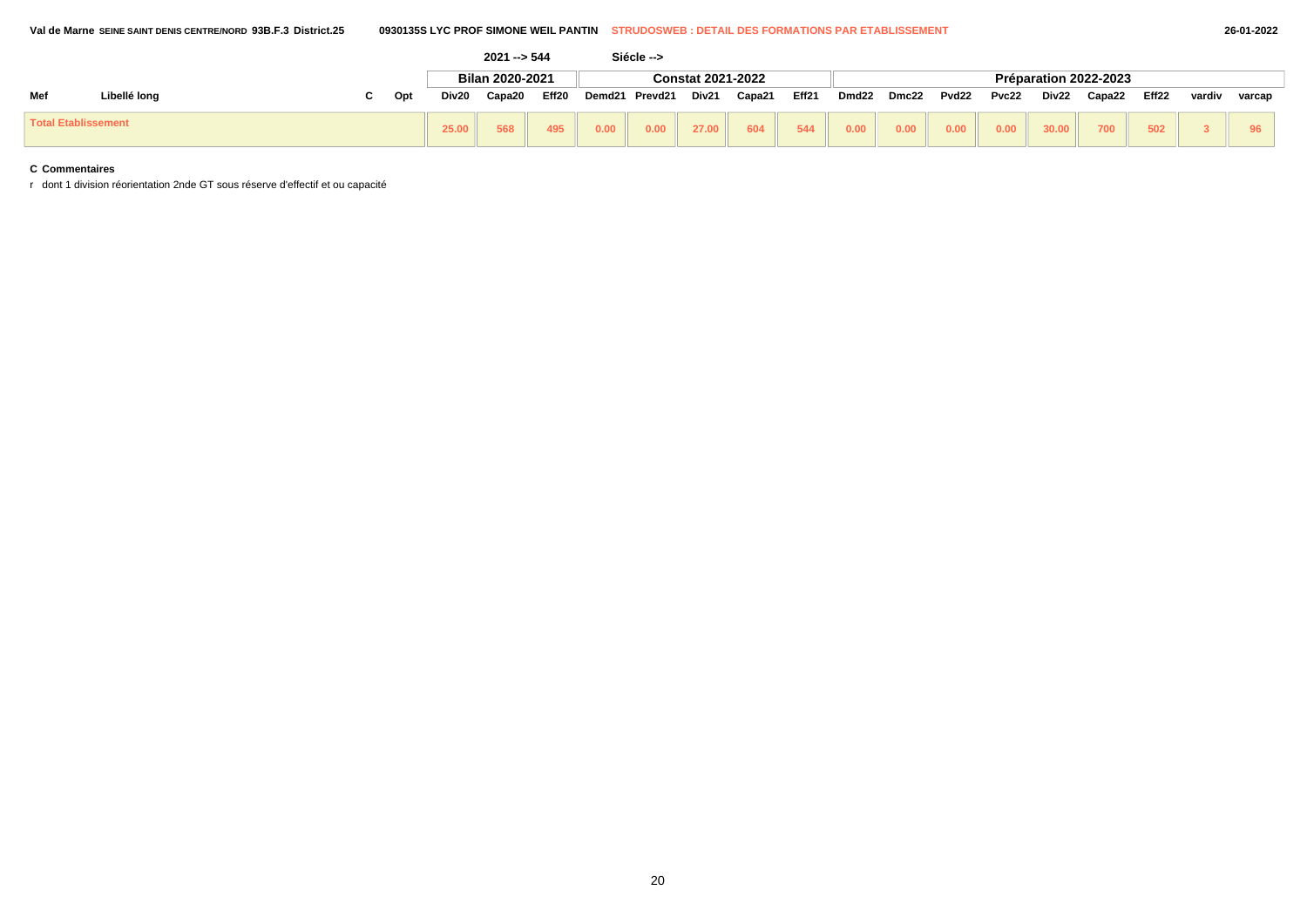Val de Marne SEINE SAINT DENIS CENTRE/NORD 93B.F.3 District.25 0930135S LYC PROF SIMONE WEIL PANTIN STRUDOSWEB : DETAIL DES FORMATIONS PAR ETABLISSEMENT 26-01-2022

2021 --> 544 Siécle -->

| Mef | Libellé long | C | Opt | Bilan 2020-2021 | | | Constat 2021-2022 | | | | | Préparation 2022-2023 | | | | | | | | |
|---|---|---|---|---|---|---|---|---|---|---|---|---|---|---|---|---|---|---|---|---|
| | | | | Div20 | Capa20 | Eff20 | Demd21 | Prevd21 | Div21 | Capa21 | Eff21 | Dmd22 | Dmc22 | Pvd22 | Pvc22 | Div22 | Capa22 | Eff22 | vardiv | varcap |
| Total Etablissement | | | | 25.00 | 568 | 495 | 0.00 | 0.00 | 27.00 | 604 | 544 | 0.00 | 0.00 | 0.00 | 0.00 | 30.00 | 700 | 502 | 3 | 96 |

**C Commentaires**

r dont 1 division réorientation 2nde GT sous réserve d'effectif et ou capacité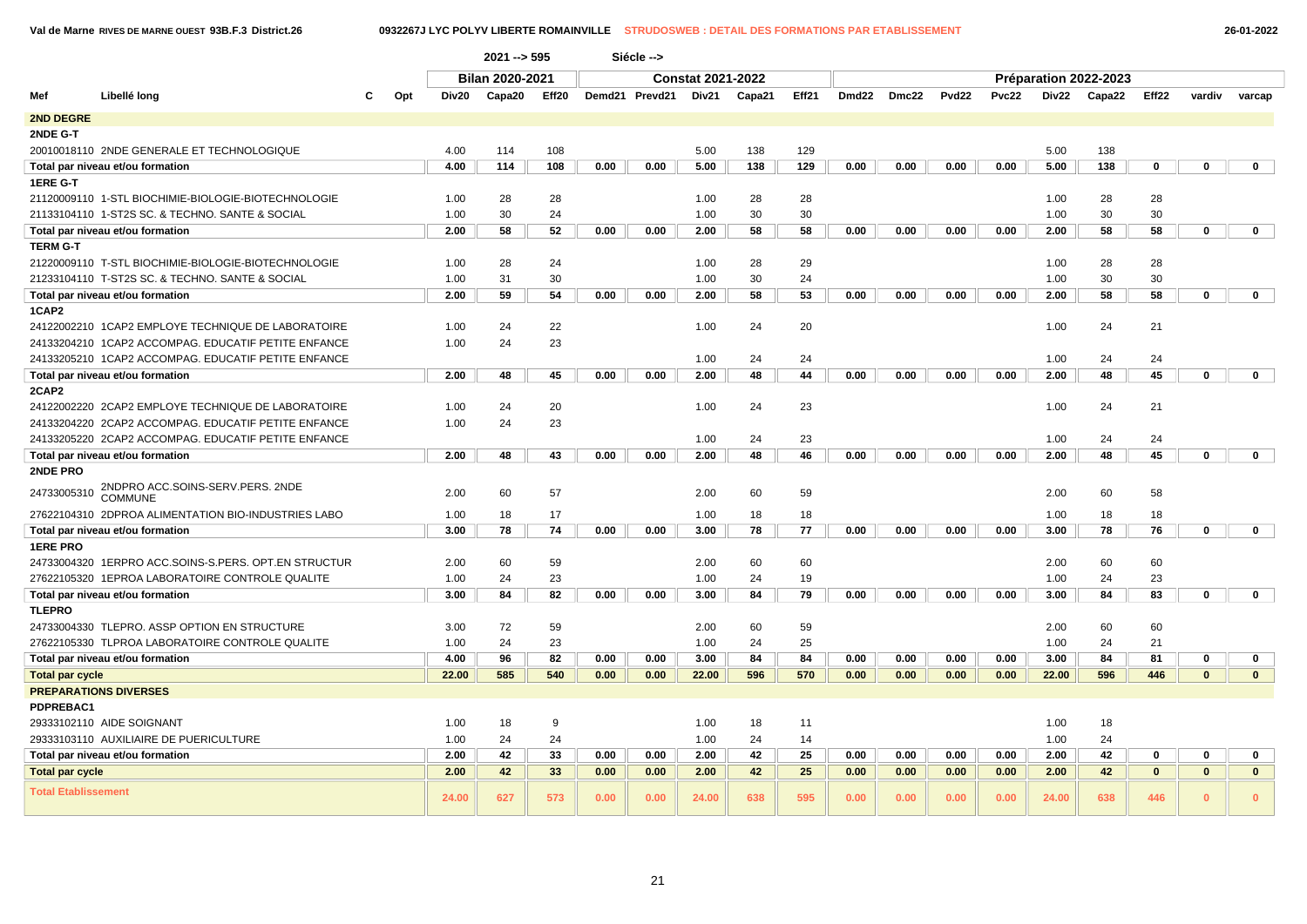Val de Marne RIVES DE MARNE OUEST 93B.F.3 District.26 — 0932267J LYC POLYV LIBERTE ROMAINVILLE — STRUDOSWEB : DETAIL DES FORMATIONS PAR ETABLISSEMENT — 26-01-2022

2021 --> 595 Siécle -->

| Mef | Libellé long | C | Opt | Bilan 2020-2021 Div20 | Capa20 | Eff20 | Constat 2021-2022 Demd21 | Prevd21 | Div21 | Capa21 | Eff21 | Préparation 2022-2023 Dmd22 | Dmc22 | Pvd22 | Pvc22 | Div22 | Capa22 | Eff22 | vardiv | varcap |
|---|---|---|---|---|---|---|---|---|---|---|---|---|---|---|---|---|---|---|---|---|
| **2ND DEGRE** | | | | | | | | | | | | | | | | | | | | |
| **2NDE G-T** | | | | | | | | | | | | | | | | | | | | |
| 20010018110 | 2NDE GENERALE ET TECHNOLOGIQUE | | | 4.00 | 114 | 108 | | | 5.00 | 138 | 129 | | | | | 5.00 | 138 | | | |
| **Total par niveau et/ou formation** | | | | 4.00 | 114 | 108 | 0.00 | 0.00 | 5.00 | 138 | 129 | 0.00 | 0.00 | 0.00 | 0.00 | 5.00 | 138 | 0 | 0 | 0 |
| **1ERE G-T** | | | | | | | | | | | | | | | | | | | | |
| 21120009110 | 1-STL BIOCHIMIE-BIOLOGIE-BIOTECHNOLOGIE | | | 1.00 | 28 | 28 | | | 1.00 | 28 | 28 | | | | | 1.00 | 28 | 28 | | |
| 21133104110 | 1-ST2S SC. & TECHNO. SANTE & SOCIAL | | | 1.00 | 30 | 24 | | | 1.00 | 30 | 30 | | | | | 1.00 | 30 | 30 | | |
| **Total par niveau et/ou formation** | | | | 2.00 | 58 | 52 | 0.00 | 0.00 | 2.00 | 58 | 58 | 0.00 | 0.00 | 0.00 | 0.00 | 2.00 | 58 | 58 | 0 | 0 |
| **TERM G-T** | | | | | | | | | | | | | | | | | | | | |
| 21220009110 | T-STL BIOCHIMIE-BIOLOGIE-BIOTECHNOLOGIE | | | 1.00 | 28 | 24 | | | 1.00 | 28 | 29 | | | | | 1.00 | 28 | 28 | | |
| 21233104110 | T-ST2S SC. & TECHNO. SANTE & SOCIAL | | | 1.00 | 31 | 30 | | | 1.00 | 30 | 24 | | | | | 1.00 | 30 | 30 | | |
| **Total par niveau et/ou formation** | | | | 2.00 | 59 | 54 | 0.00 | 0.00 | 2.00 | 58 | 53 | 0.00 | 0.00 | 0.00 | 0.00 | 2.00 | 58 | 58 | 0 | 0 |
| **1CAP2** | | | | | | | | | | | | | | | | | | | | |
| 24122002210 | 1CAP2 EMPLOYE TECHNIQUE DE LABORATOIRE | | | 1.00 | 24 | 22 | | | 1.00 | 24 | 20 | | | | | 1.00 | 24 | 21 | | |
| 24133204210 | 1CAP2 ACCOMPAG. EDUCATIF PETITE ENFANCE | | | 1.00 | 24 | 23 | | | | | | | | | | | | | | |
| 24133205210 | 1CAP2 ACCOMPAG. EDUCATIF PETITE ENFANCE | | | | | | | | 1.00 | 24 | 24 | | | | | 1.00 | 24 | 24 | | |
| **Total par niveau et/ou formation** | | | | 2.00 | 48 | 45 | 0.00 | 0.00 | 2.00 | 48 | 44 | 0.00 | 0.00 | 0.00 | 0.00 | 2.00 | 48 | 45 | 0 | 0 |
| **2CAP2** | | | | | | | | | | | | | | | | | | | | |
| 24122002220 | 2CAP2 EMPLOYE TECHNIQUE DE LABORATOIRE | | | 1.00 | 24 | 20 | | | 1.00 | 24 | 23 | | | | | 1.00 | 24 | 21 | | |
| 24133204220 | 2CAP2 ACCOMPAG. EDUCATIF PETITE ENFANCE | | | 1.00 | 24 | 23 | | | | | | | | | | | | | | |
| 24133205220 | 2CAP2 ACCOMPAG. EDUCATIF PETITE ENFANCE | | | | | | | | 1.00 | 24 | 23 | | | | | 1.00 | 24 | 24 | | |
| **Total par niveau et/ou formation** | | | | 2.00 | 48 | 43 | 0.00 | 0.00 | 2.00 | 48 | 46 | 0.00 | 0.00 | 0.00 | 0.00 | 2.00 | 48 | 45 | 0 | 0 |
| **2NDE PRO** | | | | | | | | | | | | | | | | | | | | |
| 24733005310 | 2NDPRO ACC.SOINS-SERV.PERS. 2NDE COMMUNE | | | 2.00 | 60 | 57 | | | 2.00 | 60 | 59 | | | | | 2.00 | 60 | 58 | | |
| 27622104310 | 2DPROA ALIMENTATION BIO-INDUSTRIES LABO | | | 1.00 | 18 | 17 | | | 1.00 | 18 | 18 | | | | | 1.00 | 18 | 18 | | |
| **Total par niveau et/ou formation** | | | | 3.00 | 78 | 74 | 0.00 | 0.00 | 3.00 | 78 | 77 | 0.00 | 0.00 | 0.00 | 0.00 | 3.00 | 78 | 76 | 0 | 0 |
| **1ERE PRO** | | | | | | | | | | | | | | | | | | | | |
| 24733004320 | 1ERPRO ACC.SOINS-S.PERS. OPT.EN STRUCTUR | | | 2.00 | 60 | 59 | | | 2.00 | 60 | 60 | | | | | 2.00 | 60 | 60 | | |
| 27622105320 | 1EPROA LABORATOIRE CONTROLE QUALITE | | | 1.00 | 24 | 23 | | | 1.00 | 24 | 19 | | | | | 1.00 | 24 | 23 | | |
| **Total par niveau et/ou formation** | | | | 3.00 | 84 | 82 | 0.00 | 0.00 | 3.00 | 84 | 79 | 0.00 | 0.00 | 0.00 | 0.00 | 3.00 | 84 | 83 | 0 | 0 |
| **TLEPRO** | | | | | | | | | | | | | | | | | | | | |
| 24733004330 | TLEPRO. ASSP OPTION EN STRUCTURE | | | 3.00 | 72 | 59 | | | 2.00 | 60 | 59 | | | | | 2.00 | 60 | 60 | | |
| 27622105330 | TLPROA LABORATOIRE CONTROLE QUALITE | | | 1.00 | 24 | 23 | | | 1.00 | 24 | 25 | | | | | 1.00 | 24 | 21 | | |
| **Total par niveau et/ou formation** | | | | 4.00 | 96 | 82 | 0.00 | 0.00 | 3.00 | 84 | 84 | 0.00 | 0.00 | 0.00 | 0.00 | 3.00 | 84 | 81 | 0 | 0 |
| **Total par cycle** | | | | 22.00 | 585 | 540 | 0.00 | 0.00 | 22.00 | 596 | 570 | 0.00 | 0.00 | 0.00 | 0.00 | 22.00 | 596 | 446 | 0 | 0 |
| **PREPARATIONS DIVERSES** | | | | | | | | | | | | | | | | | | | | |
| **PDPREBAC1** | | | | | | | | | | | | | | | | | | | | |
| 29333102110 | AIDE SOIGNANT | | | 1.00 | 18 | 9 | | | 1.00 | 18 | 11 | | | | | 1.00 | 18 | | | |
| 29333103110 | AUXILIAIRE DE PUERICULTURE | | | 1.00 | 24 | 24 | | | 1.00 | 24 | 14 | | | | | 1.00 | 24 | | | |
| **Total par niveau et/ou formation** | | | | 2.00 | 42 | 33 | 0.00 | 0.00 | 2.00 | 42 | 25 | 0.00 | 0.00 | 0.00 | 0.00 | 2.00 | 42 | 0 | 0 | 0 |
| **Total par cycle** | | | | 2.00 | 42 | 33 | 0.00 | 0.00 | 2.00 | 42 | 25 | 0.00 | 0.00 | 0.00 | 0.00 | 2.00 | 42 | 0 | 0 | 0 |
| **Total Etablissement** | | | | 24.00 | 627 | 573 | 0.00 | 0.00 | 24.00 | 638 | 595 | 0.00 | 0.00 | 0.00 | 0.00 | 24.00 | 638 | 446 | 0 | 0 |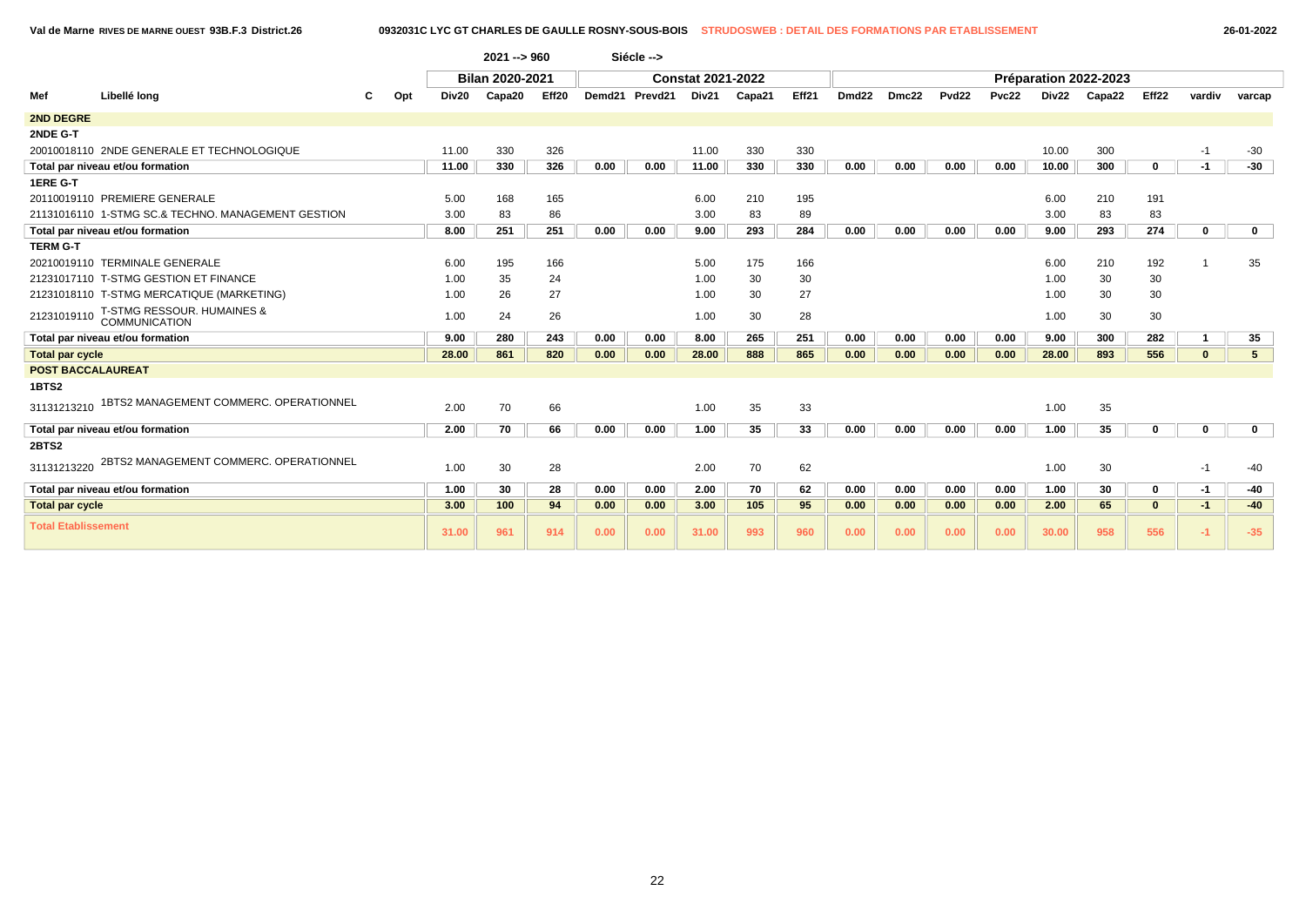Val de Marne RIVES DE MARNE OUEST 93B.F.3 District.26 — 0932031C LYC GT CHARLES DE GAULLE ROSNY-SOUS-BOIS — STRUDOSWEB : DETAIL DES FORMATIONS PAR ETABLISSEMENT — 26-01-2022

2021 --> 960 Siécle -->

| Mef | Libellé long | C | Opt | Bilan 2020-2021 | | | Constat 2021-2022 | | | | | Préparation 2022-2023 | | | | | | | | |
|---|---|---|---|---|---|---|---|---|---|---|---|---|---|---|---|---|---|---|---|---|
| | | | | Div20 | Capa20 | Eff20 | Demd21 | Prevd21 | Div21 | Capa21 | Eff21 | Dmd22 | Dmc22 | Pvd22 | Pvc22 | Div22 | Capa22 | Eff22 | vardiv | varcap |
| **2ND DEGRE** | | | | | | | | | | | | | | | | | | | | |
| **2NDE G-T** | | | | | | | | | | | | | | | | | | | | |
| 20010018110 | 2NDE GENERALE ET TECHNOLOGIQUE | | | 11.00 | 330 | 326 | | | 11.00 | 330 | 330 | | | | | 10.00 | 300 | | -1 | -30 |
| **Total par niveau et/ou formation** | | | | **11.00** | **330** | **326** | **0.00** | **0.00** | **11.00** | **330** | **330** | **0.00** | **0.00** | **0.00** | **0.00** | **10.00** | **300** | **0** | **-1** | **-30** |
| **1ERE G-T** | | | | | | | | | | | | | | | | | | | | |
| 20110019110 | PREMIERE GENERALE | | | 5.00 | 168 | 165 | | | 6.00 | 210 | 195 | | | | | 6.00 | 210 | 191 | | |
| 21131016110 | 1-STMG SC.& TECHNO. MANAGEMENT GESTION | | | 3.00 | 83 | 86 | | | 3.00 | 83 | 89 | | | | | 3.00 | 83 | 83 | | |
| **Total par niveau et/ou formation** | | | | **8.00** | **251** | **251** | **0.00** | **0.00** | **9.00** | **293** | **284** | **0.00** | **0.00** | **0.00** | **0.00** | **9.00** | **293** | **274** | **0** | **0** |
| **TERM G-T** | | | | | | | | | | | | | | | | | | | | |
| 20210019110 | TERMINALE GENERALE | | | 6.00 | 195 | 166 | | | 5.00 | 175 | 166 | | | | | 6.00 | 210 | 192 | 1 | 35 |
| 21231017110 | T-STMG GESTION ET FINANCE | | | 1.00 | 35 | 24 | | | 1.00 | 30 | 30 | | | | | 1.00 | 30 | 30 | | |
| 21231018110 | T-STMG MERCATIQUE (MARKETING) | | | 1.00 | 26 | 27 | | | 1.00 | 30 | 27 | | | | | 1.00 | 30 | 30 | | |
| 21231019110 | T-STMG RESSOUR. HUMAINES & COMMUNICATION | | | 1.00 | 24 | 26 | | | 1.00 | 30 | 28 | | | | | 1.00 | 30 | 30 | | |
| **Total par niveau et/ou formation** | | | | **9.00** | **280** | **243** | **0.00** | **0.00** | **8.00** | **265** | **251** | **0.00** | **0.00** | **0.00** | **0.00** | **9.00** | **300** | **282** | **1** | **35** |
| **Total par cycle** | | | | **28.00** | **861** | **820** | **0.00** | **0.00** | **28.00** | **888** | **865** | **0.00** | **0.00** | **0.00** | **0.00** | **28.00** | **893** | **556** | **0** | **5** |
| **POST BACCALAUREAT** | | | | | | | | | | | | | | | | | | | | |
| **1BTS2** | | | | | | | | | | | | | | | | | | | | |
| 31131213210 | 1BTS2 MANAGEMENT COMMERC. OPERATIONNEL | | | 2.00 | 70 | 66 | | | 1.00 | 35 | 33 | | | | | 1.00 | 35 | | | |
| **Total par niveau et/ou formation** | | | | **2.00** | **70** | **66** | **0.00** | **0.00** | **1.00** | **35** | **33** | **0.00** | **0.00** | **0.00** | **0.00** | **1.00** | **35** | **0** | **0** | **0** |
| **2BTS2** | | | | | | | | | | | | | | | | | | | | |
| 31131213220 | 2BTS2 MANAGEMENT COMMERC. OPERATIONNEL | | | 1.00 | 30 | 28 | | | 2.00 | 70 | 62 | | | | | 1.00 | 30 | | -1 | -40 |
| **Total par niveau et/ou formation** | | | | **1.00** | **30** | **28** | **0.00** | **0.00** | **2.00** | **70** | **62** | **0.00** | **0.00** | **0.00** | **0.00** | **1.00** | **30** | **0** | **-1** | **-40** |
| **Total par cycle** | | | | **3.00** | **100** | **94** | **0.00** | **0.00** | **3.00** | **105** | **95** | **0.00** | **0.00** | **0.00** | **0.00** | **2.00** | **65** | **0** | **-1** | **-40** |
| **Total Etablissement** | | | | **31.00** | **961** | **914** | **0.00** | **0.00** | **31.00** | **993** | **960** | **0.00** | **0.00** | **0.00** | **0.00** | **30.00** | **958** | **556** | **-1** | **-35** |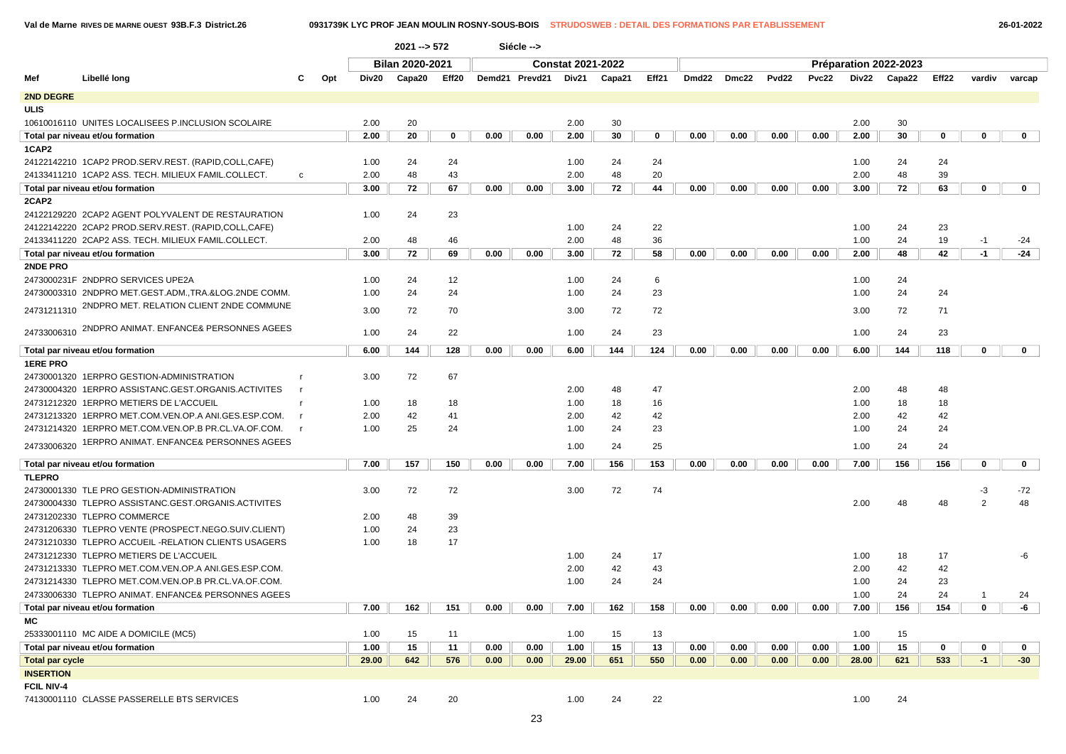Val de Marne RIVES DE MARNE OUEST 93B.F.3 District.26 — 0931739K LYC PROF JEAN MOULIN ROSNY-SOUS-BOIS — STRUDOSWEB : DETAIL DES FORMATIONS PAR ETABLISSEMENT — 26-01-2022

2021 --> 572 Siécle -->

| Mef | Libellé long | C | Opt | Bilan 2020-2021 Div20 | Capa20 | Eff20 | Constat 2021-2022 Demd21 | Prevd21 | Div21 | Capa21 | Eff21 | Préparation 2022-2023 Dmd22 | Dmc22 | Pvd22 | Pvc22 | Div22 | Capa22 | Eff22 | vardiv | varcap |
|---|---|---|---|---|---|---|---|---|---|---|---|---|---|---|---|---|---|---|---|---|
| **2ND DEGRE** | | | | | | | | | | | | | | | | | | | | |
| **ULIS** | | | | | | | | | | | | | | | | | | | | |
| 10610016110 | UNITES LOCALISEES P.INCLUSION SCOLAIRE | | | 2.00 | 20 | | | | 2.00 | 30 | | | | | | 2.00 | 30 | | | |
| **Total par niveau et/ou formation** | | | | **2.00** | **20** | **0** | **0.00** | **0.00** | **2.00** | **30** | **0** | **0.00** | **0.00** | **0.00** | **0.00** | **2.00** | **30** | **0** | **0** | **0** |
| **1CAP2** | | | | | | | | | | | | | | | | | | | | |
| 24122142210 | 1CAP2 PROD.SERV.REST. (RAPID,COLL,CAFE) | | | 1.00 | 24 | 24 | | | 1.00 | 24 | 24 | | | | | 1.00 | 24 | 24 | | |
| 24133411210 | 1CAP2 ASS. TECH. MILIEUX FAMIL.COLLECT. | c | | 2.00 | 48 | 43 | | | 2.00 | 48 | 20 | | | | | 2.00 | 48 | 39 | | |
| **Total par niveau et/ou formation** | | | | **3.00** | **72** | **67** | **0.00** | **0.00** | **3.00** | **72** | **44** | **0.00** | **0.00** | **0.00** | **0.00** | **3.00** | **72** | **63** | **0** | **0** |
| **2CAP2** | | | | | | | | | | | | | | | | | | | | |
| 24122129220 | 2CAP2 AGENT POLYVALENT DE RESTAURATION | | | 1.00 | 24 | 23 | | | | | | | | | | | | | | |
| 24122142220 | 2CAP2 PROD.SERV.REST. (RAPID,COLL,CAFE) | | | | | | | | 1.00 | 24 | 22 | | | | | 1.00 | 24 | 23 | | |
| 24133411220 | 2CAP2 ASS. TECH. MILIEUX FAMIL.COLLECT. | | | 2.00 | 48 | 46 | | | 2.00 | 48 | 36 | | | | | 1.00 | 24 | 19 | -1 | -24 |
| **Total par niveau et/ou formation** | | | | **3.00** | **72** | **69** | **0.00** | **0.00** | **3.00** | **72** | **58** | **0.00** | **0.00** | **0.00** | **0.00** | **2.00** | **48** | **42** | **-1** | **-24** |
| **2NDE PRO** | | | | | | | | | | | | | | | | | | | | |
| 2473000231F | 2NDPRO SERVICES UPE2A | | | 1.00 | 24 | 12 | | | 1.00 | 24 | 6 | | | | | 1.00 | 24 | | | |
| 24730003310 | 2NDPRO MET.GEST.ADM.,TRA.&LOG.2NDE COMM. | | | 1.00 | 24 | 24 | | | 1.00 | 24 | 23 | | | | | 1.00 | 24 | 24 | | |
| 24731211310 | 2NDPRO MET. RELATION CLIENT 2NDE COMMUNE | | | 3.00 | 72 | 70 | | | 3.00 | 72 | 72 | | | | | 3.00 | 72 | 71 | | |
| 24733006310 | 2NDPRO ANIMAT. ENFANCE& PERSONNES AGEES | | | 1.00 | 24 | 22 | | | 1.00 | 24 | 23 | | | | | 1.00 | 24 | 23 | | |
| **Total par niveau et/ou formation** | | | | **6.00** | **144** | **128** | **0.00** | **0.00** | **6.00** | **144** | **124** | **0.00** | **0.00** | **0.00** | **0.00** | **6.00** | **144** | **118** | **0** | **0** |
| **1ERE PRO** | | | | | | | | | | | | | | | | | | | | |
| 24730001320 | 1ERPRO GESTION-ADMINISTRATION | r | | 3.00 | 72 | 67 | | | | | | | | | | | | | | |
| 24730004320 | 1ERPRO ASSISTANC.GEST.ORGANIS.ACTIVITES | r | | | | | | | 2.00 | 48 | 47 | | | | | 2.00 | 48 | 48 | | |
| 24731212320 | 1ERPRO METIERS DE L'ACCUEIL | r | | 1.00 | 18 | 18 | | | 1.00 | 18 | 16 | | | | | 1.00 | 18 | 18 | | |
| 24731213320 | 1ERPRO MET.COM.VEN.OP.A ANI.GES.ESP.COM. | r | | 2.00 | 42 | 41 | | | 2.00 | 42 | 42 | | | | | 2.00 | 42 | 42 | | |
| 24731214320 | 1ERPRO MET.COM.VEN.OP.B PR.CL.VA.OF.COM. | r | | 1.00 | 25 | 24 | | | 1.00 | 24 | 23 | | | | | 1.00 | 24 | 24 | | |
| 24733006320 | 1ERPRO ANIMAT. ENFANCE& PERSONNES AGEES | | | | | | | | 1.00 | 24 | 25 | | | | | 1.00 | 24 | 24 | | |
| **Total par niveau et/ou formation** | | | | **7.00** | **157** | **150** | **0.00** | **0.00** | **7.00** | **156** | **153** | **0.00** | **0.00** | **0.00** | **0.00** | **7.00** | **156** | **156** | **0** | **0** |
| **TLEPRO** | | | | | | | | | | | | | | | | | | | | |
| 24730001330 | TLE PRO GESTION-ADMINISTRATION | | | 3.00 | 72 | 72 | | | 3.00 | 72 | 74 | | | | | | | | -3 | -72 |
| 24730004330 | TLEPRO ASSISTANC.GEST.ORGANIS.ACTIVITES | | | | | | | | | | | | | | | 2.00 | 48 | 48 | 2 | 48 |
| 24731202330 | TLEPRO COMMERCE | | | 2.00 | 48 | 39 | | | | | | | | | | | | | | |
| 24731206330 | TLEPRO VENTE (PROSPECT.NEGO.SUIV.CLIENT) | | | 1.00 | 24 | 23 | | | | | | | | | | | | | | |
| 24731210330 | TLEPRO ACCUEIL -RELATION CLIENTS USAGERS | | | 1.00 | 18 | 17 | | | | | | | | | | | | | | |
| 24731212330 | TLEPRO METIERS DE L'ACCUEIL | | | | | | | | 1.00 | 24 | 17 | | | | | 1.00 | 18 | 17 | | -6 |
| 24731213330 | TLEPRO MET.COM.VEN.OP.A ANI.GES.ESP.COM. | | | | | | | | 2.00 | 42 | 43 | | | | | 2.00 | 42 | 42 | | |
| 24731214330 | TLEPRO MET.COM.VEN.OP.B PR.CL.VA.OF.COM. | | | | | | | | 1.00 | 24 | 24 | | | | | 1.00 | 24 | 23 | | |
| 24733006330 | TLEPRO ANIMAT. ENFANCE& PERSONNES AGEES | | | | | | | | | | | | | | | 1.00 | 24 | 24 | 1 | 24 |
| **Total par niveau et/ou formation** | | | | **7.00** | **162** | **151** | **0.00** | **0.00** | **7.00** | **162** | **158** | **0.00** | **0.00** | **0.00** | **0.00** | **7.00** | **156** | **154** | **0** | **-6** |
| **MC** | | | | | | | | | | | | | | | | | | | | |
| 25333001110 | MC AIDE A DOMICILE (MC5) | | | 1.00 | 15 | 11 | | | 1.00 | 15 | 13 | | | | | 1.00 | 15 | | | |
| **Total par niveau et/ou formation** | | | | **1.00** | **15** | **11** | **0.00** | **0.00** | **1.00** | **15** | **13** | **0.00** | **0.00** | **0.00** | **0.00** | **1.00** | **15** | **0** | **0** | **0** |
| **Total par cycle** | | | | **29.00** | **642** | **576** | **0.00** | **0.00** | **29.00** | **651** | **550** | **0.00** | **0.00** | **0.00** | **0.00** | **28.00** | **621** | **533** | **-1** | **-30** |
| **INSERTION** | | | | | | | | | | | | | | | | | | | | |
| **FCIL NIV-4** | | | | | | | | | | | | | | | | | | | | |
| 74130001110 | CLASSE PASSERELLE BTS SERVICES | | | 1.00 | 24 | 20 | | | 1.00 | 24 | 22 | | | | | 1.00 | 24 | | | |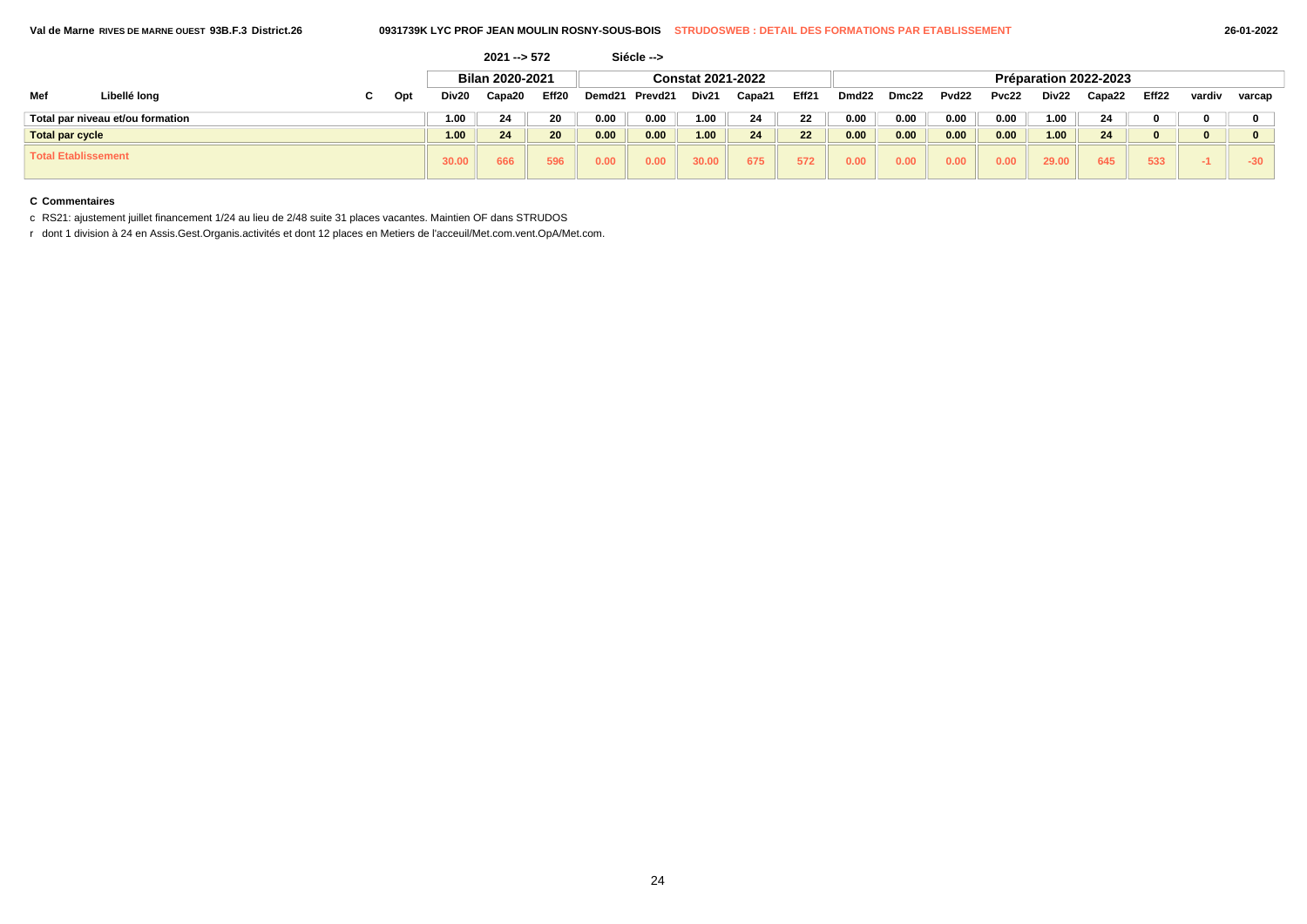Val de Marne RIVES DE MARNE OUEST 93B.F.3 District.26 — 0931739K LYC PROF JEAN MOULIN ROSNY-SOUS-BOIS — STRUDOSWEB : DETAIL DES FORMATIONS PAR ETABLISSEMENT — 26-01-2022

2021 --> 572 Siécle -->

| Mef | Libellé long | C | Opt | Bilan 2020-2021 | | | Constat 2021-2022 | | | | | Préparation 2022-2023 | | | | | | | | |
|---|---|---|---|---|---|---|---|---|---|---|---|---|---|---|---|---|---|---|---|---|
| | | | | Div20 | Capa20 | Eff20 | Demd21 | Prevd21 | Div21 | Capa21 | Eff21 | Dmd22 | Dmc22 | Pvd22 | Pvc22 | Div22 | Capa22 | Eff22 | vardiv | varcap |
| Total par niveau et/ou formation | | | | 1.00 | 24 | 20 | 0.00 | 0.00 | 1.00 | 24 | 22 | 0.00 | 0.00 | 0.00 | 0.00 | 1.00 | 24 | 0 | 0 | 0 |
| Total par cycle | | | | 1.00 | 24 | 20 | 0.00 | 0.00 | 1.00 | 24 | 22 | 0.00 | 0.00 | 0.00 | 0.00 | 1.00 | 24 | 0 | 0 | 0 |
| Total Etablissement | | | | 30.00 | 666 | 596 | 0.00 | 0.00 | 30.00 | 675 | 572 | 0.00 | 0.00 | 0.00 | 0.00 | 29.00 | 645 | 533 | -1 | -30 |

**C Commentaires**

c RS21: ajustement juillet financement 1/24 au lieu de 2/48 suite 31 places vacantes. Maintien OF dans STRUDOS

r dont 1 division à 24 en Assis.Gest.Organis.activités et dont 12 places en Metiers de l'acceuil/Met.com.vent.OpA/Met.com.